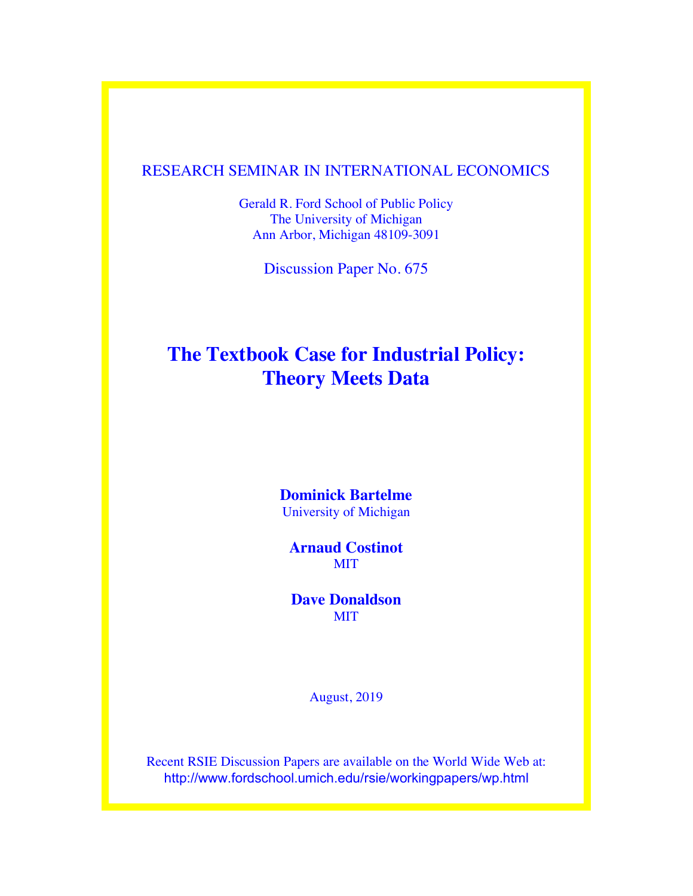RESEARCH SEMINAR IN INTERNATIONAL ECONOMICS

Gerald R. Ford School of Public Policy
The University of Michigan
Ann Arbor, Michigan 48109-3091

Discussion Paper No. 675

# The Textbook Case for Industrial Policy: Theory Meets Data

**Dominick Bartelme**
University of Michigan

**Arnaud Costinot**
MIT

**Dave Donaldson**
MIT

August, 2019

Recent RSIE Discussion Papers are available on the World Wide Web at:
http://www.fordschool.umich.edu/rsie/workingpapers/wp.html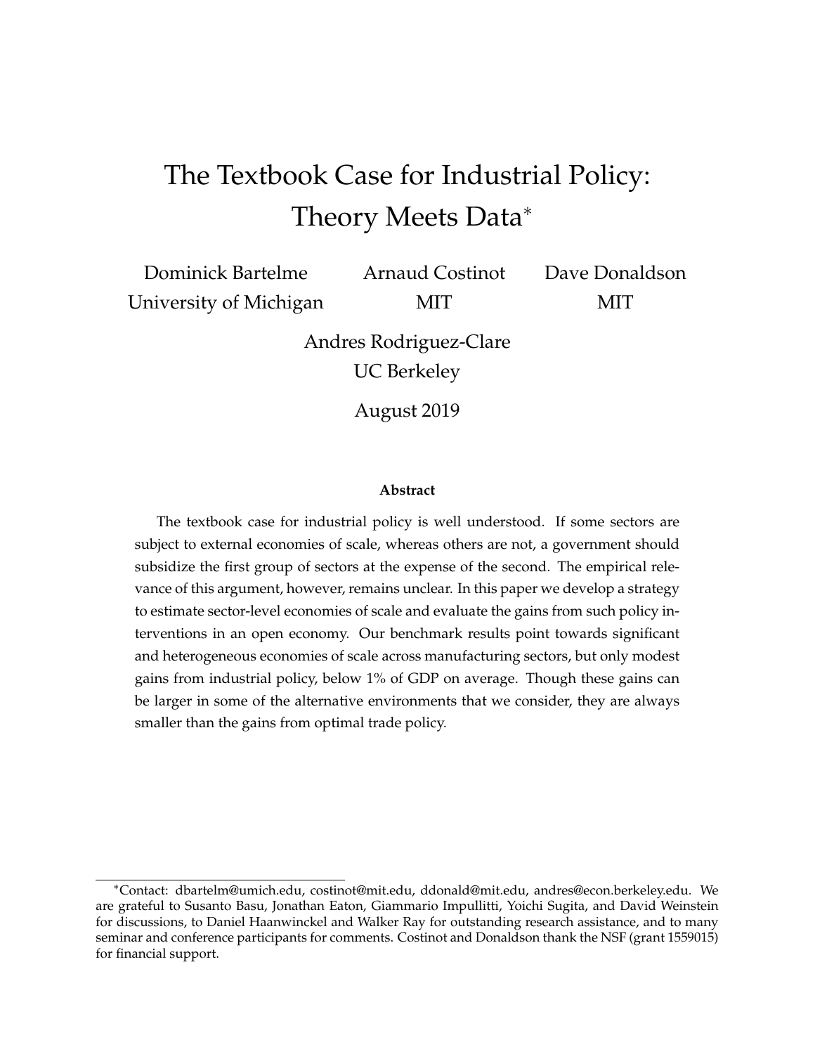# The Textbook Case for Industrial Policy: Theory Meets Data*

Dominick Bartelme
University of Michigan

Arnaud Costinot
MIT

Dave Donaldson
MIT

Andres Rodriguez-Clare
UC Berkeley

August 2019

**Abstract**

The textbook case for industrial policy is well understood. If some sectors are subject to external economies of scale, whereas others are not, a government should subsidize the first group of sectors at the expense of the second. The empirical relevance of this argument, however, remains unclear. In this paper we develop a strategy to estimate sector-level economies of scale and evaluate the gains from such policy interventions in an open economy. Our benchmark results point towards significant and heterogeneous economies of scale across manufacturing sectors, but only modest gains from industrial policy, below 1% of GDP on average. Though these gains can be larger in some of the alternative environments that we consider, they are always smaller than the gains from optimal trade policy.

*Contact: dbartelm@umich.edu, costinot@mit.edu, ddonald@mit.edu, andres@econ.berkeley.edu. We are grateful to Susanto Basu, Jonathan Eaton, Giammario Impullitti, Yoichi Sugita, and David Weinstein for discussions, to Daniel Haanwinckel and Walker Ray for outstanding research assistance, and to many seminar and conference participants for comments. Costinot and Donaldson thank the NSF (grant 1559015) for financial support.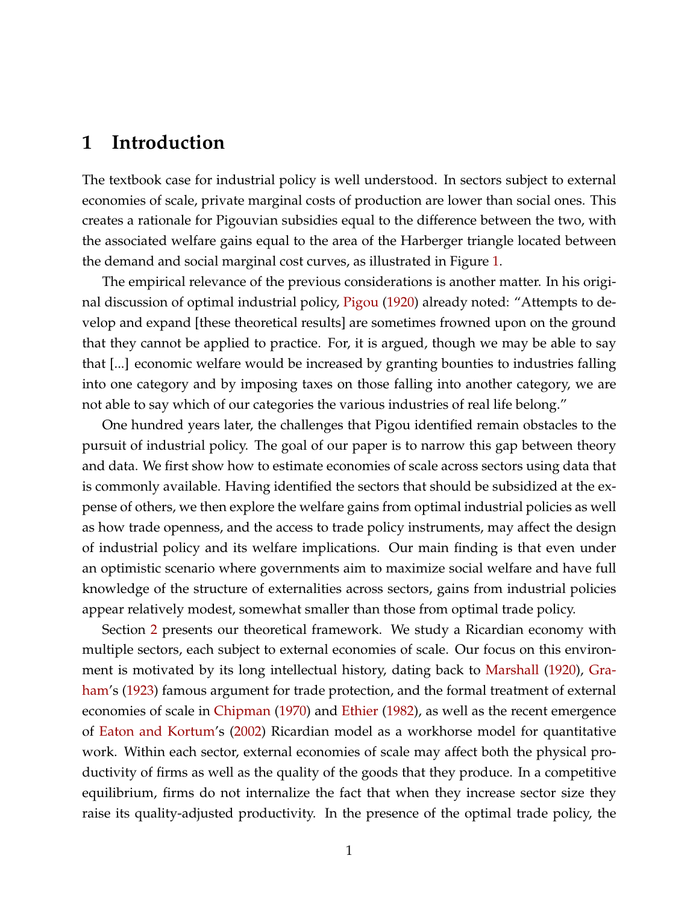# 1 Introduction

The textbook case for industrial policy is well understood. In sectors subject to external economies of scale, private marginal costs of production are lower than social ones. This creates a rationale for Pigouvian subsidies equal to the difference between the two, with the associated welfare gains equal to the area of the Harberger triangle located between the demand and social marginal cost curves, as illustrated in Figure 1.

The empirical relevance of the previous considerations is another matter. In his original discussion of optimal industrial policy, Pigou (1920) already noted: "Attempts to develop and expand [these theoretical results] are sometimes frowned upon on the ground that they cannot be applied to practice. For, it is argued, though we may be able to say that [...] economic welfare would be increased by granting bounties to industries falling into one category and by imposing taxes on those falling into another category, we are not able to say which of our categories the various industries of real life belong."

One hundred years later, the challenges that Pigou identified remain obstacles to the pursuit of industrial policy. The goal of our paper is to narrow this gap between theory and data. We first show how to estimate economies of scale across sectors using data that is commonly available. Having identified the sectors that should be subsidized at the expense of others, we then explore the welfare gains from optimal industrial policies as well as how trade openness, and the access to trade policy instruments, may affect the design of industrial policy and its welfare implications. Our main finding is that even under an optimistic scenario where governments aim to maximize social welfare and have full knowledge of the structure of externalities across sectors, gains from industrial policies appear relatively modest, somewhat smaller than those from optimal trade policy.

Section 2 presents our theoretical framework. We study a Ricardian economy with multiple sectors, each subject to external economies of scale. Our focus on this environment is motivated by its long intellectual history, dating back to Marshall (1920), Graham's (1923) famous argument for trade protection, and the formal treatment of external economies of scale in Chipman (1970) and Ethier (1982), as well as the recent emergence of Eaton and Kortum's (2002) Ricardian model as a workhorse model for quantitative work. Within each sector, external economies of scale may affect both the physical productivity of firms as well as the quality of the goods that they produce. In a competitive equilibrium, firms do not internalize the fact that when they increase sector size they raise its quality-adjusted productivity. In the presence of the optimal trade policy, the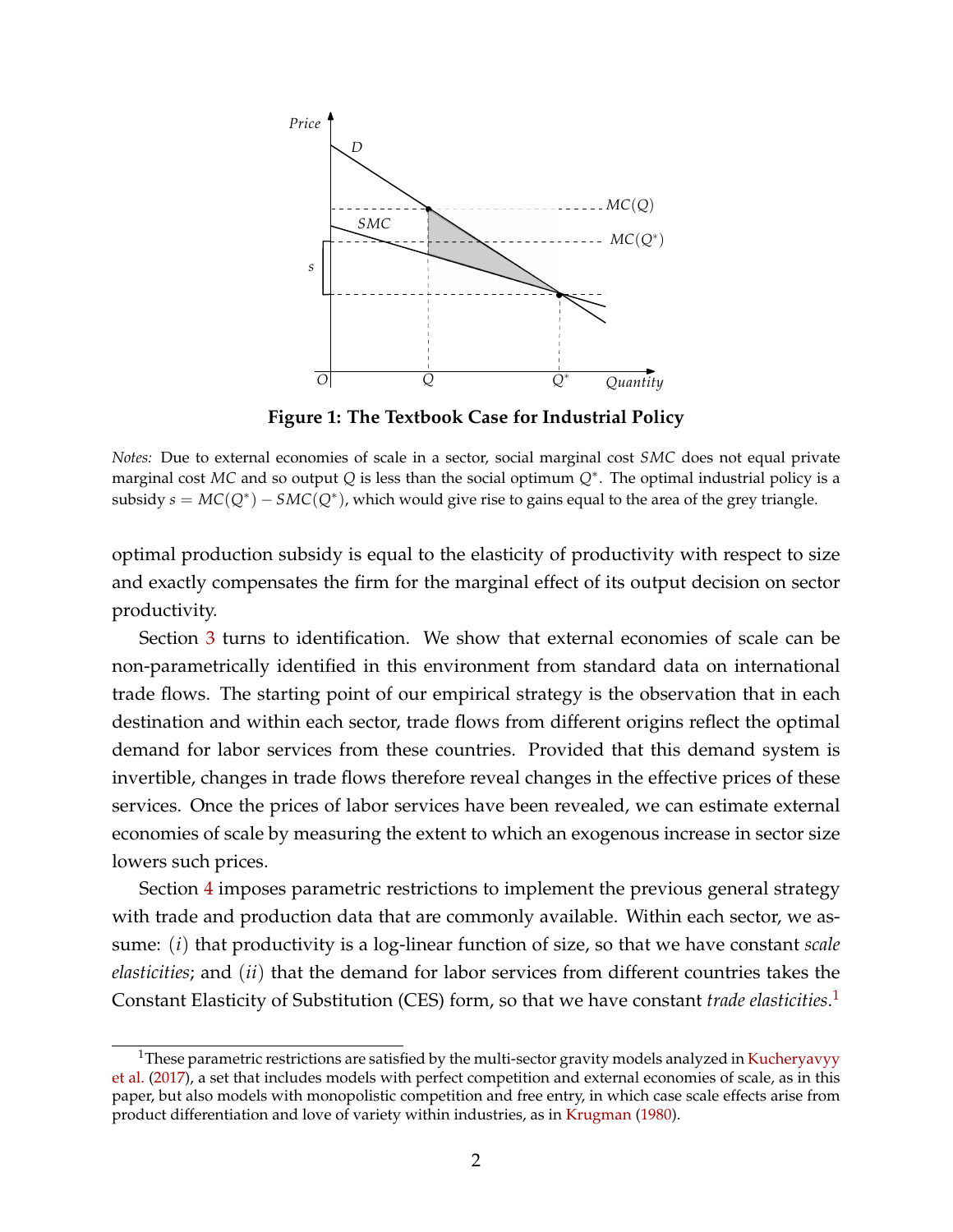**Figure 1: The Textbook Case for Industrial Policy**

*Notes:* Due to external economies of scale in a sector, social marginal cost $SMC$ does not equal private marginal cost $MC$ and so output $Q$ is less than the social optimum $Q^*$. The optimal industrial policy is a subsidy $s = MC(Q^*) - SMC(Q^*)$, which would give rise to gains equal to the area of the grey triangle.

optimal production subsidy is equal to the elasticity of productivity with respect to size and exactly compensates the firm for the marginal effect of its output decision on sector productivity.

Section 3 turns to identification. We show that external economies of scale can be non-parametrically identified in this environment from standard data on international trade flows. The starting point of our empirical strategy is the observation that in each destination and within each sector, trade flows from different origins reflect the optimal demand for labor services from these countries. Provided that this demand system is invertible, changes in trade flows therefore reveal changes in the effective prices of these services. Once the prices of labor services have been revealed, we can estimate external economies of scale by measuring the extent to which an exogenous increase in sector size lowers such prices.

Section 4 imposes parametric restrictions to implement the previous general strategy with trade and production data that are commonly available. Within each sector, we assume: $(i)$ that productivity is a log-linear function of size, so that we have constant *scale elasticities*; and $(ii)$ that the demand for labor services from different countries takes the Constant Elasticity of Substitution (CES) form, so that we have constant *trade elasticities*.[1]

[1] These parametric restrictions are satisfied by the multi-sector gravity models analyzed in Kucheryavyy et al. (2017), a set that includes models with perfect competition and external economies of scale, as in this paper, but also models with monopolistic competition and free entry, in which case scale effects arise from product differentiation and love of variety within industries, as in Krugman (1980).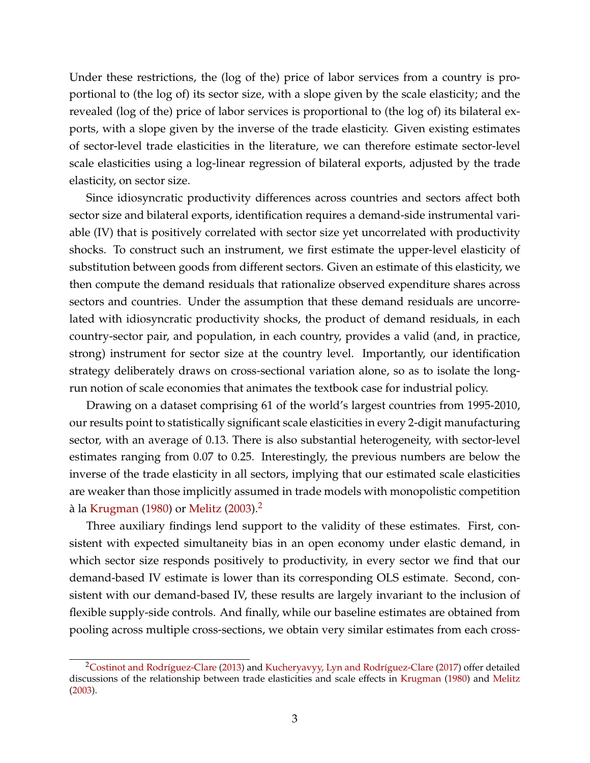Under these restrictions, the (log of the) price of labor services from a country is proportional to (the log of) its sector size, with a slope given by the scale elasticity; and the revealed (log of the) price of labor services is proportional to (the log of) its bilateral exports, with a slope given by the inverse of the trade elasticity. Given existing estimates of sector-level trade elasticities in the literature, we can therefore estimate sector-level scale elasticities using a log-linear regression of bilateral exports, adjusted by the trade elasticity, on sector size.

Since idiosyncratic productivity differences across countries and sectors affect both sector size and bilateral exports, identification requires a demand-side instrumental variable (IV) that is positively correlated with sector size yet uncorrelated with productivity shocks. To construct such an instrument, we first estimate the upper-level elasticity of substitution between goods from different sectors. Given an estimate of this elasticity, we then compute the demand residuals that rationalize observed expenditure shares across sectors and countries. Under the assumption that these demand residuals are uncorrelated with idiosyncratic productivity shocks, the product of demand residuals, in each country-sector pair, and population, in each country, provides a valid (and, in practice, strong) instrument for sector size at the country level. Importantly, our identification strategy deliberately draws on cross-sectional variation alone, so as to isolate the long-run notion of scale economies that animates the textbook case for industrial policy.

Drawing on a dataset comprising 61 of the world's largest countries from 1995-2010, our results point to statistically significant scale elasticities in every 2-digit manufacturing sector, with an average of 0.13. There is also substantial heterogeneity, with sector-level estimates ranging from 0.07 to 0.25. Interestingly, the previous numbers are below the inverse of the trade elasticity in all sectors, implying that our estimated scale elasticities are weaker than those implicitly assumed in trade models with monopolistic competition à la Krugman (1980) or Melitz (2003).[2]

Three auxiliary findings lend support to the validity of these estimates. First, consistent with expected simultaneity bias in an open economy under elastic demand, in which sector size responds positively to productivity, in every sector we find that our demand-based IV estimate is lower than its corresponding OLS estimate. Second, consistent with our demand-based IV, these results are largely invariant to the inclusion of flexible supply-side controls. And finally, while our baseline estimates are obtained from pooling across multiple cross-sections, we obtain very similar estimates from each cross-

[2] Costinot and Rodríguez-Clare (2013) and Kucheryavyy, Lyn and Rodríguez-Clare (2017) offer detailed discussions of the relationship between trade elasticities and scale effects in Krugman (1980) and Melitz (2003).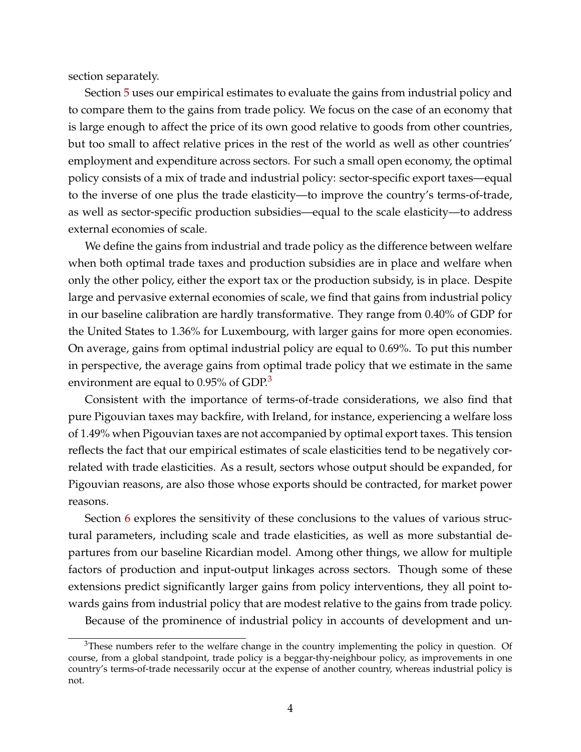section separately.

Section 5 uses our empirical estimates to evaluate the gains from industrial policy and to compare them to the gains from trade policy. We focus on the case of an economy that is large enough to affect the price of its own good relative to goods from other countries, but too small to affect relative prices in the rest of the world as well as other countries' employment and expenditure across sectors. For such a small open economy, the optimal policy consists of a mix of trade and industrial policy: sector-specific export taxes—equal to the inverse of one plus the trade elasticity—to improve the country's terms-of-trade, as well as sector-specific production subsidies—equal to the scale elasticity—to address external economies of scale.

We define the gains from industrial and trade policy as the difference between welfare when both optimal trade taxes and production subsidies are in place and welfare when only the other policy, either the export tax or the production subsidy, is in place. Despite large and pervasive external economies of scale, we find that gains from industrial policy in our baseline calibration are hardly transformative. They range from 0.40% of GDP for the United States to 1.36% for Luxembourg, with larger gains for more open economies. On average, gains from optimal industrial policy are equal to 0.69%. To put this number in perspective, the average gains from optimal trade policy that we estimate in the same environment are equal to 0.95% of GDP.[3]

Consistent with the importance of terms-of-trade considerations, we also find that pure Pigouvian taxes may backfire, with Ireland, for instance, experiencing a welfare loss of 1.49% when Pigouvian taxes are not accompanied by optimal export taxes. This tension reflects the fact that our empirical estimates of scale elasticities tend to be negatively correlated with trade elasticities. As a result, sectors whose output should be expanded, for Pigouvian reasons, are also those whose exports should be contracted, for market power reasons.

Section 6 explores the sensitivity of these conclusions to the values of various structural parameters, including scale and trade elasticities, as well as more substantial departures from our baseline Ricardian model. Among other things, we allow for multiple factors of production and input-output linkages across sectors. Though some of these extensions predict significantly larger gains from policy interventions, they all point towards gains from industrial policy that are modest relative to the gains from trade policy.

Because of the prominence of industrial policy in accounts of development and un-

[3] These numbers refer to the welfare change in the country implementing the policy in question. Of course, from a global standpoint, trade policy is a beggar-thy-neighbour policy, as improvements in one country's terms-of-trade necessarily occur at the expense of another country, whereas industrial policy is not.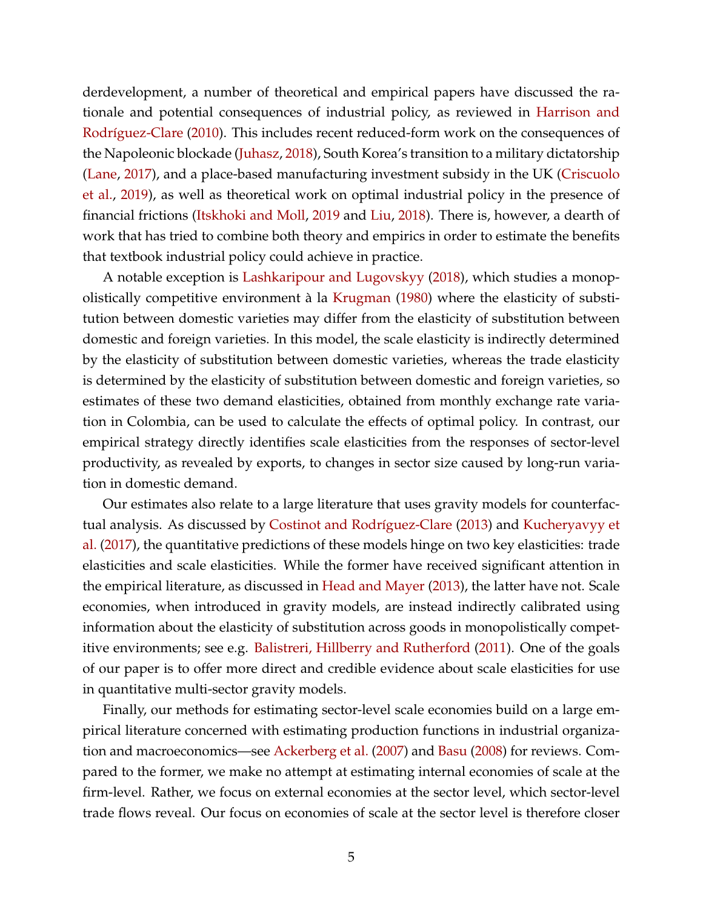derdevelopment, a number of theoretical and empirical papers have discussed the rationale and potential consequences of industrial policy, as reviewed in Harrison and Rodríguez-Clare (2010). This includes recent reduced-form work on the consequences of the Napoleonic blockade (Juhasz, 2018), South Korea's transition to a military dictatorship (Lane, 2017), and a place-based manufacturing investment subsidy in the UK (Criscuolo et al., 2019), as well as theoretical work on optimal industrial policy in the presence of financial frictions (Itskhoki and Moll, 2019 and Liu, 2018). There is, however, a dearth of work that has tried to combine both theory and empirics in order to estimate the benefits that textbook industrial policy could achieve in practice.

A notable exception is Lashkaripour and Lugovskyy (2018), which studies a monopolistically competitive environment à la Krugman (1980) where the elasticity of substitution between domestic varieties may differ from the elasticity of substitution between domestic and foreign varieties. In this model, the scale elasticity is indirectly determined by the elasticity of substitution between domestic varieties, whereas the trade elasticity is determined by the elasticity of substitution between domestic and foreign varieties, so estimates of these two demand elasticities, obtained from monthly exchange rate variation in Colombia, can be used to calculate the effects of optimal policy. In contrast, our empirical strategy directly identifies scale elasticities from the responses of sector-level productivity, as revealed by exports, to changes in sector size caused by long-run variation in domestic demand.

Our estimates also relate to a large literature that uses gravity models for counterfactual analysis. As discussed by Costinot and Rodríguez-Clare (2013) and Kucheryavyy et al. (2017), the quantitative predictions of these models hinge on two key elasticities: trade elasticities and scale elasticities. While the former have received significant attention in the empirical literature, as discussed in Head and Mayer (2013), the latter have not. Scale economies, when introduced in gravity models, are instead indirectly calibrated using information about the elasticity of substitution across goods in monopolistically competitive environments; see e.g. Balistreri, Hillberry and Rutherford (2011). One of the goals of our paper is to offer more direct and credible evidence about scale elasticities for use in quantitative multi-sector gravity models.

Finally, our methods for estimating sector-level scale economies build on a large empirical literature concerned with estimating production functions in industrial organization and macroeconomics—see Ackerberg et al. (2007) and Basu (2008) for reviews. Compared to the former, we make no attempt at estimating internal economies of scale at the firm-level. Rather, we focus on external economies at the sector level, which sector-level trade flows reveal. Our focus on economies of scale at the sector level is therefore closer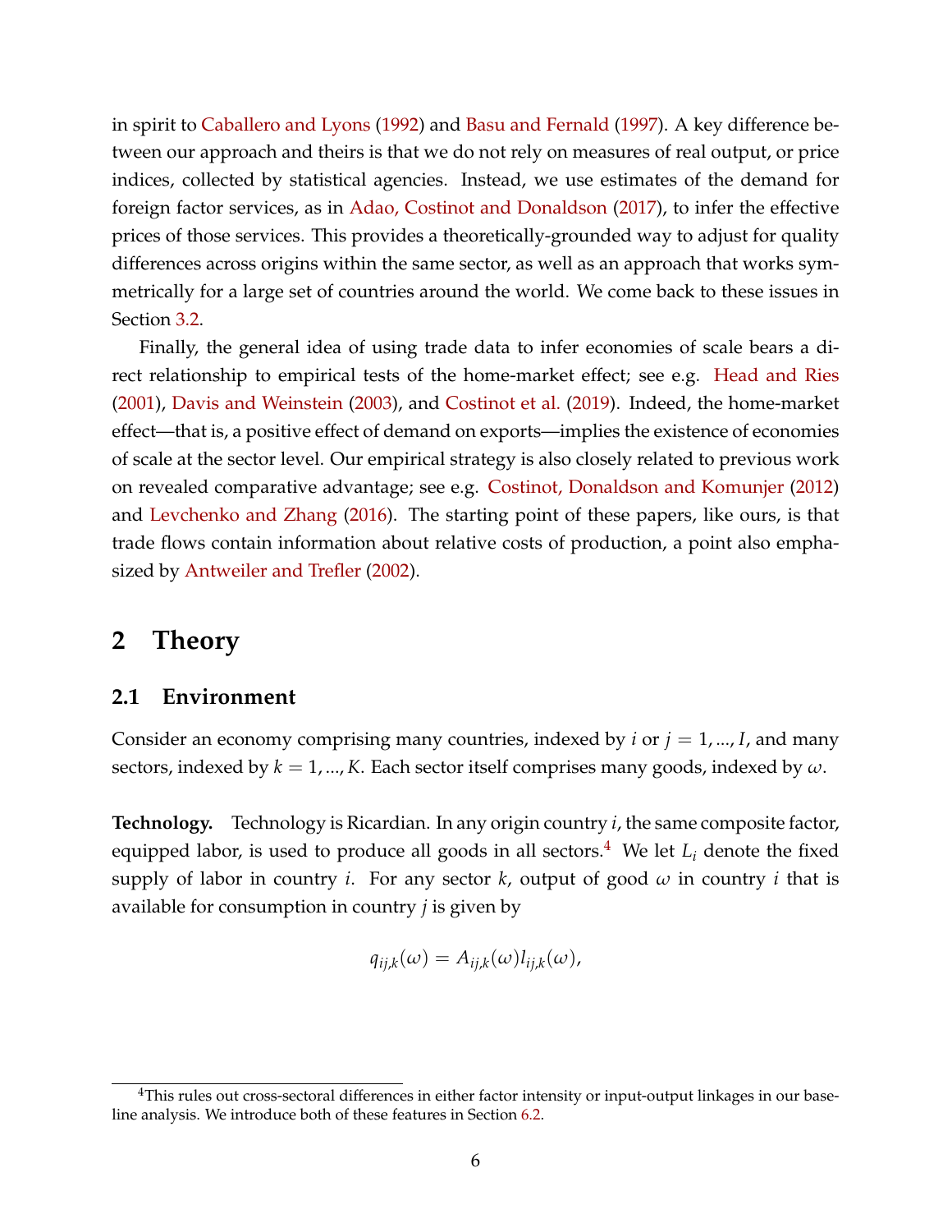in spirit to Caballero and Lyons (1992) and Basu and Fernald (1997). A key difference between our approach and theirs is that we do not rely on measures of real output, or price indices, collected by statistical agencies. Instead, we use estimates of the demand for foreign factor services, as in Adao, Costinot and Donaldson (2017), to infer the effective prices of those services. This provides a theoretically-grounded way to adjust for quality differences across origins within the same sector, as well as an approach that works symmetrically for a large set of countries around the world. We come back to these issues in Section 3.2.

Finally, the general idea of using trade data to infer economies of scale bears a direct relationship to empirical tests of the home-market effect; see e.g. Head and Ries (2001), Davis and Weinstein (2003), and Costinot et al. (2019). Indeed, the home-market effect—that is, a positive effect of demand on exports—implies the existence of economies of scale at the sector level. Our empirical strategy is also closely related to previous work on revealed comparative advantage; see e.g. Costinot, Donaldson and Komunjer (2012) and Levchenko and Zhang (2016). The starting point of these papers, like ours, is that trade flows contain information about relative costs of production, a point also emphasized by Antweiler and Trefler (2002).

# 2 Theory

## 2.1 Environment

Consider an economy comprising many countries, indexed by $i$ or $j = 1, ..., I$, and many sectors, indexed by $k = 1, ..., K$. Each sector itself comprises many goods, indexed by $\omega$.

**Technology.** Technology is Ricardian. In any origin country $i$, the same composite factor, equipped labor, is used to produce all goods in all sectors.[4] We let $L_i$ denote the fixed supply of labor in country $i$. For any sector $k$, output of good $\omega$ in country $i$ that is available for consumption in country $j$ is given by

$$q_{ij,k}(\omega) = A_{ij,k}(\omega) l_{ij,k}(\omega),$$

[4] This rules out cross-sectoral differences in either factor intensity or input-output linkages in our baseline analysis. We introduce both of these features in Section 6.2.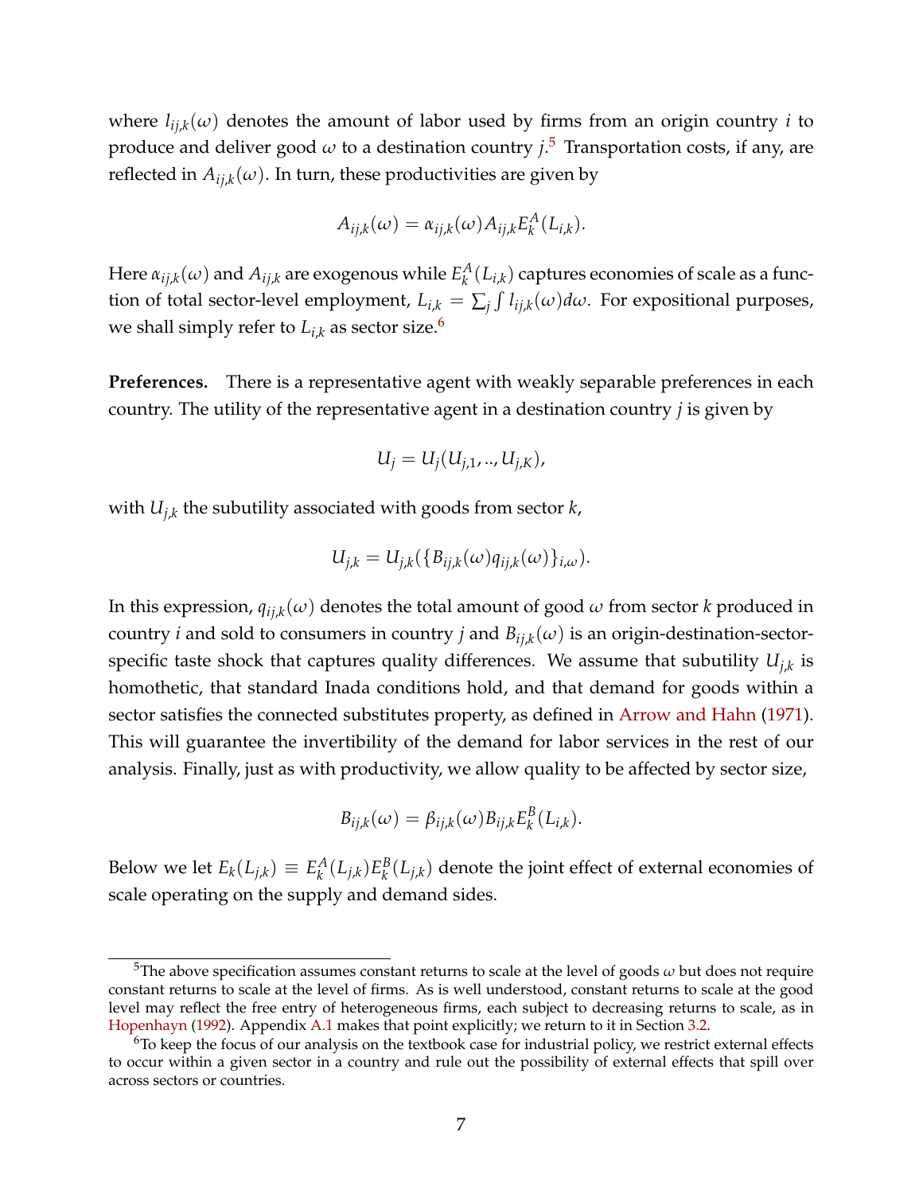where $l_{ij,k}(\omega)$ denotes the amount of labor used by firms from an origin country $i$ to produce and deliver good $\omega$ to a destination country $j$.[5] Transportation costs, if any, are reflected in $A_{ij,k}(\omega)$. In turn, these productivities are given by

$$A_{ij,k}(\omega) = \alpha_{ij,k}(\omega) A_{ij,k} E_k^A(L_{i,k}).$$

Here $\alpha_{ij,k}(\omega)$ and $A_{ij,k}$ are exogenous while $E_k^A(L_{i,k})$ captures economies of scale as a function of total sector-level employment, $L_{i,k} = \sum_j \int l_{ij,k}(\omega) d\omega$. For expositional purposes, we shall simply refer to $L_{i,k}$ as sector size.[6]

**Preferences.** There is a representative agent with weakly separable preferences in each country. The utility of the representative agent in a destination country $j$ is given by

$$U_j = U_j(U_{j,1}, .., U_{j,K}),$$

with $U_{j,k}$ the subutility associated with goods from sector $k$,

$$U_{j,k} = U_{j,k}(\{B_{ij,k}(\omega) q_{ij,k}(\omega)\}_{i,\omega}).$$

In this expression, $q_{ij,k}(\omega)$ denotes the total amount of good $\omega$ from sector $k$ produced in country $i$ and sold to consumers in country $j$ and $B_{ij,k}(\omega)$ is an origin-destination-sector-specific taste shock that captures quality differences. We assume that subutility $U_{j,k}$ is homothetic, that standard Inada conditions hold, and that demand for goods within a sector satisfies the connected substitutes property, as defined in Arrow and Hahn (1971). This will guarantee the invertibility of the demand for labor services in the rest of our analysis. Finally, just as with productivity, we allow quality to be affected by sector size,

$$B_{ij,k}(\omega) = \beta_{ij,k}(\omega) B_{ij,k} E_k^B(L_{i,k}).$$

Below we let $E_k(L_{j,k}) \equiv E_k^A(L_{j,k}) E_k^B(L_{j,k})$ denote the joint effect of external economies of scale operating on the supply and demand sides.

[5] The above specification assumes constant returns to scale at the level of goods $\omega$ but does not require constant returns to scale at the level of firms. As is well understood, constant returns to scale at the good level may reflect the free entry of heterogeneous firms, each subject to decreasing returns to scale, as in Hopenhayn (1992). Appendix A.1 makes that point explicitly; we return to it in Section 3.2.

[6] To keep the focus of our analysis on the textbook case for industrial policy, we restrict external effects to occur within a given sector in a country and rule out the possibility of external effects that spill over across sectors or countries.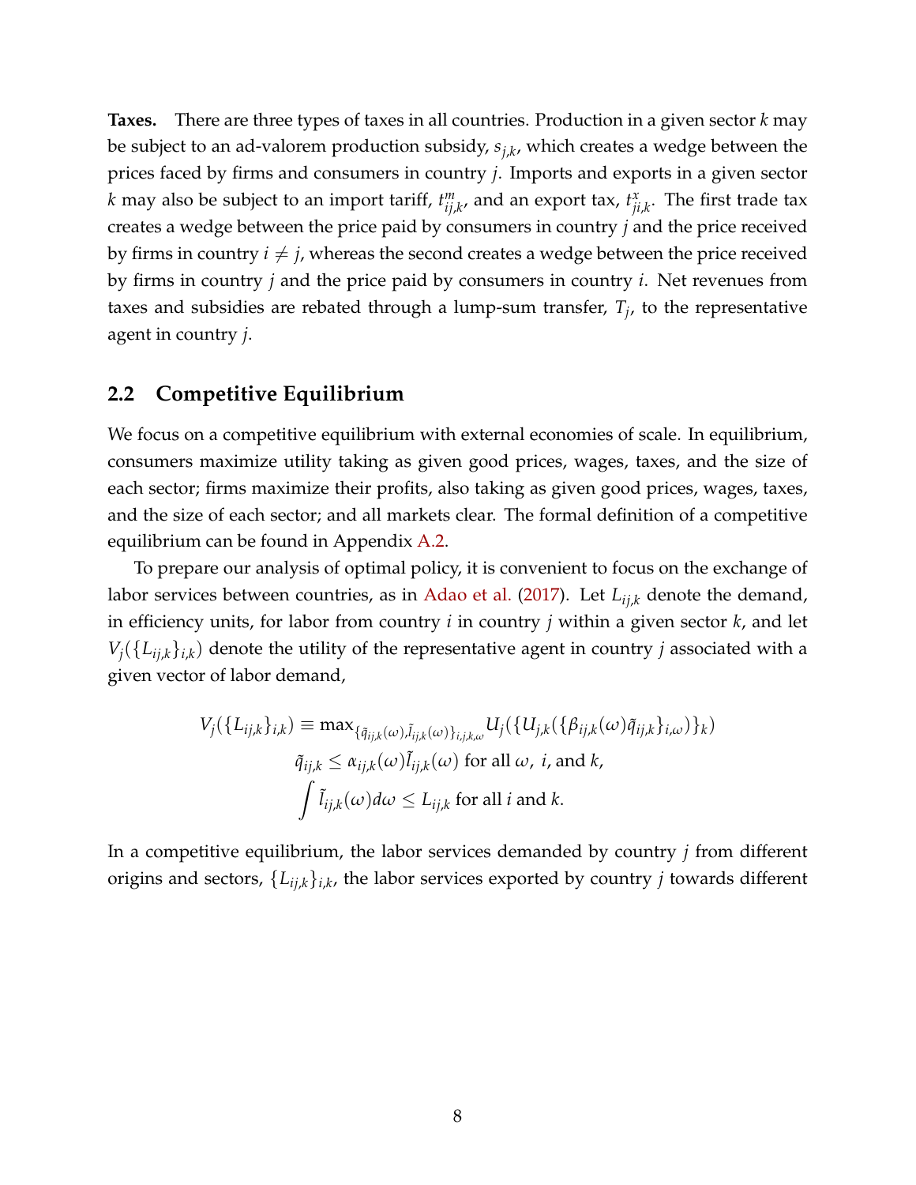**Taxes.** There are three types of taxes in all countries. Production in a given sector $k$ may be subject to an ad-valorem production subsidy, $s_{j,k}$, which creates a wedge between the prices faced by firms and consumers in country $j$. Imports and exports in a given sector $k$ may also be subject to an import tariff, $t^m_{ij,k}$, and an export tax, $t^x_{ji,k}$. The first trade tax creates a wedge between the price paid by consumers in country $j$ and the price received by firms in country $i \neq j$, whereas the second creates a wedge between the price received by firms in country $j$ and the price paid by consumers in country $i$. Net revenues from taxes and subsidies are rebated through a lump-sum transfer, $T_j$, to the representative agent in country $j$.

## 2.2 Competitive Equilibrium

We focus on a competitive equilibrium with external economies of scale. In equilibrium, consumers maximize utility taking as given good prices, wages, taxes, and the size of each sector; firms maximize their profits, also taking as given good prices, wages, taxes, and the size of each sector; and all markets clear. The formal definition of a competitive equilibrium can be found in Appendix A.2.

To prepare our analysis of optimal policy, it is convenient to focus on the exchange of labor services between countries, as in Adao et al. (2017). Let $L_{ij,k}$ denote the demand, in efficiency units, for labor from country $i$ in country $j$ within a given sector $k$, and let $V_j(\{L_{ij,k}\}_{i,k})$ denote the utility of the representative agent in country $j$ associated with a given vector of labor demand,

$$V_j(\{L_{ij,k}\}_{i,k}) \equiv \max_{\{\tilde{q}_{ij,k}(\omega),\tilde{l}_{ij,k}(\omega)\}_{i,j,k,\omega}} U_j(\{U_{j,k}(\{\beta_{ij,k}(\omega)\tilde{q}_{ij,k}\}_{i,\omega})\}_k)$$

$$\tilde{q}_{ij,k} \leq \alpha_{ij,k}(\omega)\tilde{l}_{ij,k}(\omega) \text{ for all } \omega,\ i, \text{ and } k,$$

$$\int \tilde{l}_{ij,k}(\omega)d\omega \leq L_{ij,k} \text{ for all } i \text{ and } k.$$

In a competitive equilibrium, the labor services demanded by country $j$ from different origins and sectors, $\{L_{ij,k}\}_{i,k}$, the labor services exported by country $j$ towards different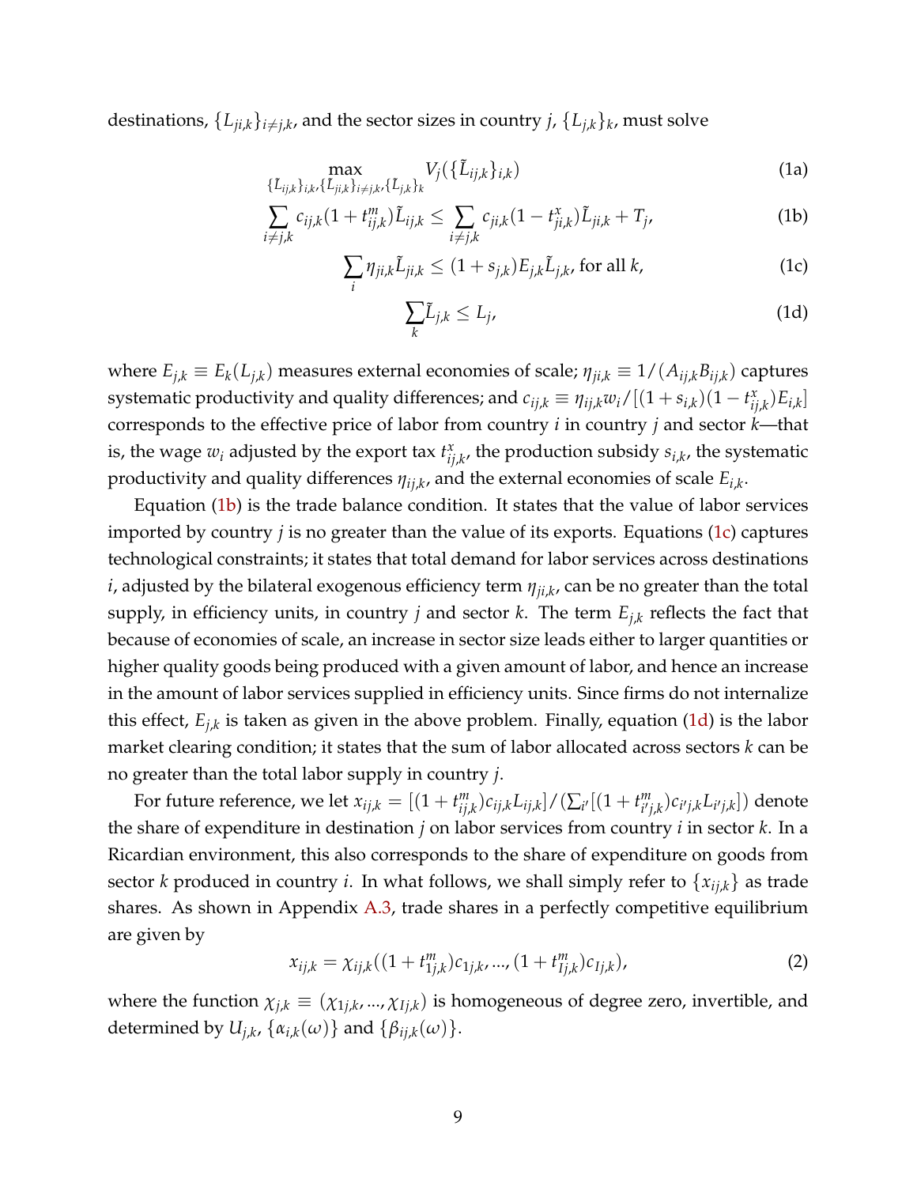destinations, $\{L_{ji,k}\}_{i\neq j,k}$, and the sector sizes in country $j$, $\{L_{j,k}\}_k$, must solve

$$\max_{\{\tilde{L}_{ij,k}\}_{i,k},\{\tilde{L}_{ji,k}\}_{i\neq j,k},\{L_{j,k}\}_k} V_j(\{\tilde{L}_{ij,k}\}_{i,k}) \tag{1a}$$

$$\sum_{i\neq j,k} c_{ij,k}(1+t^m_{ij,k})\tilde{L}_{ij,k} \leq \sum_{i\neq j,k} c_{ji,k}(1-t^x_{ji,k})\tilde{L}_{ji,k} + T_j, \tag{1b}$$

$$\sum_i \eta_{ji,k}\tilde{L}_{ji,k} \leq (1+s_{j,k})E_{j,k}\tilde{L}_{j,k}, \text{ for all } k, \tag{1c}$$

$$\sum_k \tilde{L}_{j,k} \leq L_j, \tag{1d}$$

where $E_{j,k} \equiv E_k(L_{j,k})$ measures external economies of scale; $\eta_{ji,k} \equiv 1/(A_{ij,k}B_{ij,k})$ captures systematic productivity and quality differences; and $c_{ij,k} \equiv \eta_{ij,k}w_i/[(1+s_{i,k})(1-t^x_{ij,k})E_{i,k}]$ corresponds to the effective price of labor from country $i$ in country $j$ and sector $k$—that is, the wage $w_i$ adjusted by the export tax $t^x_{ij,k}$, the production subsidy $s_{i,k}$, the systematic productivity and quality differences $\eta_{ij,k}$, and the external economies of scale $E_{i,k}$.

Equation (1b) is the trade balance condition. It states that the value of labor services imported by country $j$ is no greater than the value of its exports. Equations (1c) captures technological constraints; it states that total demand for labor services across destinations $i$, adjusted by the bilateral exogenous efficiency term $\eta_{ji,k}$, can be no greater than the total supply, in efficiency units, in country $j$ and sector $k$. The term $E_{j,k}$ reflects the fact that because of economies of scale, an increase in sector size leads either to larger quantities or higher quality goods being produced with a given amount of labor, and hence an increase in the amount of labor services supplied in efficiency units. Since firms do not internalize this effect, $E_{j,k}$ is taken as given in the above problem. Finally, equation (1d) is the labor market clearing condition; it states that the sum of labor allocated across sectors $k$ can be no greater than the total labor supply in country $j$.

For future reference, we let $x_{ij,k} = [(1+t^m_{ij,k})c_{ij,k}L_{ij,k}]/(\sum_{i'}[(1+t^m_{i'j,k})c_{i'j,k}L_{i'j,k}])$ denote the share of expenditure in destination $j$ on labor services from country $i$ in sector $k$. In a Ricardian environment, this also corresponds to the share of expenditure on goods from sector $k$ produced in country $i$. In what follows, we shall simply refer to $\{x_{ij,k}\}$ as trade shares. As shown in Appendix A.3, trade shares in a perfectly competitive equilibrium are given by

$$x_{ij,k} = \chi_{ij,k}((1+t^m_{1j,k})c_{1j,k},...,(1+t^m_{Ij,k})c_{Ij,k}), \tag{2}$$

where the function $\chi_{j,k} \equiv (\chi_{1j,k},...,\chi_{Ij,k})$ is homogeneous of degree zero, invertible, and determined by $U_{j,k}$, $\{\alpha_{i,k}(\omega)\}$ and $\{\beta_{ij,k}(\omega)\}$.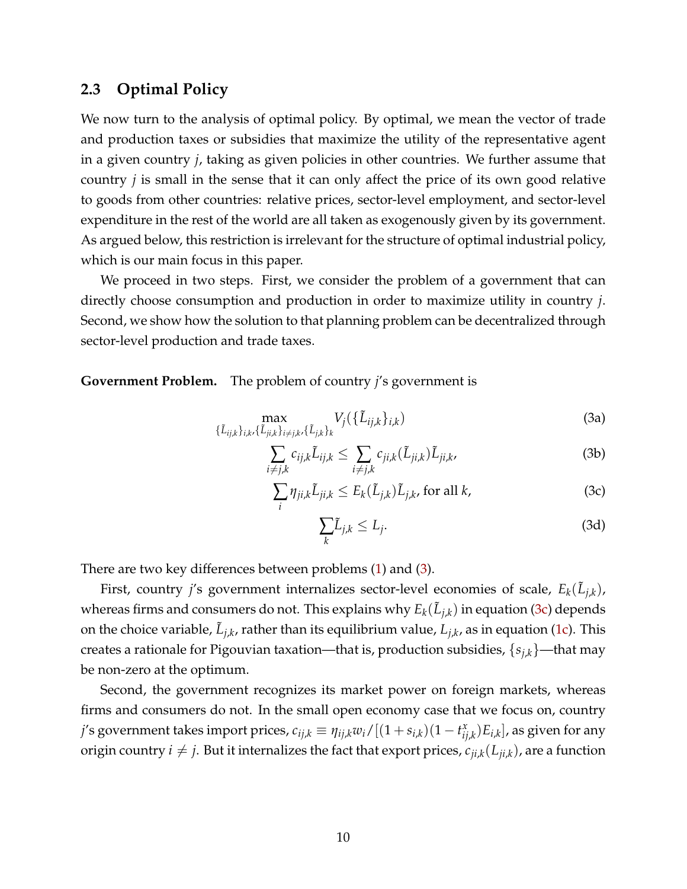### 2.3 Optimal Policy

We now turn to the analysis of optimal policy. By optimal, we mean the vector of trade and production taxes or subsidies that maximize the utility of the representative agent in a given country $j$, taking as given policies in other countries. We further assume that country $j$ is small in the sense that it can only affect the price of its own good relative to goods from other countries: relative prices, sector-level employment, and sector-level expenditure in the rest of the world are all taken as exogenously given by its government. As argued below, this restriction is irrelevant for the structure of optimal industrial policy, which is our main focus in this paper.

We proceed in two steps. First, we consider the problem of a government that can directly choose consumption and production in order to maximize utility in country $j$. Second, we show how the solution to that planning problem can be decentralized through sector-level production and trade taxes.

**Government Problem.** The problem of country $j$'s government is

$$\max_{\{\tilde{L}_{ij,k}\}_{i,k}, \{\tilde{L}_{ji,k}\}_{i \neq j,k}, \{\tilde{L}_{j,k}\}_k} V_j(\{\tilde{L}_{ij,k}\}_{i,k}) \tag{3a}$$

$$\sum_{i \neq j,k} c_{ij,k} \tilde{L}_{ij,k} \leq \sum_{i \neq j,k} c_{ji,k}(\tilde{L}_{ji,k}) \tilde{L}_{ji,k}, \tag{3b}$$

$$\sum_i \eta_{ji,k} \tilde{L}_{ji,k} \leq E_k(\tilde{L}_{j,k}) \tilde{L}_{j,k}, \text{ for all } k, \tag{3c}$$

$$\sum_k \tilde{L}_{j,k} \leq L_j. \tag{3d}$$

There are two key differences between problems (1) and (3).

First, country $j$'s government internalizes sector-level economies of scale, $E_k(\tilde{L}_{j,k})$, whereas firms and consumers do not. This explains why $E_k(\tilde{L}_{j,k})$ in equation (3c) depends on the choice variable, $\tilde{L}_{j,k}$, rather than its equilibrium value, $L_{j,k}$, as in equation (1c). This creates a rationale for Pigouvian taxation—that is, production subsidies, $\{s_{j,k}\}$—that may be non-zero at the optimum.

Second, the government recognizes its market power on foreign markets, whereas firms and consumers do not. In the small open economy case that we focus on, country $j$'s government takes import prices, $c_{ij,k} \equiv \eta_{ij,k} w_i / [(1 + s_{i,k})(1 - t^x_{ij,k}) E_{i,k}]$, as given for any origin country $i \neq j$. But it internalizes the fact that export prices, $c_{ji,k}(L_{ji,k})$, are a function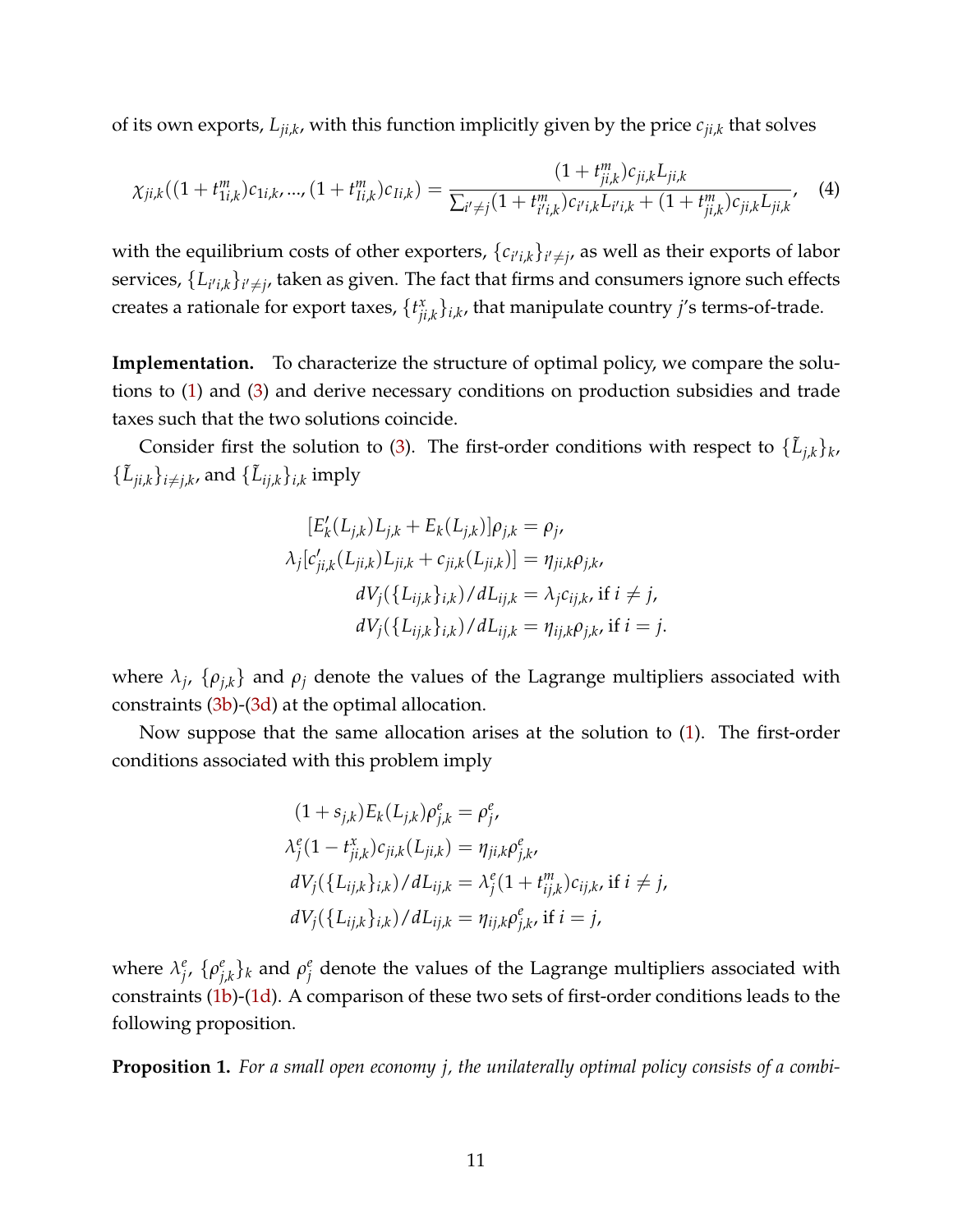of its own exports, $L_{ji,k}$, with this function implicitly given by the price $c_{ji,k}$ that solves

$$\chi_{ji,k}((1+t^m_{1i,k})c_{1i,k}, ..., (1+t^m_{Ii,k})c_{Ii,k}) = \frac{(1+t^m_{ji,k})c_{ji,k}L_{ji,k}}{\sum_{i' \neq j}(1+t^m_{i'i,k})c_{i'i,k}L_{i'i,k} + (1+t^m_{ji,k})c_{ji,k}L_{ji,k}}, \quad (4)$$

with the equilibrium costs of other exporters, $\{c_{i'i,k}\}_{i' \neq j}$, as well as their exports of labor services, $\{L_{i'i,k}\}_{i' \neq j}$, taken as given. The fact that firms and consumers ignore such effects creates a rationale for export taxes, $\{t^x_{ji,k}\}_{i,k}$, that manipulate country $j$'s terms-of-trade.

**Implementation.** To characterize the structure of optimal policy, we compare the solutions to (1) and (3) and derive necessary conditions on production subsidies and trade taxes such that the two solutions coincide.

Consider first the solution to (3). The first-order conditions with respect to $\{\tilde{L}_{j,k}\}_k$, $\{\tilde{L}_{ji,k}\}_{i \neq j,k}$, and $\{\tilde{L}_{ij,k}\}_{i,k}$ imply

$$[E'_k(L_{j,k})L_{j,k} + E_k(L_{j,k})]\rho_{j,k} = \rho_j,$$
$$\lambda_j[c'_{ji,k}(L_{ji,k})L_{ji,k} + c_{ji,k}(L_{ji,k})] = \eta_{ji,k}\rho_{j,k},$$
$$dV_j(\{L_{ij,k}\}_{i,k})/dL_{ij,k} = \lambda_j c_{ij,k}, \text{ if } i \neq j,$$
$$dV_j(\{L_{ij,k}\}_{i,k})/dL_{ij,k} = \eta_{ij,k}\rho_{j,k}, \text{ if } i = j.$$

where $\lambda_j$, $\{\rho_{j,k}\}$ and $\rho_j$ denote the values of the Lagrange multipliers associated with constraints (3b)-(3d) at the optimal allocation.

Now suppose that the same allocation arises at the solution to (1). The first-order conditions associated with this problem imply

$$(1+s_{j,k})E_k(L_{j,k})\rho^e_{j,k} = \rho^e_j,$$
$$\lambda^e_j(1-t^x_{ji,k})c_{ji,k}(L_{ji,k}) = \eta_{ji,k}\rho^e_{j,k},$$
$$dV_j(\{L_{ij,k}\}_{i,k})/dL_{ij,k} = \lambda^e_j(1+t^m_{ij,k})c_{ij,k}, \text{ if } i \neq j,$$
$$dV_j(\{L_{ij,k}\}_{i,k})/dL_{ij,k} = \eta_{ij,k}\rho^e_{j,k}, \text{ if } i = j,$$

where $\lambda^e_j$, $\{\rho^e_{j,k}\}_k$ and $\rho^e_j$ denote the values of the Lagrange multipliers associated with constraints (1b)-(1d). A comparison of these two sets of first-order conditions leads to the following proposition.

**Proposition 1.** *For a small open economy $j$, the unilaterally optimal policy consists of a combi-*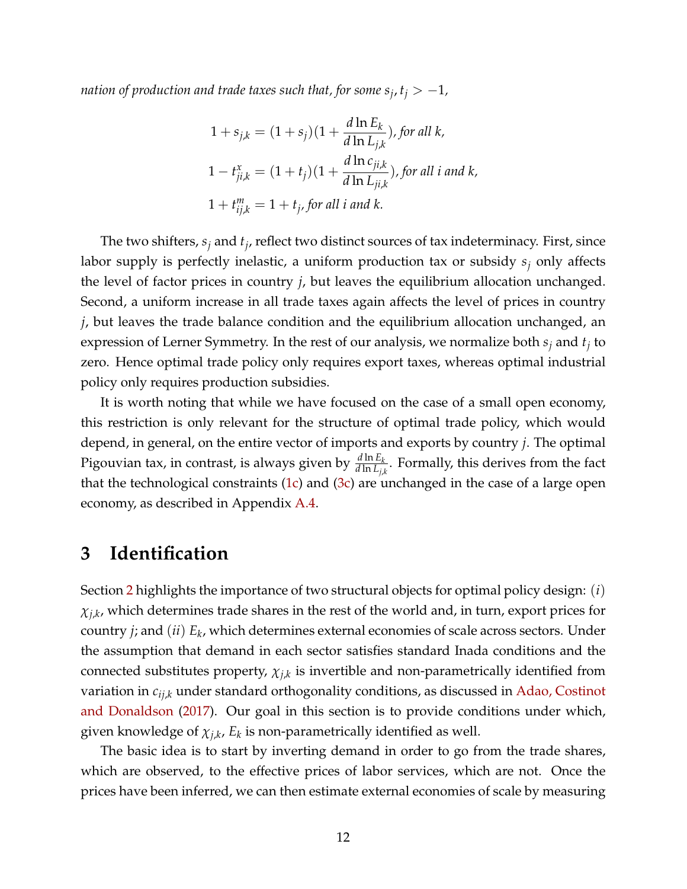*nation of production and trade taxes such that, for some $s_j, t_j > -1$,*

$$1 + s_{j,k} = (1 + s_j)(1 + \frac{d \ln E_k}{d \ln L_{j,k}}), \text{ for all } k,$$

$$1 - t^x_{ji,k} = (1 + t_j)(1 + \frac{d \ln c_{ji,k}}{d \ln L_{ji,k}}), \text{ for all } i \text{ and } k,$$

$$1 + t^m_{ij,k} = 1 + t_j, \text{ for all } i \text{ and } k.$$

The two shifters, $s_j$ and $t_j$, reflect two distinct sources of tax indeterminacy. First, since labor supply is perfectly inelastic, a uniform production tax or subsidy $s_j$ only affects the level of factor prices in country $j$, but leaves the equilibrium allocation unchanged. Second, a uniform increase in all trade taxes again affects the level of prices in country $j$, but leaves the trade balance condition and the equilibrium allocation unchanged, an expression of Lerner Symmetry. In the rest of our analysis, we normalize both $s_j$ and $t_j$ to zero. Hence optimal trade policy only requires export taxes, whereas optimal industrial policy only requires production subsidies.

It is worth noting that while we have focused on the case of a small open economy, this restriction is only relevant for the structure of optimal trade policy, which would depend, in general, on the entire vector of imports and exports by country $j$. The optimal Pigouvian tax, in contrast, is always given by $\frac{d \ln E_k}{d \ln L_{j,k}}$. Formally, this derives from the fact that the technological constraints (1c) and (3c) are unchanged in the case of a large open economy, as described in Appendix A.4.

# 3 Identification

Section 2 highlights the importance of two structural objects for optimal policy design: $(i)$ $\chi_{j,k}$, which determines trade shares in the rest of the world and, in turn, export prices for country $j$; and $(ii)$ $E_k$, which determines external economies of scale across sectors. Under the assumption that demand in each sector satisfies standard Inada conditions and the connected substitutes property, $\chi_{j,k}$ is invertible and non-parametrically identified from variation in $c_{ij,k}$ under standard orthogonality conditions, as discussed in Adao, Costinot and Donaldson (2017). Our goal in this section is to provide conditions under which, given knowledge of $\chi_{j,k}$, $E_k$ is non-parametrically identified as well.

The basic idea is to start by inverting demand in order to go from the trade shares, which are observed, to the effective prices of labor services, which are not. Once the prices have been inferred, we can then estimate external economies of scale by measuring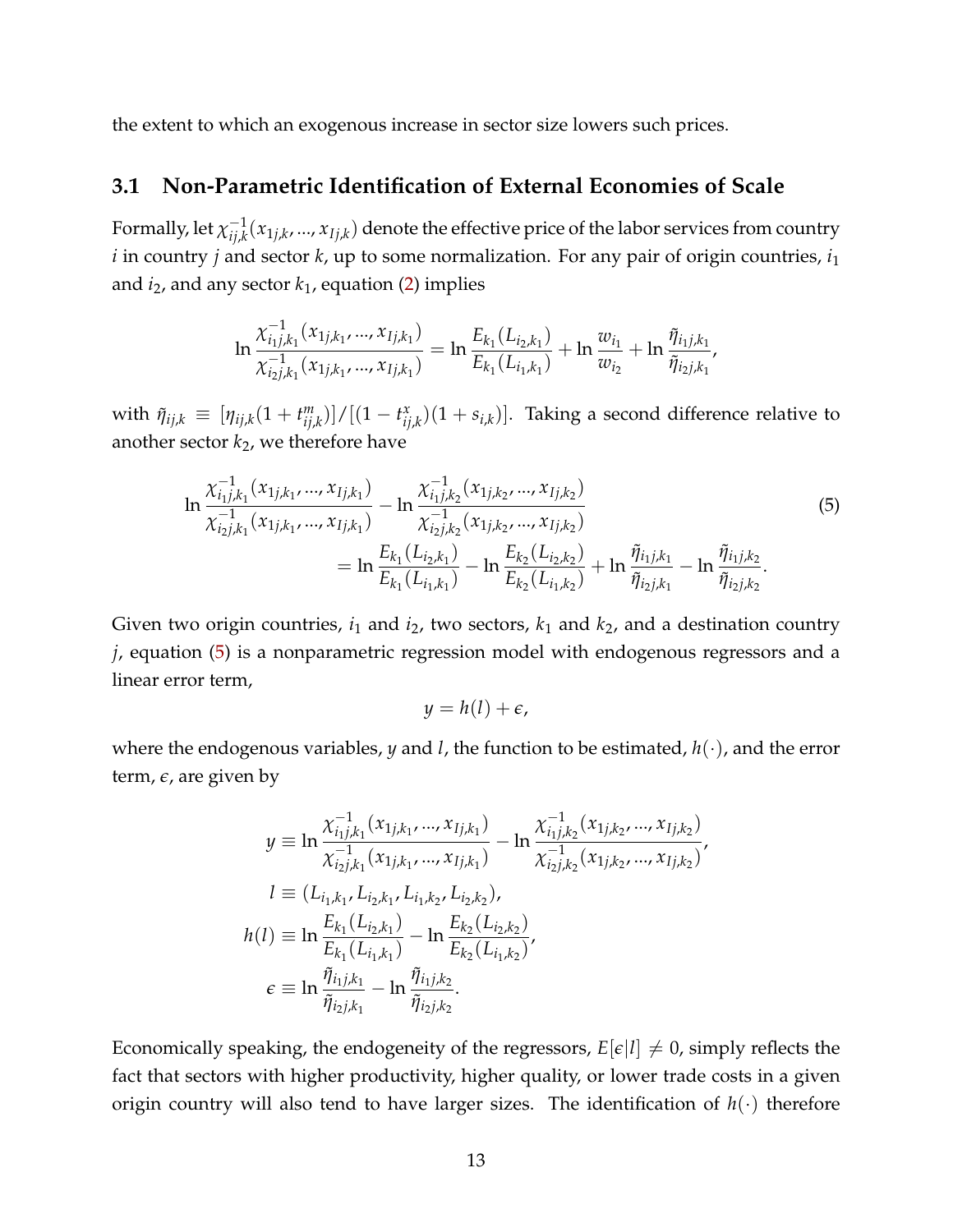the extent to which an exogenous increase in sector size lowers such prices.

### 3.1 Non-Parametric Identification of External Economies of Scale

Formally, let $\chi^{-1}_{ij,k}(x_{1j,k},...,x_{Ij,k})$ denote the effective price of the labor services from country $i$ in country $j$ and sector $k$, up to some normalization. For any pair of origin countries, $i_1$ and $i_2$, and any sector $k_1$, equation (2) implies

$$\ln \frac{\chi^{-1}_{i_1j,k_1}(x_{1j,k_1},...,x_{Ij,k_1})}{\chi^{-1}_{i_2j,k_1}(x_{1j,k_1},...,x_{Ij,k_1})} = \ln \frac{E_{k_1}(L_{i_2,k_1})}{E_{k_1}(L_{i_1,k_1})} + \ln \frac{w_{i_1}}{w_{i_2}} + \ln \frac{\tilde{\eta}_{i_1j,k_1}}{\tilde{\eta}_{i_2j,k_1}},$$

with $\tilde{\eta}_{ij,k} \equiv [\eta_{ij,k}(1+t^m_{ij,k})]/[(1-t^x_{ij,k})(1+s_{i,k})]$. Taking a second difference relative to another sector $k_2$, we therefore have

$$\begin{aligned} \ln \frac{\chi^{-1}_{i_1j,k_1}(x_{1j,k_1},...,x_{Ij,k_1})}{\chi^{-1}_{i_2j,k_1}(x_{1j,k_1},...,x_{Ij,k_1})} - \ln \frac{\chi^{-1}_{i_1j,k_2}(x_{1j,k_2},...,x_{Ij,k_2})}{\chi^{-1}_{i_2j,k_2}(x_{1j,k_2},...,x_{Ij,k_2})} \\ = \ln \frac{E_{k_1}(L_{i_2,k_1})}{E_{k_1}(L_{i_1,k_1})} - \ln \frac{E_{k_2}(L_{i_2,k_2})}{E_{k_2}(L_{i_1,k_2})} + \ln \frac{\tilde{\eta}_{i_1j,k_1}}{\tilde{\eta}_{i_2j,k_1}} - \ln \frac{\tilde{\eta}_{i_1j,k_2}}{\tilde{\eta}_{i_2j,k_2}}. \end{aligned} \tag{5}$$

Given two origin countries, $i_1$ and $i_2$, two sectors, $k_1$ and $k_2$, and a destination country $j$, equation (5) is a nonparametric regression model with endogenous regressors and a linear error term,

$$y = h(l) + \epsilon,$$

where the endogenous variables, $y$ and $l$, the function to be estimated, $h(\cdot)$, and the error term, $\epsilon$, are given by

$$\begin{aligned} y &\equiv \ln \frac{\chi^{-1}_{i_1j,k_1}(x_{1j,k_1},...,x_{Ij,k_1})}{\chi^{-1}_{i_2j,k_1}(x_{1j,k_1},...,x_{Ij,k_1})} - \ln \frac{\chi^{-1}_{i_1j,k_2}(x_{1j,k_2},...,x_{Ij,k_2})}{\chi^{-1}_{i_2j,k_2}(x_{1j,k_2},...,x_{Ij,k_2})}, \\ l &\equiv (L_{i_1,k_1}, L_{i_2,k_1}, L_{i_1,k_2}, L_{i_2,k_2}), \\ h(l) &\equiv \ln \frac{E_{k_1}(L_{i_2,k_1})}{E_{k_1}(L_{i_1,k_1})} - \ln \frac{E_{k_2}(L_{i_2,k_2})}{E_{k_2}(L_{i_1,k_2})}, \\ \epsilon &\equiv \ln \frac{\tilde{\eta}_{i_1j,k_1}}{\tilde{\eta}_{i_2j,k_1}} - \ln \frac{\tilde{\eta}_{i_1j,k_2}}{\tilde{\eta}_{i_2j,k_2}}. \end{aligned}$$

Economically speaking, the endogeneity of the regressors, $E[\epsilon|l] \neq 0$, simply reflects the fact that sectors with higher productivity, higher quality, or lower trade costs in a given origin country will also tend to have larger sizes. The identification of $h(\cdot)$ therefore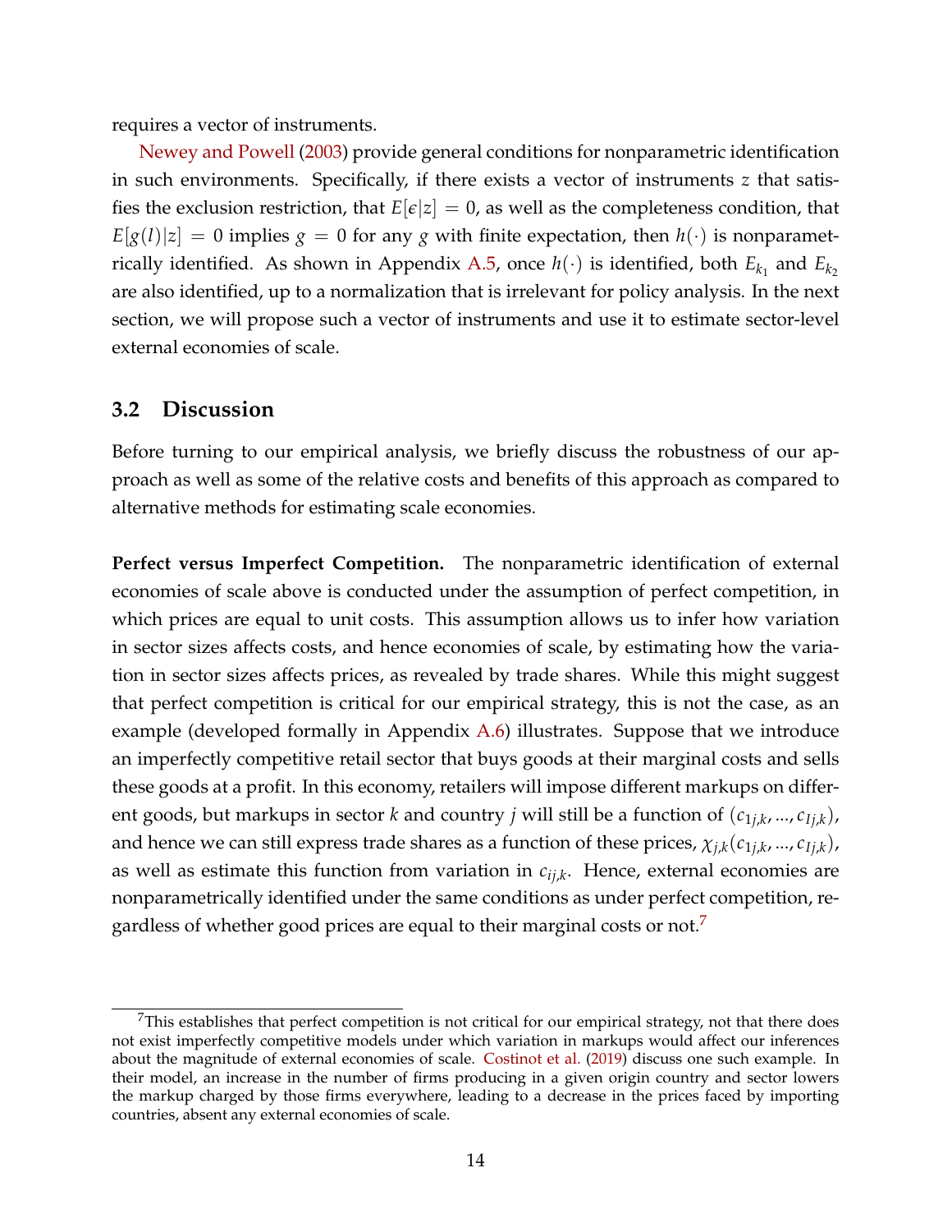requires a vector of instruments.

Newey and Powell (2003) provide general conditions for nonparametric identification in such environments. Specifically, if there exists a vector of instruments $z$ that satisfies the exclusion restriction, that $E[\epsilon|z] = 0$, as well as the completeness condition, that $E[g(l)|z] = 0$ implies $g = 0$ for any $g$ with finite expectation, then $h(\cdot)$ is nonparametrically identified. As shown in Appendix A.5, once $h(\cdot)$ is identified, both $E_{k_1}$ and $E_{k_2}$ are also identified, up to a normalization that is irrelevant for policy analysis. In the next section, we will propose such a vector of instruments and use it to estimate sector-level external economies of scale.

## 3.2 Discussion

Before turning to our empirical analysis, we briefly discuss the robustness of our approach as well as some of the relative costs and benefits of this approach as compared to alternative methods for estimating scale economies.

**Perfect versus Imperfect Competition.** The nonparametric identification of external economies of scale above is conducted under the assumption of perfect competition, in which prices are equal to unit costs. This assumption allows us to infer how variation in sector sizes affects costs, and hence economies of scale, by estimating how the variation in sector sizes affects prices, as revealed by trade shares. While this might suggest that perfect competition is critical for our empirical strategy, this is not the case, as an example (developed formally in Appendix A.6) illustrates. Suppose that we introduce an imperfectly competitive retail sector that buys goods at their marginal costs and sells these goods at a profit. In this economy, retailers will impose different markups on different goods, but markups in sector $k$ and country $j$ will still be a function of $(c_{1j,k}, ..., c_{Ij,k})$, and hence we can still express trade shares as a function of these prices, $\chi_{j,k}(c_{1j,k}, ..., c_{Ij,k})$, as well as estimate this function from variation in $c_{ij,k}$. Hence, external economies are nonparametrically identified under the same conditions as under perfect competition, regardless of whether good prices are equal to their marginal costs or not.[7]

[7] This establishes that perfect competition is not critical for our empirical strategy, not that there does not exist imperfectly competitive models under which variation in markups would affect our inferences about the magnitude of external economies of scale. Costinot et al. (2019) discuss one such example. In their model, an increase in the number of firms producing in a given origin country and sector lowers the markup charged by those firms everywhere, leading to a decrease in the prices faced by importing countries, absent any external economies of scale.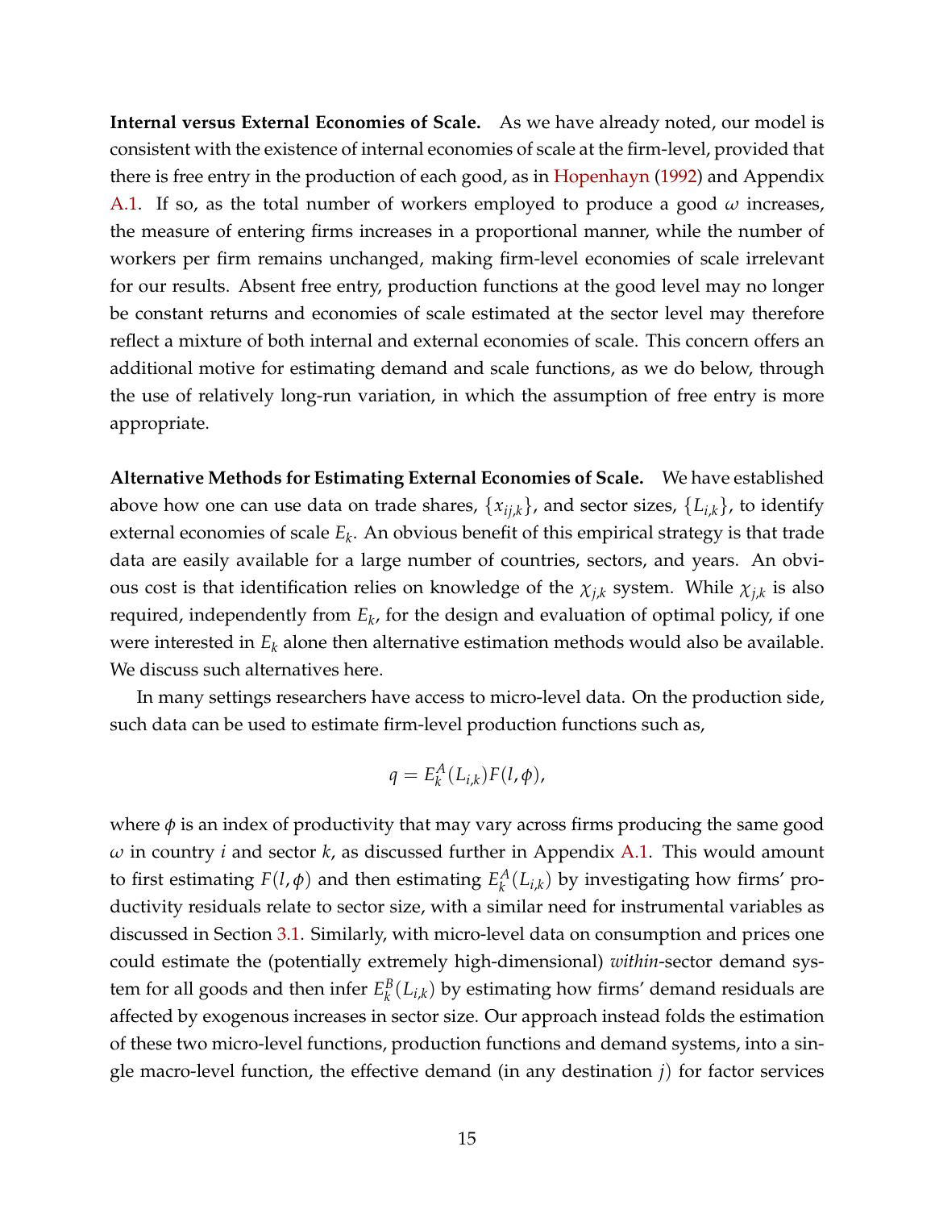**Internal versus External Economies of Scale.** As we have already noted, our model is consistent with the existence of internal economies of scale at the firm-level, provided that there is free entry in the production of each good, as in Hopenhayn (1992) and Appendix A.1. If so, as the total number of workers employed to produce a good $\omega$ increases, the measure of entering firms increases in a proportional manner, while the number of workers per firm remains unchanged, making firm-level economies of scale irrelevant for our results. Absent free entry, production functions at the good level may no longer be constant returns and economies of scale estimated at the sector level may therefore reflect a mixture of both internal and external economies of scale. This concern offers an additional motive for estimating demand and scale functions, as we do below, through the use of relatively long-run variation, in which the assumption of free entry is more appropriate.

**Alternative Methods for Estimating External Economies of Scale.** We have established above how one can use data on trade shares, $\{x_{ij,k}\}$, and sector sizes, $\{L_{i,k}\}$, to identify external economies of scale $E_k$. An obvious benefit of this empirical strategy is that trade data are easily available for a large number of countries, sectors, and years. An obvious cost is that identification relies on knowledge of the $\chi_{j,k}$ system. While $\chi_{j,k}$ is also required, independently from $E_k$, for the design and evaluation of optimal policy, if one were interested in $E_k$ alone then alternative estimation methods would also be available. We discuss such alternatives here.

In many settings researchers have access to micro-level data. On the production side, such data can be used to estimate firm-level production functions such as,

$$q = E_k^A(L_{i,k})F(l, \phi),$$

where $\phi$ is an index of productivity that may vary across firms producing the same good $\omega$ in country $i$ and sector $k$, as discussed further in Appendix A.1. This would amount to first estimating $F(l, \phi)$ and then estimating $E_k^A(L_{i,k})$ by investigating how firms' productivity residuals relate to sector size, with a similar need for instrumental variables as discussed in Section 3.1. Similarly, with micro-level data on consumption and prices one could estimate the (potentially extremely high-dimensional) *within*-sector demand system for all goods and then infer $E_k^B(L_{i,k})$ by estimating how firms' demand residuals are affected by exogenous increases in sector size. Our approach instead folds the estimation of these two micro-level functions, production functions and demand systems, into a single macro-level function, the effective demand (in any destination $j$) for factor services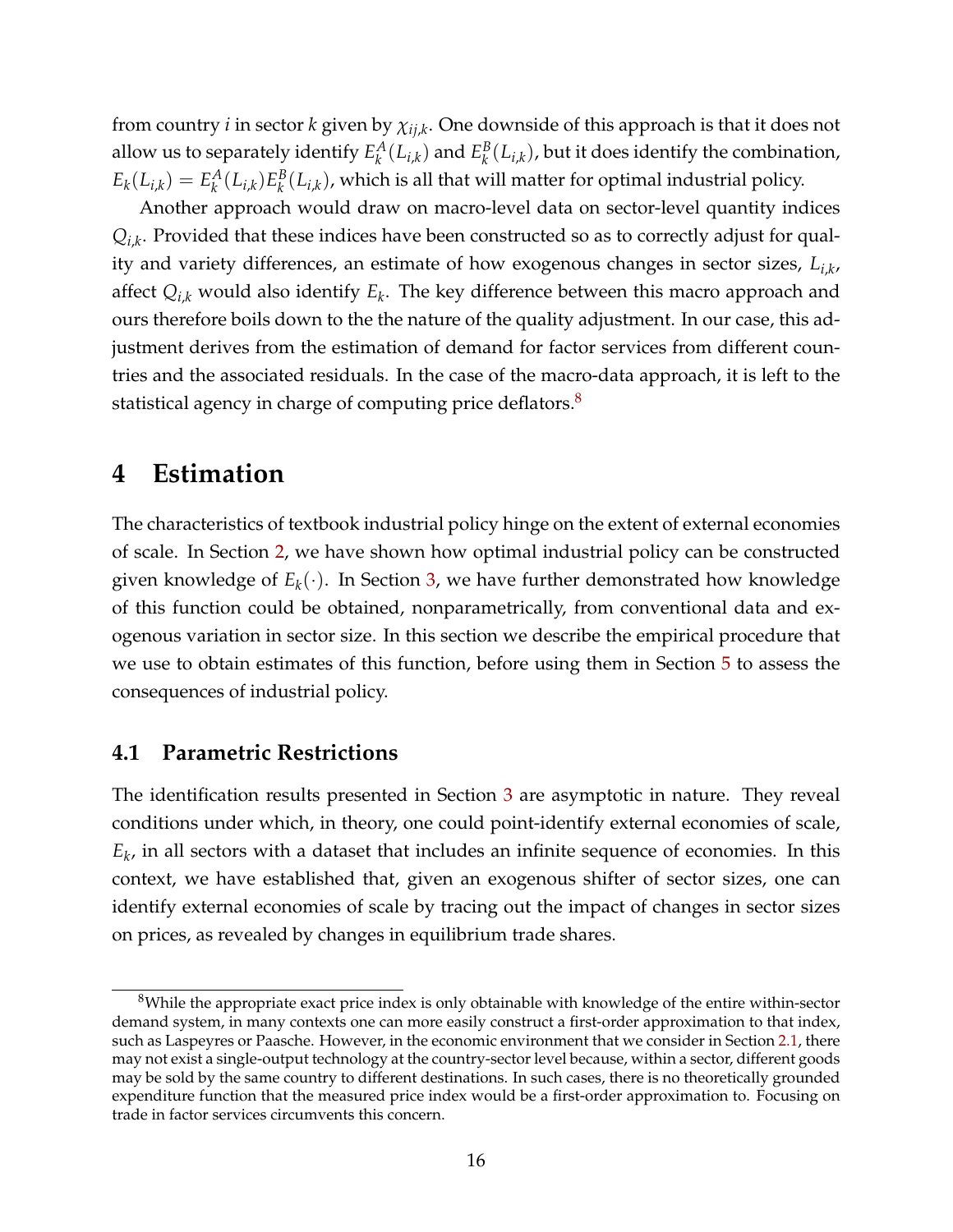from country $i$ in sector $k$ given by $\chi_{ij,k}$. One downside of this approach is that it does not allow us to separately identify $E^A_k(L_{i,k})$ and $E^B_k(L_{i,k})$, but it does identify the combination, $E_k(L_{i,k}) = E^A_k(L_{i,k})E^B_k(L_{i,k})$, which is all that will matter for optimal industrial policy.

Another approach would draw on macro-level data on sector-level quantity indices $Q_{i,k}$. Provided that these indices have been constructed so as to correctly adjust for quality and variety differences, an estimate of how exogenous changes in sector sizes, $L_{i,k}$, affect $Q_{i,k}$ would also identify $E_k$. The key difference between this macro approach and ours therefore boils down to the the nature of the quality adjustment. In our case, this adjustment derives from the estimation of demand for factor services from different countries and the associated residuals. In the case of the macro-data approach, it is left to the statistical agency in charge of computing price deflators.[8]

# 4 Estimation

The characteristics of textbook industrial policy hinge on the extent of external economies of scale. In Section 2, we have shown how optimal industrial policy can be constructed given knowledge of $E_k(\cdot)$. In Section 3, we have further demonstrated how knowledge of this function could be obtained, nonparametrically, from conventional data and exogenous variation in sector size. In this section we describe the empirical procedure that we use to obtain estimates of this function, before using them in Section 5 to assess the consequences of industrial policy.

## 4.1 Parametric Restrictions

The identification results presented in Section 3 are asymptotic in nature. They reveal conditions under which, in theory, one could point-identify external economies of scale, $E_k$, in all sectors with a dataset that includes an infinite sequence of economies. In this context, we have established that, given an exogenous shifter of sector sizes, one can identify external economies of scale by tracing out the impact of changes in sector sizes on prices, as revealed by changes in equilibrium trade shares.

[8] While the appropriate exact price index is only obtainable with knowledge of the entire within-sector demand system, in many contexts one can more easily construct a first-order approximation to that index, such as Laspeyres or Paasche. However, in the economic environment that we consider in Section 2.1, there may not exist a single-output technology at the country-sector level because, within a sector, different goods may be sold by the same country to different destinations. In such cases, there is no theoretically grounded expenditure function that the measured price index would be a first-order approximation to. Focusing on trade in factor services circumvents this concern.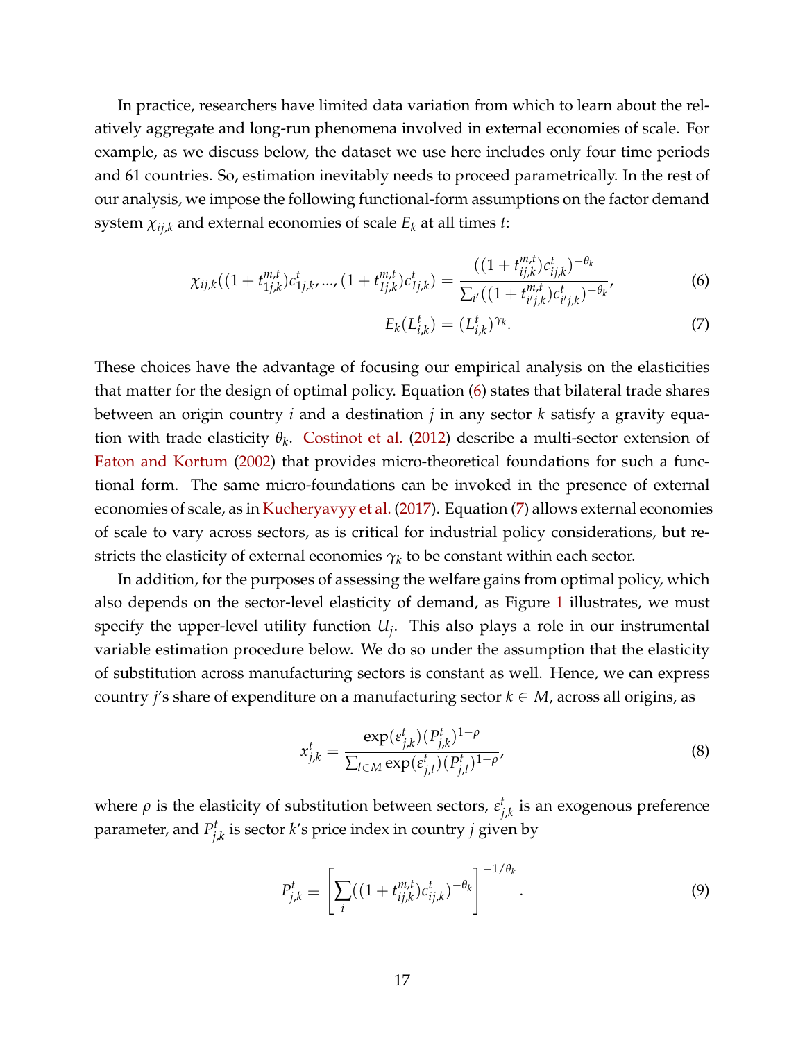In practice, researchers have limited data variation from which to learn about the relatively aggregate and long-run phenomena involved in external economies of scale. For example, as we discuss below, the dataset we use here includes only four time periods and 61 countries. So, estimation inevitably needs to proceed parametrically. In the rest of our analysis, we impose the following functional-form assumptions on the factor demand system $\chi_{ij,k}$ and external economies of scale $E_k$ at all times $t$:

$$\chi_{ij,k}((1+t^{m,t}_{1j,k})c^t_{1j,k},...,(1+t^{m,t}_{Ij,k})c^t_{Ij,k}) = \frac{((1+t^{m,t}_{ij,k})c^t_{ij,k})^{-\theta_k}}{\sum_{i'}((1+t^{m,t}_{i'j,k})c^t_{i'j,k})^{-\theta_k}}, \tag{6}$$

$$E_k(L^t_{i,k}) = (L^t_{i,k})^{\gamma_k}. \tag{7}$$

These choices have the advantage of focusing our empirical analysis on the elasticities that matter for the design of optimal policy. Equation (6) states that bilateral trade shares between an origin country $i$ and a destination $j$ in any sector $k$ satisfy a gravity equation with trade elasticity $\theta_k$. Costinot et al. (2012) describe a multi-sector extension of Eaton and Kortum (2002) that provides micro-theoretical foundations for such a functional form. The same micro-foundations can be invoked in the presence of external economies of scale, as in Kucheryavyy et al. (2017). Equation (7) allows external economies of scale to vary across sectors, as is critical for industrial policy considerations, but restricts the elasticity of external economies $\gamma_k$ to be constant within each sector.

In addition, for the purposes of assessing the welfare gains from optimal policy, which also depends on the sector-level elasticity of demand, as Figure 1 illustrates, we must specify the upper-level utility function $U_j$. This also plays a role in our instrumental variable estimation procedure below. We do so under the assumption that the elasticity of substitution across manufacturing sectors is constant as well. Hence, we can express country $j$'s share of expenditure on a manufacturing sector $k \in M$, across all origins, as

$$x^t_{j,k} = \frac{\exp(\varepsilon^t_{j,k})(P^t_{j,k})^{1-\rho}}{\sum_{l\in M}\exp(\varepsilon^t_{j,l})(P^t_{j,l})^{1-\rho}}, \tag{8}$$

where $\rho$ is the elasticity of substitution between sectors, $\varepsilon^t_{j,k}$ is an exogenous preference parameter, and $P^t_{j,k}$ is sector $k$'s price index in country $j$ given by

$$P^t_{j,k} \equiv \left[\sum_i((1+t^{m,t}_{ij,k})c^t_{ij,k})^{-\theta_k}\right]^{-1/\theta_k}. \tag{9}$$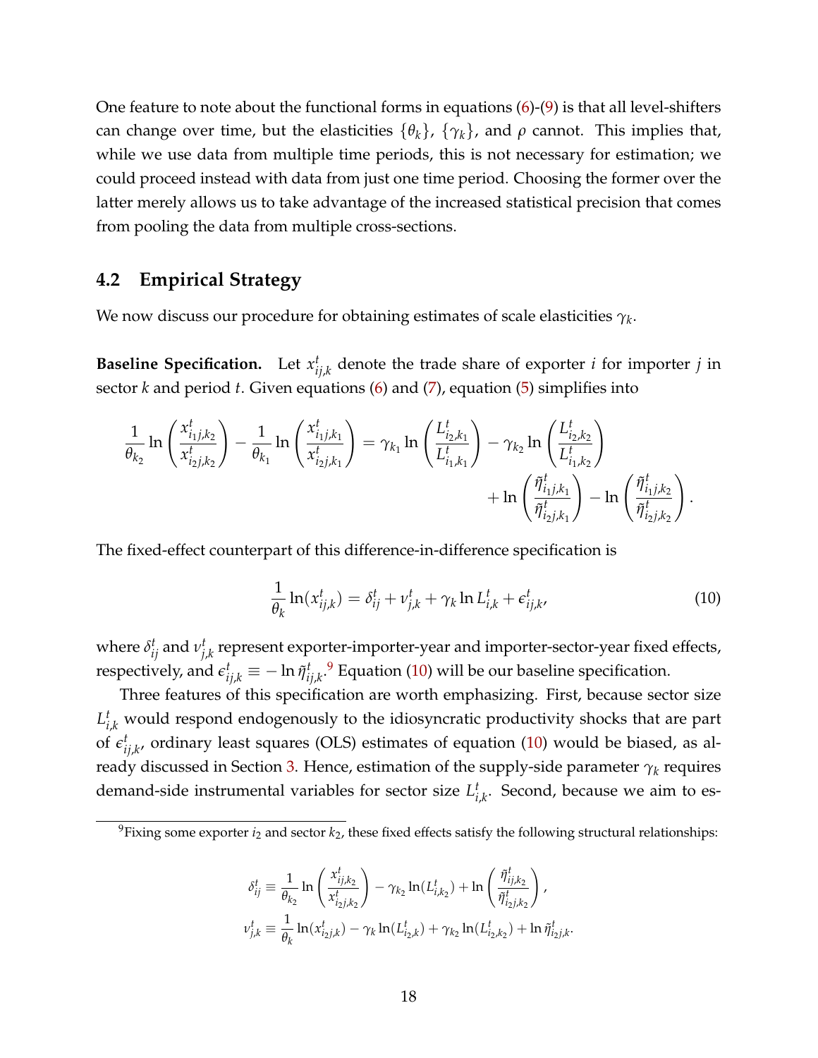One feature to note about the functional forms in equations (6)-(9) is that all level-shifters can change over time, but the elasticities $\{\theta_k\}$, $\{\gamma_k\}$, and $\rho$ cannot. This implies that, while we use data from multiple time periods, this is not necessary for estimation; we could proceed instead with data from just one time period. Choosing the former over the latter merely allows us to take advantage of the increased statistical precision that comes from pooling the data from multiple cross-sections.

## 4.2 Empirical Strategy

We now discuss our procedure for obtaining estimates of scale elasticities $\gamma_k$.

**Baseline Specification.** Let $x^t_{ij,k}$ denote the trade share of exporter $i$ for importer $j$ in sector $k$ and period $t$. Given equations (6) and (7), equation (5) simplifies into

$$\frac{1}{\theta_{k_2}} \ln\left(\frac{x^t_{i_1 j,k_2}}{x^t_{i_2 j,k_2}}\right) - \frac{1}{\theta_{k_1}} \ln\left(\frac{x^t_{i_1 j,k_1}}{x^t_{i_2 j,k_1}}\right) = \gamma_{k_1} \ln\left(\frac{L^t_{i_2,k_1}}{L^t_{i_1,k_1}}\right) - \gamma_{k_2} \ln\left(\frac{L^t_{i_2,k_2}}{L^t_{i_1,k_2}}\right) + \ln\left(\frac{\tilde{\eta}^t_{i_1 j,k_1}}{\tilde{\eta}^t_{i_2 j,k_1}}\right) - \ln\left(\frac{\tilde{\eta}^t_{i_1 j,k_2}}{\tilde{\eta}^t_{i_2 j,k_2}}\right).$$

The fixed-effect counterpart of this difference-in-difference specification is

$$\frac{1}{\theta_k} \ln(x^t_{ij,k}) = \delta^t_{ij} + \nu^t_{j,k} + \gamma_k \ln L^t_{i,k} + \epsilon^t_{ij,k}, \tag{10}$$

where $\delta^t_{ij}$ and $\nu^t_{j,k}$ represent exporter-importer-year and importer-sector-year fixed effects, respectively, and $\epsilon^t_{ij,k} \equiv -\ln \tilde{\eta}^t_{ij,k}$.[9] Equation (10) will be our baseline specification.

Three features of this specification are worth emphasizing. First, because sector size $L^t_{i,k}$ would respond endogenously to the idiosyncratic productivity shocks that are part of $\epsilon^t_{ij,k}$, ordinary least squares (OLS) estimates of equation (10) would be biased, as already discussed in Section 3. Hence, estimation of the supply-side parameter $\gamma_k$ requires demand-side instrumental variables for sector size $L^t_{i,k}$. Second, because we aim to es-

[9] Fixing some exporter $i_2$ and sector $k_2$, these fixed effects satisfy the following structural relationships:

$$\delta^t_{ij} \equiv \frac{1}{\theta_{k_2}} \ln\left(\frac{x^t_{ij,k_2}}{x^t_{i_2 j,k_2}}\right) - \gamma_{k_2} \ln(L^t_{i,k_2}) + \ln\left(\frac{\tilde{\eta}^t_{ij,k_2}}{\tilde{\eta}^t_{i_2 j,k_2}}\right),$$

$$\nu^t_{j,k} \equiv \frac{1}{\theta_k} \ln(x^t_{i_2 j,k}) - \gamma_k \ln(L^t_{i_2,k}) + \gamma_{k_2} \ln(L^t_{i_2,k_2}) + \ln \tilde{\eta}^t_{i_2 j,k}.$$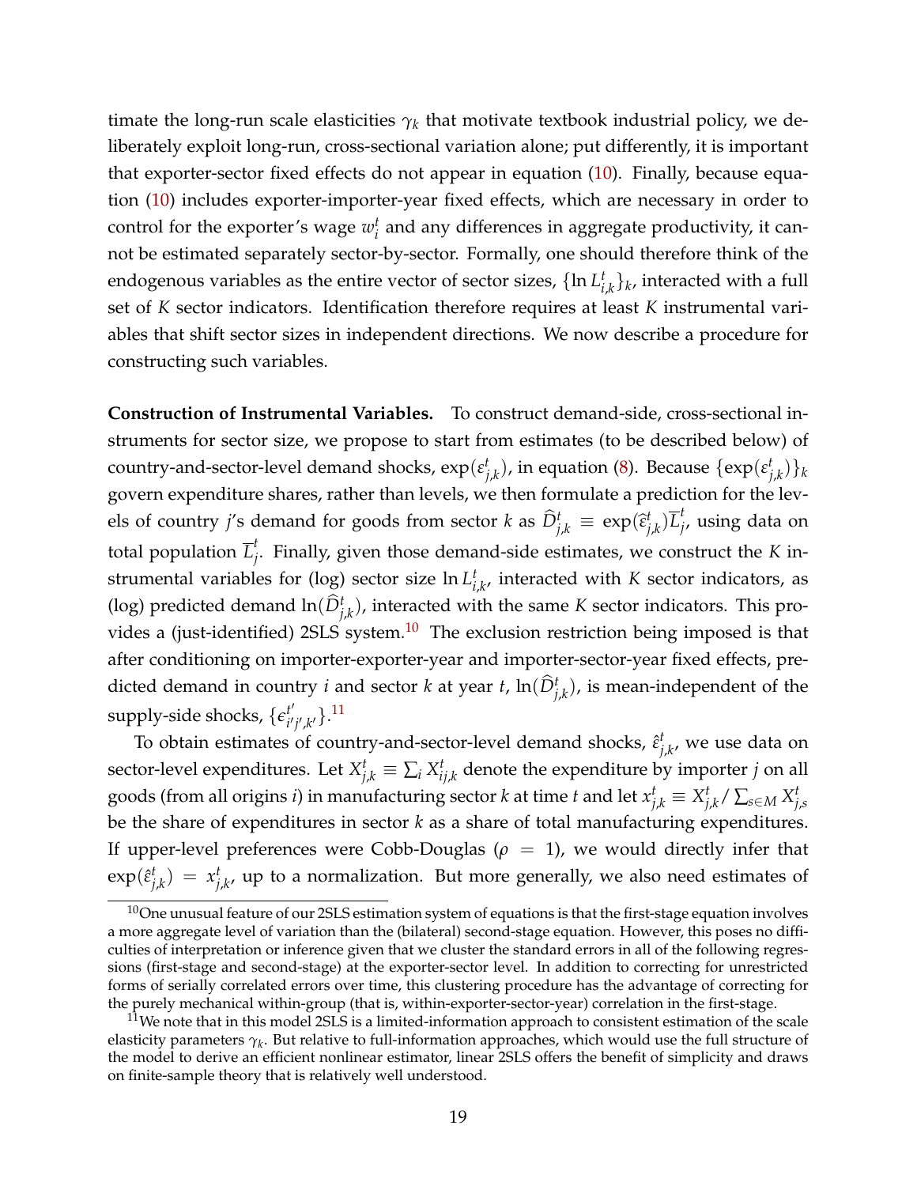timate the long-run scale elasticities $\gamma_k$ that motivate textbook industrial policy, we deliberately exploit long-run, cross-sectional variation alone; put differently, it is important that exporter-sector fixed effects do not appear in equation (10). Finally, because equation (10) includes exporter-importer-year fixed effects, which are necessary in order to control for the exporter's wage $w_i^t$ and any differences in aggregate productivity, it cannot be estimated separately sector-by-sector. Formally, one should therefore think of the endogenous variables as the entire vector of sector sizes, $\{\ln L_{i,k}^t\}_k$, interacted with a full set of $K$ sector indicators. Identification therefore requires at least $K$ instrumental variables that shift sector sizes in independent directions. We now describe a procedure for constructing such variables.

**Construction of Instrumental Variables.** To construct demand-side, cross-sectional instruments for sector size, we propose to start from estimates (to be described below) of country-and-sector-level demand shocks, $\exp(\varepsilon_{j,k}^t)$, in equation (8). Because $\{\exp(\varepsilon_{j,k}^t)\}_k$ govern expenditure shares, rather than levels, we then formulate a prediction for the levels of country $j$'s demand for goods from sector $k$ as $\widehat{D}_{j,k}^t \equiv \exp(\widehat{\varepsilon}_{j,k}^t)\overline{L}_j^t$, using data on total population $\overline{L}_j^t$. Finally, given those demand-side estimates, we construct the $K$ instrumental variables for (log) sector size $\ln L_{i,k}^t$, interacted with $K$ sector indicators, as (log) predicted demand $\ln(\widehat{D}_{j,k}^t)$, interacted with the same $K$ sector indicators. This provides a (just-identified) 2SLS system.[10] The exclusion restriction being imposed is that after conditioning on importer-exporter-year and importer-sector-year fixed effects, predicted demand in country $i$ and sector $k$ at year $t$, $\ln(\widehat{D}_{j,k}^t)$, is mean-independent of the supply-side shocks, $\{\epsilon_{i'j',k'}^{t'}\}$.[11]

To obtain estimates of country-and-sector-level demand shocks, $\hat{\varepsilon}_{j,k}^t$, we use data on sector-level expenditures. Let $X_{j,k}^t \equiv \sum_i X_{ij,k}^t$ denote the expenditure by importer $j$ on all goods (from all origins $i$) in manufacturing sector $k$ at time $t$ and let $x_{j,k}^t \equiv X_{j,k}^t / \sum_{s \in M} X_{j,s}^t$ be the share of expenditures in sector $k$ as a share of total manufacturing expenditures. If upper-level preferences were Cobb-Douglas ($\rho = 1$), we would directly infer that $\exp(\hat{\varepsilon}_{j,k}^t) = x_{j,k}^t$, up to a normalization. But more generally, we also need estimates of

[10] One unusual feature of our 2SLS estimation system of equations is that the first-stage equation involves a more aggregate level of variation than the (bilateral) second-stage equation. However, this poses no difficulties of interpretation or inference given that we cluster the standard errors in all of the following regressions (first-stage and second-stage) at the exporter-sector level. In addition to correcting for unrestricted forms of serially correlated errors over time, this clustering procedure has the advantage of correcting for the purely mechanical within-group (that is, within-exporter-sector-year) correlation in the first-stage.

[11] We note that in this model 2SLS is a limited-information approach to consistent estimation of the scale elasticity parameters $\gamma_k$. But relative to full-information approaches, which would use the full structure of the model to derive an efficient nonlinear estimator, linear 2SLS offers the benefit of simplicity and draws on finite-sample theory that is relatively well understood.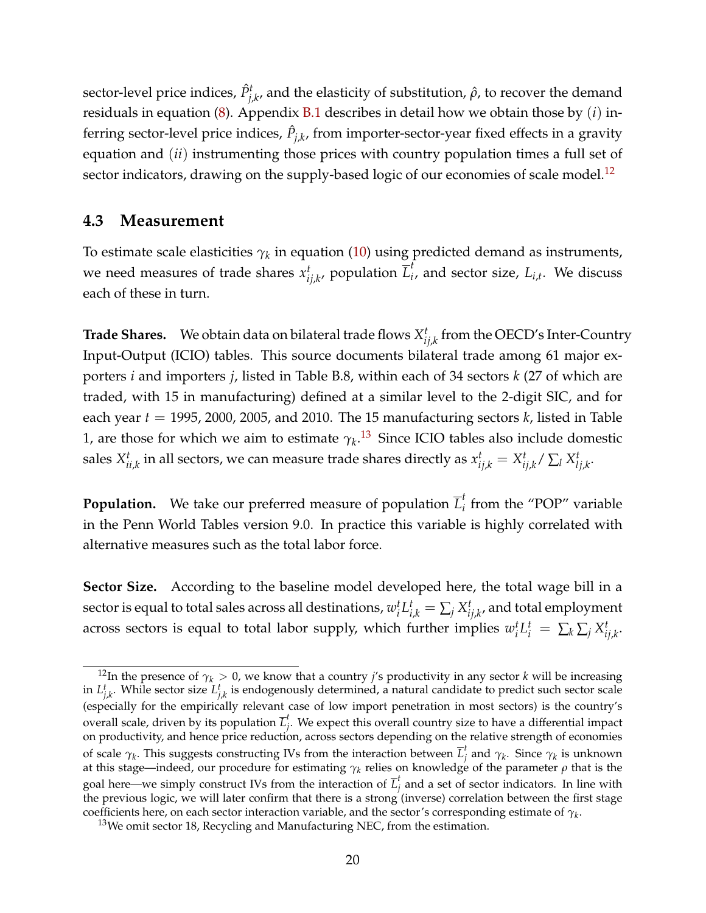sector-level price indices, $\hat{P}^t_{j,k}$, and the elasticity of substitution, $\hat{\rho}$, to recover the demand residuals in equation (8). Appendix B.1 describes in detail how we obtain those by ($i$) inferring sector-level price indices, $\hat{P}_{j,k}$, from importer-sector-year fixed effects in a gravity equation and ($ii$) instrumenting those prices with country population times a full set of sector indicators, drawing on the supply-based logic of our economies of scale model.[12]

### 4.3 Measurement

To estimate scale elasticities $\gamma_k$ in equation (10) using predicted demand as instruments, we need measures of trade shares $x^t_{ij,k}$, population $\overline{L}^t_i$, and sector size, $L_{i,t}$. We discuss each of these in turn.

**Trade Shares.** We obtain data on bilateral trade flows $X^t_{ij,k}$ from the OECD's Inter-Country Input-Output (ICIO) tables. This source documents bilateral trade among 61 major exporters $i$ and importers $j$, listed in Table B.8, within each of 34 sectors $k$ (27 of which are traded, with 15 in manufacturing) defined at a similar level to the 2-digit SIC, and for each year $t$ = 1995, 2000, 2005, and 2010. The 15 manufacturing sectors $k$, listed in Table 1, are those for which we aim to estimate $\gamma_k$.[13] Since ICIO tables also include domestic sales $X^t_{ii,k}$ in all sectors, we can measure trade shares directly as $x^t_{ij,k} = X^t_{ij,k} / \sum_l X^t_{lj,k}$.

**Population.** We take our preferred measure of population $\overline{L}^t_i$ from the "POP" variable in the Penn World Tables version 9.0. In practice this variable is highly correlated with alternative measures such as the total labor force.

**Sector Size.** According to the baseline model developed here, the total wage bill in a sector is equal to total sales across all destinations, $w^t_i L^t_{i,k} = \sum_j X^t_{ij,k}$, and total employment across sectors is equal to total labor supply, which further implies $w^t_i L^t_i = \sum_k \sum_j X^t_{ij,k}$.

[12] In the presence of $\gamma_k > 0$, we know that a country $j$'s productivity in any sector $k$ will be increasing in $L^t_{j,k}$. While sector size $L^t_{j,k}$ is endogenously determined, a natural candidate to predict such sector scale (especially for the empirically relevant case of low import penetration in most sectors) is the country's overall scale, driven by its population $\overline{L}^t_j$. We expect this overall country size to have a differential impact on productivity, and hence price reduction, across sectors depending on the relative strength of economies of scale $\gamma_k$. This suggests constructing IVs from the interaction between $\overline{L}^t_j$ and $\gamma_k$. Since $\gamma_k$ is unknown at this stage—indeed, our procedure for estimating $\gamma_k$ relies on knowledge of the parameter $\rho$ that is the goal here—we simply construct IVs from the interaction of $\overline{L}^t_j$ and a set of sector indicators. In line with the previous logic, we will later confirm that there is a strong (inverse) correlation between the first stage coefficients here, on each sector interaction variable, and the sector's corresponding estimate of $\gamma_k$.

[13] We omit sector 18, Recycling and Manufacturing NEC, from the estimation.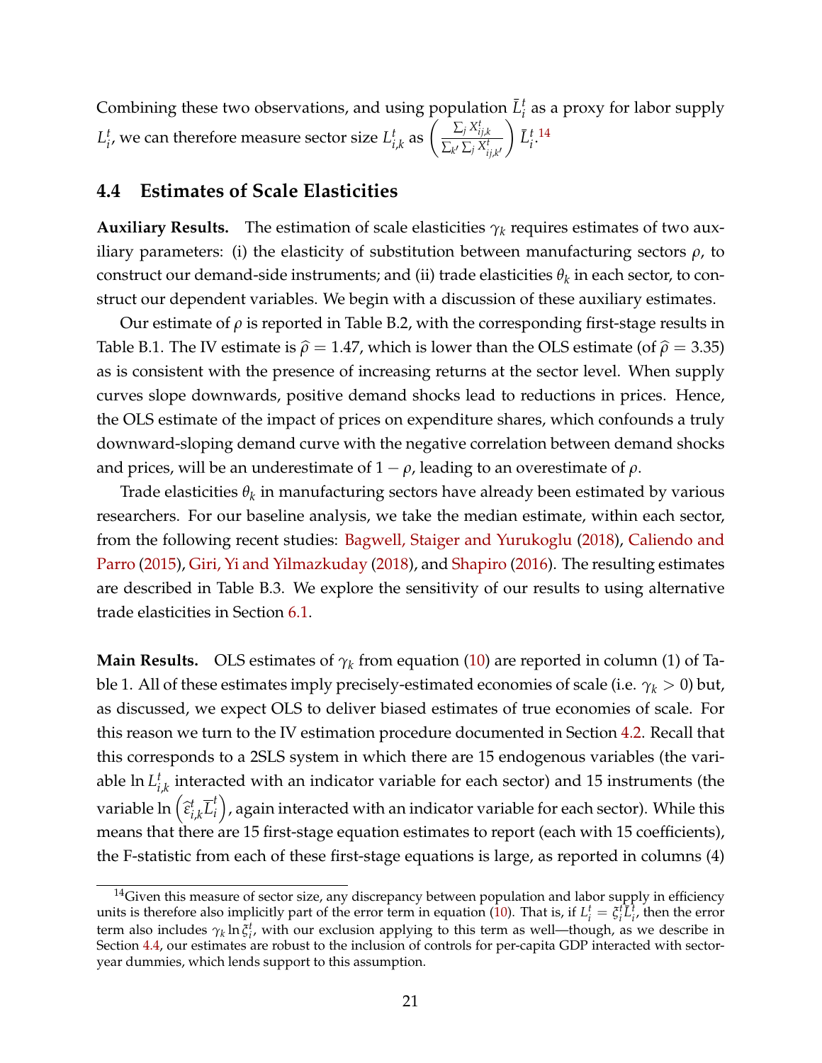Combining these two observations, and using population $\bar{L}_i^t$ as a proxy for labor supply $L_i^t$, we can therefore measure sector size $L_{i,k}^t$ as $\left(\frac{\sum_j X_{ij,k}^t}{\sum_{k'} \sum_j X_{ij,k'}^t}\right) \bar{L}_i^t$.[14]

## 4.4 Estimates of Scale Elasticities

**Auxiliary Results.** The estimation of scale elasticities $\gamma_k$ requires estimates of two auxiliary parameters: (i) the elasticity of substitution between manufacturing sectors $\rho$, to construct our demand-side instruments; and (ii) trade elasticities $\theta_k$ in each sector, to construct our dependent variables. We begin with a discussion of these auxiliary estimates.

Our estimate of $\rho$ is reported in Table B.2, with the corresponding first-stage results in Table B.1. The IV estimate is $\widehat{\rho} = 1.47$, which is lower than the OLS estimate (of $\widehat{\rho} = 3.35$) as is consistent with the presence of increasing returns at the sector level. When supply curves slope downwards, positive demand shocks lead to reductions in prices. Hence, the OLS estimate of the impact of prices on expenditure shares, which confounds a truly downward-sloping demand curve with the negative correlation between demand shocks and prices, will be an underestimate of $1 - \rho$, leading to an overestimate of $\rho$.

Trade elasticities $\theta_k$ in manufacturing sectors have already been estimated by various researchers. For our baseline analysis, we take the median estimate, within each sector, from the following recent studies: Bagwell, Staiger and Yurukoglu (2018), Caliendo and Parro (2015), Giri, Yi and Yilmazkuday (2018), and Shapiro (2016). The resulting estimates are described in Table B.3. We explore the sensitivity of our results to using alternative trade elasticities in Section 6.1.

**Main Results.** OLS estimates of $\gamma_k$ from equation (10) are reported in column (1) of Table 1. All of these estimates imply precisely-estimated economies of scale (i.e. $\gamma_k > 0$) but, as discussed, we expect OLS to deliver biased estimates of true economies of scale. For this reason we turn to the IV estimation procedure documented in Section 4.2. Recall that this corresponds to a 2SLS system in which there are 15 endogenous variables (the variable $\ln L_{i,k}^t$ interacted with an indicator variable for each sector) and 15 instruments (the variable $\ln\left(\widehat{\varepsilon}_{i,k}^t \overline{L}_i^t\right)$, again interacted with an indicator variable for each sector). While this means that there are 15 first-stage equation estimates to report (each with 15 coefficients), the F-statistic from each of these first-stage equations is large, as reported in columns (4)

[14] Given this measure of sector size, any discrepancy between population and labor supply in efficiency units is therefore also implicitly part of the error term in equation (10). That is, if $L_i^t = \xi_i^t \bar{L}_i^t$, then the error term also includes $\gamma_k \ln \xi_i^t$, with our exclusion applying to this term as well—though, as we describe in Section 4.4, our estimates are robust to the inclusion of controls for per-capita GDP interacted with sector-year dummies, which lends support to this assumption.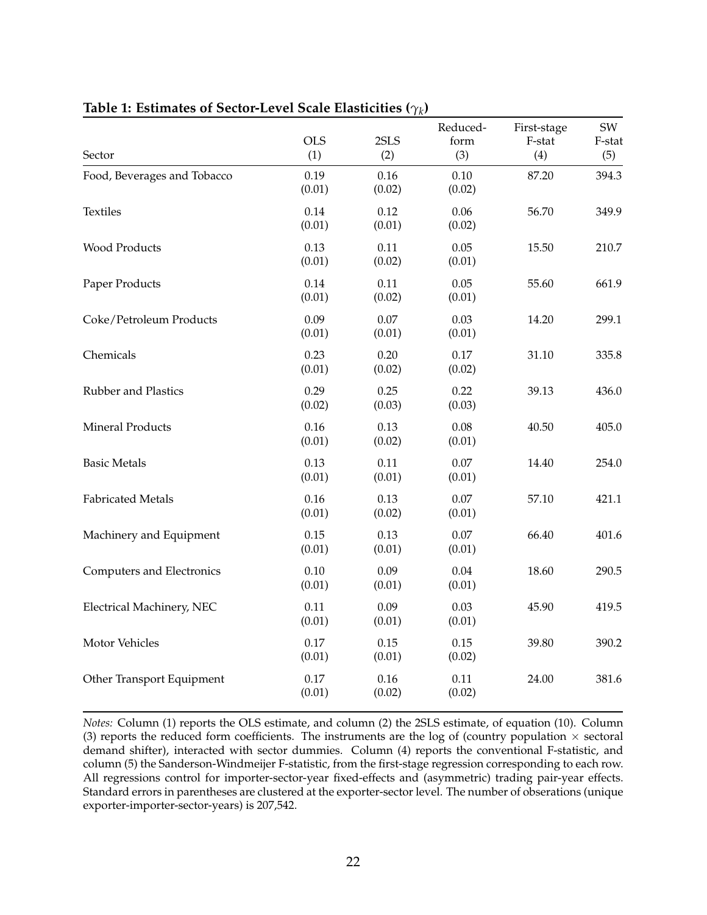**Table 1: Estimates of Sector-Level Scale Elasticities ($\gamma_k$)**

| Sector | OLS (1) | 2SLS (2) | Reduced-form (3) | First-stage F-stat (4) | SW F-stat (5) |
|---|---|---|---|---|---|
| Food, Beverages and Tobacco | 0.19 | 0.16 | 0.10 | 87.20 | 394.3 |
| | (0.01) | (0.02) | (0.02) | | |
| Textiles | 0.14 | 0.12 | 0.06 | 56.70 | 349.9 |
| | (0.01) | (0.01) | (0.02) | | |
| Wood Products | 0.13 | 0.11 | 0.05 | 15.50 | 210.7 |
| | (0.01) | (0.02) | (0.01) | | |
| Paper Products | 0.14 | 0.11 | 0.05 | 55.60 | 661.9 |
| | (0.01) | (0.02) | (0.01) | | |
| Coke/Petroleum Products | 0.09 | 0.07 | 0.03 | 14.20 | 299.1 |
| | (0.01) | (0.01) | (0.01) | | |
| Chemicals | 0.23 | 0.20 | 0.17 | 31.10 | 335.8 |
| | (0.01) | (0.02) | (0.02) | | |
| Rubber and Plastics | 0.29 | 0.25 | 0.22 | 39.13 | 436.0 |
| | (0.02) | (0.03) | (0.03) | | |
| Mineral Products | 0.16 | 0.13 | 0.08 | 40.50 | 405.0 |
| | (0.01) | (0.02) | (0.01) | | |
| Basic Metals | 0.13 | 0.11 | 0.07 | 14.40 | 254.0 |
| | (0.01) | (0.01) | (0.01) | | |
| Fabricated Metals | 0.16 | 0.13 | 0.07 | 57.10 | 421.1 |
| | (0.01) | (0.02) | (0.01) | | |
| Machinery and Equipment | 0.15 | 0.13 | 0.07 | 66.40 | 401.6 |
| | (0.01) | (0.01) | (0.01) | | |
| Computers and Electronics | 0.10 | 0.09 | 0.04 | 18.60 | 290.5 |
| | (0.01) | (0.01) | (0.01) | | |
| Electrical Machinery, NEC | 0.11 | 0.09 | 0.03 | 45.90 | 419.5 |
| | (0.01) | (0.01) | (0.01) | | |
| Motor Vehicles | 0.17 | 0.15 | 0.15 | 39.80 | 390.2 |
| | (0.01) | (0.01) | (0.02) | | |
| Other Transport Equipment | 0.17 | 0.16 | 0.11 | 24.00 | 381.6 |
| | (0.01) | (0.02) | (0.02) | | |

*Notes:* Column (1) reports the OLS estimate, and column (2) the 2SLS estimate, of equation (10). Column (3) reports the reduced form coefficients. The instruments are the log of (country population $\times$ sectoral demand shifter), interacted with sector dummies. Column (4) reports the conventional F-statistic, and column (5) the Sanderson-Windmeijer F-statistic, from the first-stage regression corresponding to each row. All regressions control for importer-sector-year fixed-effects and (asymmetric) trading pair-year effects. Standard errors in parentheses are clustered at the exporter-sector level. The number of observations (unique exporter-importer-sector-years) is 207,542.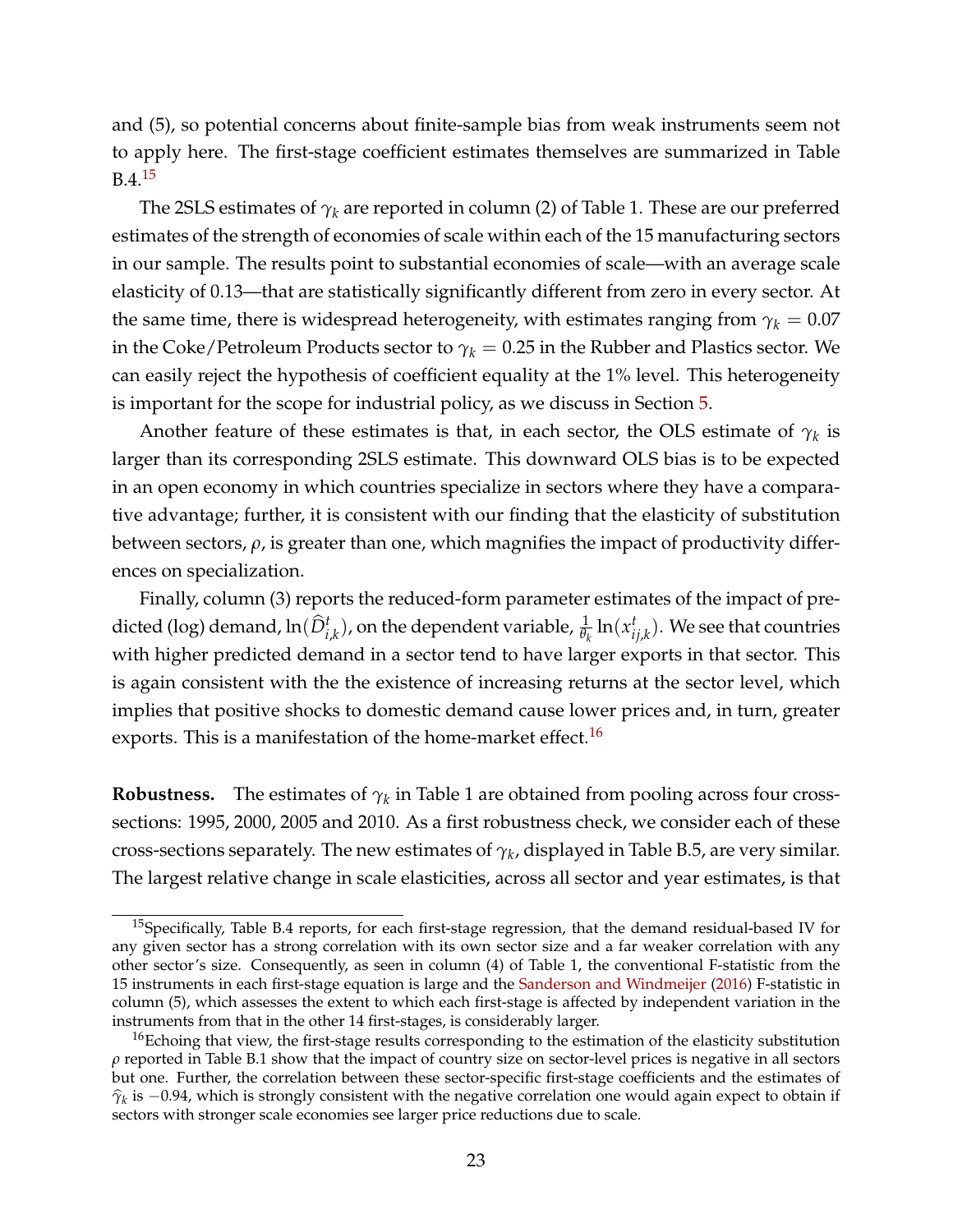and (5), so potential concerns about finite-sample bias from weak instruments seem not to apply here. The first-stage coefficient estimates themselves are summarized in Table B.4.[15]

The 2SLS estimates of $\gamma_k$ are reported in column (2) of Table 1. These are our preferred estimates of the strength of economies of scale within each of the 15 manufacturing sectors in our sample. The results point to substantial economies of scale—with an average scale elasticity of 0.13—that are statistically significantly different from zero in every sector. At the same time, there is widespread heterogeneity, with estimates ranging from $\gamma_k = 0.07$ in the Coke/Petroleum Products sector to $\gamma_k = 0.25$ in the Rubber and Plastics sector. We can easily reject the hypothesis of coefficient equality at the 1% level. This heterogeneity is important for the scope for industrial policy, as we discuss in Section 5.

Another feature of these estimates is that, in each sector, the OLS estimate of $\gamma_k$ is larger than its corresponding 2SLS estimate. This downward OLS bias is to be expected in an open economy in which countries specialize in sectors where they have a comparative advantage; further, it is consistent with our finding that the elasticity of substitution between sectors, $\rho$, is greater than one, which magnifies the impact of productivity differences on specialization.

Finally, column (3) reports the reduced-form parameter estimates of the impact of predicted (log) demand, $\ln(\widehat{D}^t_{i,k})$, on the dependent variable, $\frac{1}{\theta_k}\ln(x^t_{ij,k})$. We see that countries with higher predicted demand in a sector tend to have larger exports in that sector. This is again consistent with the the existence of increasing returns at the sector level, which implies that positive shocks to domestic demand cause lower prices and, in turn, greater exports. This is a manifestation of the home-market effect.[16]

**Robustness.** The estimates of $\gamma_k$ in Table 1 are obtained from pooling across four cross-sections: 1995, 2000, 2005 and 2010. As a first robustness check, we consider each of these cross-sections separately. The new estimates of $\gamma_k$, displayed in Table B.5, are very similar. The largest relative change in scale elasticities, across all sector and year estimates, is that

[15] Specifically, Table B.4 reports, for each first-stage regression, that the demand residual-based IV for any given sector has a strong correlation with its own sector size and a far weaker correlation with any other sector's size. Consequently, as seen in column (4) of Table 1, the conventional F-statistic from the 15 instruments in each first-stage equation is large and the Sanderson and Windmeijer (2016) F-statistic in column (5), which assesses the extent to which each first-stage is affected by independent variation in the instruments from that in the other 14 first-stages, is considerably larger.

[16] Echoing that view, the first-stage results corresponding to the estimation of the elasticity substitution $\rho$ reported in Table B.1 show that the impact of country size on sector-level prices is negative in all sectors but one. Further, the correlation between these sector-specific first-stage coefficients and the estimates of $\widehat{\gamma}_k$ is $-0.94$, which is strongly consistent with the negative correlation one would again expect to obtain if sectors with stronger scale economies see larger price reductions due to scale.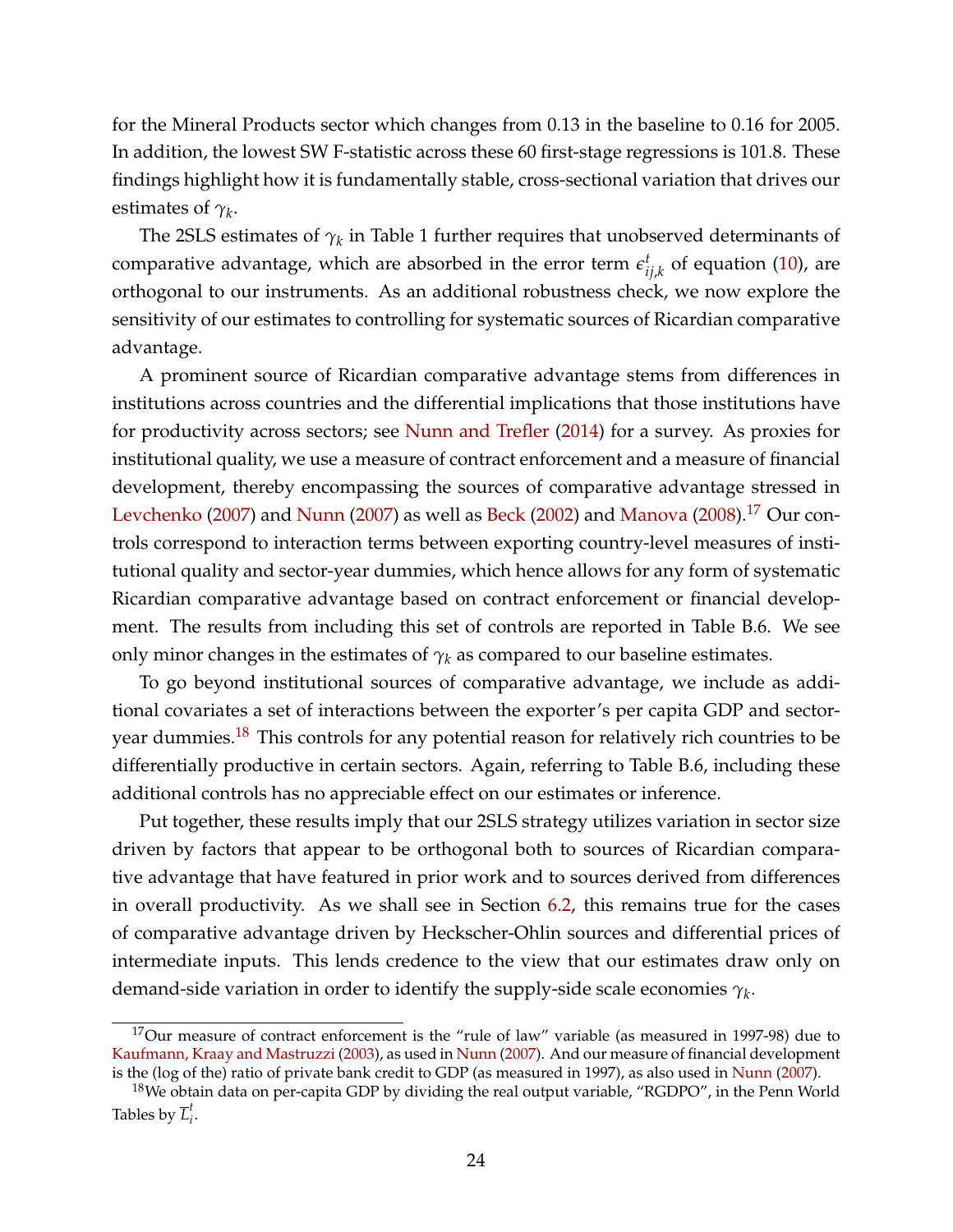for the Mineral Products sector which changes from 0.13 in the baseline to 0.16 for 2005. In addition, the lowest SW F-statistic across these 60 first-stage regressions is 101.8. These findings highlight how it is fundamentally stable, cross-sectional variation that drives our estimates of $\gamma_k$.

The 2SLS estimates of $\gamma_k$ in Table 1 further requires that unobserved determinants of comparative advantage, which are absorbed in the error term $\epsilon^t_{ij,k}$ of equation (10), are orthogonal to our instruments. As an additional robustness check, we now explore the sensitivity of our estimates to controlling for systematic sources of Ricardian comparative advantage.

A prominent source of Ricardian comparative advantage stems from differences in institutions across countries and the differential implications that those institutions have for productivity across sectors; see Nunn and Trefler (2014) for a survey. As proxies for institutional quality, we use a measure of contract enforcement and a measure of financial development, thereby encompassing the sources of comparative advantage stressed in Levchenko (2007) and Nunn (2007) as well as Beck (2002) and Manova (2008).[17] Our controls correspond to interaction terms between exporting country-level measures of institutional quality and sector-year dummies, which hence allows for any form of systematic Ricardian comparative advantage based on contract enforcement or financial development. The results from including this set of controls are reported in Table B.6. We see only minor changes in the estimates of $\gamma_k$ as compared to our baseline estimates.

To go beyond institutional sources of comparative advantage, we include as additional covariates a set of interactions between the exporter's per capita GDP and sector-year dummies.[18] This controls for any potential reason for relatively rich countries to be differentially productive in certain sectors. Again, referring to Table B.6, including these additional controls has no appreciable effect on our estimates or inference.

Put together, these results imply that our 2SLS strategy utilizes variation in sector size driven by factors that appear to be orthogonal both to sources of Ricardian comparative advantage that have featured in prior work and to sources derived from differences in overall productivity. As we shall see in Section 6.2, this remains true for the cases of comparative advantage driven by Heckscher-Ohlin sources and differential prices of intermediate inputs. This lends credence to the view that our estimates draw only on demand-side variation in order to identify the supply-side scale economies $\gamma_k$.

---

[17] Our measure of contract enforcement is the "rule of law" variable (as measured in 1997-98) due to Kaufmann, Kraay and Mastruzzi (2003), as used in Nunn (2007). And our measure of financial development is the (log of the) ratio of private bank credit to GDP (as measured in 1997), as also used in Nunn (2007).

[18] We obtain data on per-capita GDP by dividing the real output variable, "RGDPO", in the Penn World Tables by $\overline{L}^t_i$.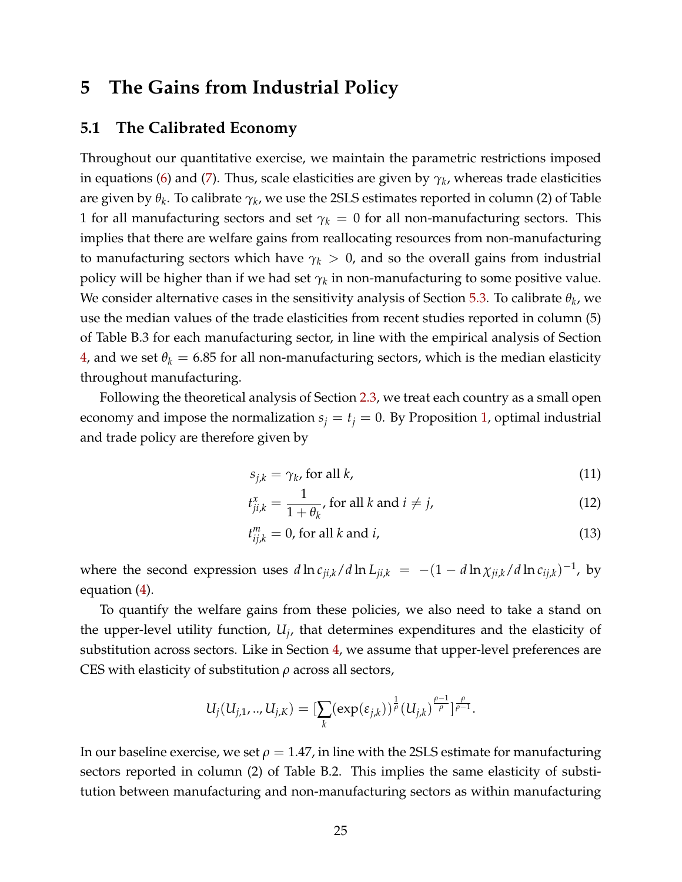# 5 The Gains from Industrial Policy

## 5.1 The Calibrated Economy

Throughout our quantitative exercise, we maintain the parametric restrictions imposed in equations (6) and (7). Thus, scale elasticities are given by $\gamma_k$, whereas trade elasticities are given by $\theta_k$. To calibrate $\gamma_k$, we use the 2SLS estimates reported in column (2) of Table 1 for all manufacturing sectors and set $\gamma_k = 0$ for all non-manufacturing sectors. This implies that there are welfare gains from reallocating resources from non-manufacturing to manufacturing sectors which have $\gamma_k > 0$, and so the overall gains from industrial policy will be higher than if we had set $\gamma_k$ in non-manufacturing to some positive value. We consider alternative cases in the sensitivity analysis of Section 5.3. To calibrate $\theta_k$, we use the median values of the trade elasticities from recent studies reported in column (5) of Table B.3 for each manufacturing sector, in line with the empirical analysis of Section 4, and we set $\theta_k = 6.85$ for all non-manufacturing sectors, which is the median elasticity throughout manufacturing.

Following the theoretical analysis of Section 2.3, we treat each country as a small open economy and impose the normalization $s_j = t_j = 0$. By Proposition 1, optimal industrial and trade policy are therefore given by

$$s_{j,k} = \gamma_k, \text{ for all } k, \tag{11}$$

$$t^x_{ji,k} = \frac{1}{1+\theta_k}, \text{ for all } k \text{ and } i \neq j, \tag{12}$$

$$t^m_{ij,k} = 0, \text{ for all } k \text{ and } i, \tag{13}$$

where the second expression uses $d \ln c_{ji,k}/d \ln L_{ji,k} = -(1 - d \ln \chi_{ji,k}/d \ln c_{ij,k})^{-1}$, by equation (4).

To quantify the welfare gains from these policies, we also need to take a stand on the upper-level utility function, $U_j$, that determines expenditures and the elasticity of substitution across sectors. Like in Section 4, we assume that upper-level preferences are CES with elasticity of substitution $\rho$ across all sectors,

$$U_j(U_{j,1}, .., U_{j,K}) = [\sum_k (\exp(\varepsilon_{j,k}))^{\frac{1}{\rho}} (U_{j,k})^{\frac{\rho-1}{\rho}}]^{\frac{\rho}{\rho-1}}.$$

In our baseline exercise, we set $\rho = 1.47$, in line with the 2SLS estimate for manufacturing sectors reported in column (2) of Table B.2. This implies the same elasticity of substitution between manufacturing and non-manufacturing sectors as within manufacturing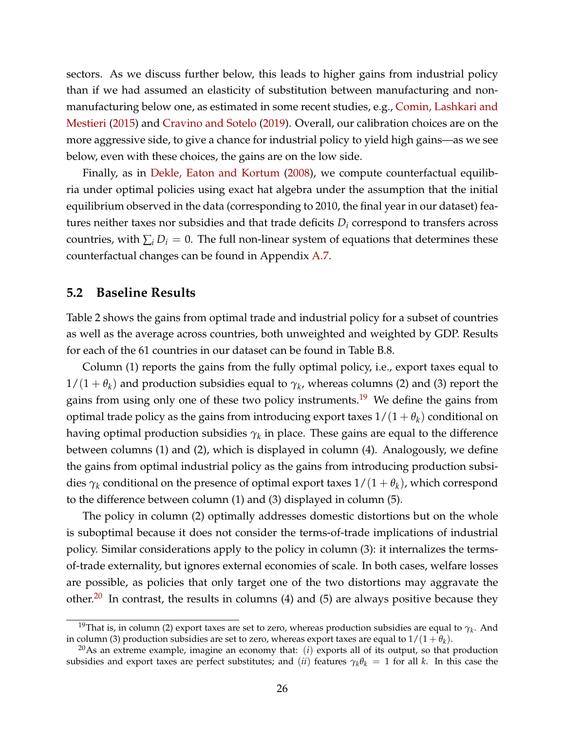sectors. As we discuss further below, this leads to higher gains from industrial policy than if we had assumed an elasticity of substitution between manufacturing and non-manufacturing below one, as estimated in some recent studies, e.g., Comin, Lashkari and Mestieri (2015) and Cravino and Sotelo (2019). Overall, our calibration choices are on the more aggressive side, to give a chance for industrial policy to yield high gains—as we see below, even with these choices, the gains are on the low side.

Finally, as in Dekle, Eaton and Kortum (2008), we compute counterfactual equilibria under optimal policies using exact hat algebra under the assumption that the initial equilibrium observed in the data (corresponding to 2010, the final year in our dataset) features neither taxes nor subsidies and that trade deficits $D_i$ correspond to transfers across countries, with $\sum_i D_i = 0$. The full non-linear system of equations that determines these counterfactual changes can be found in Appendix A.7.

## 5.2 Baseline Results

Table 2 shows the gains from optimal trade and industrial policy for a subset of countries as well as the average across countries, both unweighted and weighted by GDP. Results for each of the 61 countries in our dataset can be found in Table B.8.

Column (1) reports the gains from the fully optimal policy, i.e., export taxes equal to $1/(1+\theta_k)$ and production subsidies equal to $\gamma_k$, whereas columns (2) and (3) report the gains from using only one of these two policy instruments.[19] We define the gains from optimal trade policy as the gains from introducing export taxes $1/(1+\theta_k)$ conditional on having optimal production subsidies $\gamma_k$ in place. These gains are equal to the difference between columns (1) and (2), which is displayed in column (4). Analogously, we define the gains from optimal industrial policy as the gains from introducing production subsidies $\gamma_k$ conditional on the presence of optimal export taxes $1/(1+\theta_k)$, which correspond to the difference between column (1) and (3) displayed in column (5).

The policy in column (2) optimally addresses domestic distortions but on the whole is suboptimal because it does not consider the terms-of-trade implications of industrial policy. Similar considerations apply to the policy in column (3): it internalizes the terms-of-trade externality, but ignores external economies of scale. In both cases, welfare losses are possible, as policies that only target one of the two distortions may aggravate the other.[20] In contrast, the results in columns (4) and (5) are always positive because they

[19] That is, in column (2) export taxes are set to zero, whereas production subsidies are equal to $\gamma_k$. And in column (3) production subsidies are set to zero, whereas export taxes are equal to $1/(1+\theta_k)$.

[20] As an extreme example, imagine an economy that: $(i)$ exports all of its output, so that production subsidies and export taxes are perfect substitutes; and $(ii)$ features $\gamma_k \theta_k = 1$ for all $k$. In this case the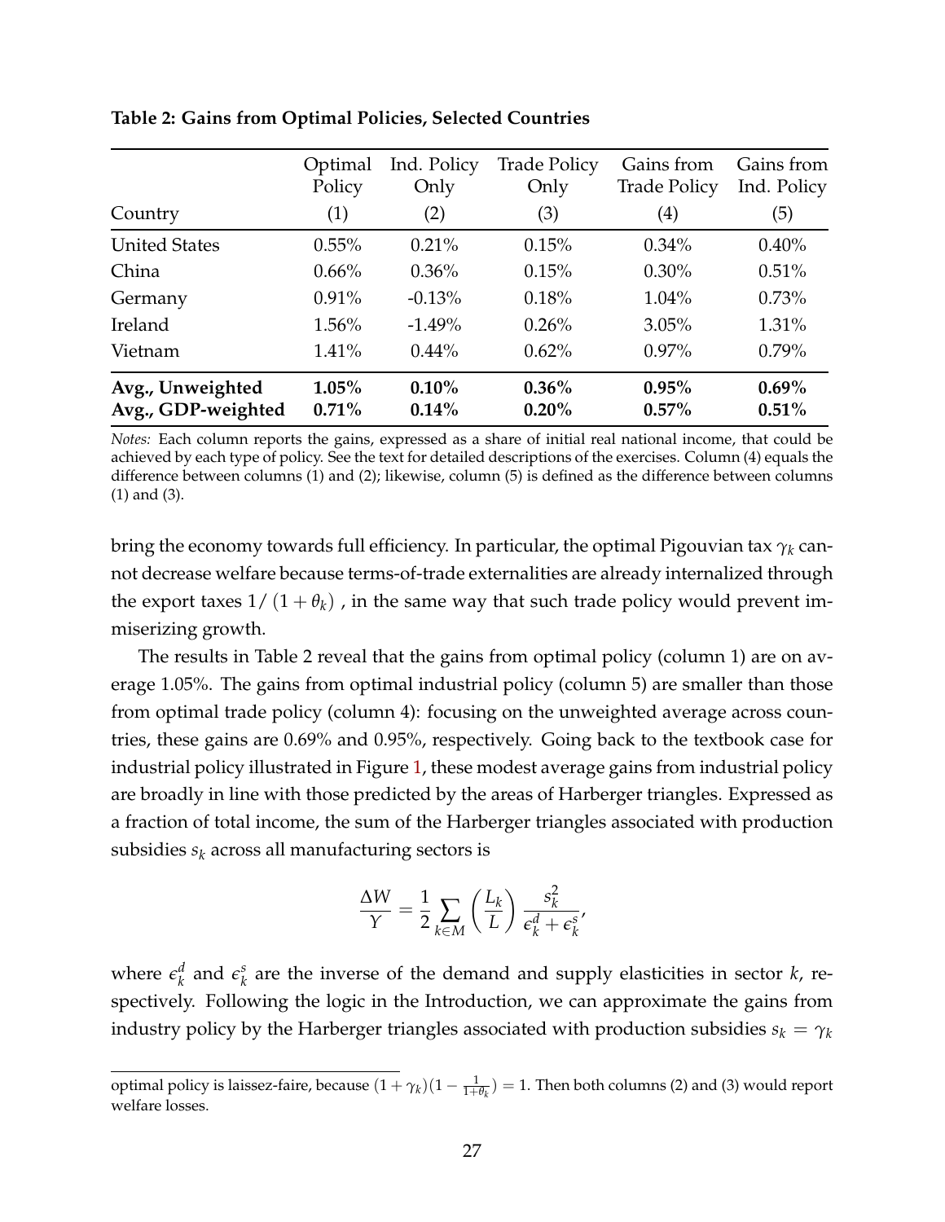**Table 2: Gains from Optimal Policies, Selected Countries**

| Country | Optimal Policy (1) | Ind. Policy Only (2) | Trade Policy Only (3) | Gains from Trade Policy (4) | Gains from Ind. Policy (5) |
|---|---|---|---|---|---|
| United States | 0.55% | 0.21% | 0.15% | 0.34% | 0.40% |
| China | 0.66% | 0.36% | 0.15% | 0.30% | 0.51% |
| Germany | 0.91% | -0.13% | 0.18% | 1.04% | 0.73% |
| Ireland | 1.56% | -1.49% | 0.26% | 3.05% | 1.31% |
| Vietnam | 1.41% | 0.44% | 0.62% | 0.97% | 0.79% |
| **Avg., Unweighted** | **1.05%** | **0.10%** | **0.36%** | **0.95%** | **0.69%** |
| **Avg., GDP-weighted** | **0.71%** | **0.14%** | **0.20%** | **0.57%** | **0.51%** |

*Notes:* Each column reports the gains, expressed as a share of initial real national income, that could be achieved by each type of policy. See the text for detailed descriptions of the exercises. Column (4) equals the difference between columns (1) and (2); likewise, column (5) is defined as the difference between columns (1) and (3).

bring the economy towards full efficiency. In particular, the optimal Pigouvian tax $\gamma_k$ cannot decrease welfare because terms-of-trade externalities are already internalized through the export taxes $1/(1+\theta_k)$ , in the same way that such trade policy would prevent immiserizing growth.

The results in Table 2 reveal that the gains from optimal policy (column 1) are on average 1.05%. The gains from optimal industrial policy (column 5) are smaller than those from optimal trade policy (column 4): focusing on the unweighted average across countries, these gains are 0.69% and 0.95%, respectively. Going back to the textbook case for industrial policy illustrated in Figure 1, these modest average gains from industrial policy are broadly in line with those predicted by the areas of Harberger triangles. Expressed as a fraction of total income, the sum of the Harberger triangles associated with production subsidies $s_k$ across all manufacturing sectors is

$$\frac{\Delta W}{Y} = \frac{1}{2} \sum_{k \in M} \left( \frac{L_k}{L} \right) \frac{s_k^2}{\epsilon_k^d + \epsilon_k^s},$$

where $\epsilon_k^d$ and $\epsilon_k^s$ are the inverse of the demand and supply elasticities in sector $k$, respectively. Following the logic in the Introduction, we can approximate the gains from industry policy by the Harberger triangles associated with production subsidies $s_k = \gamma_k$

optimal policy is laissez-faire, because $(1+\gamma_k)(1-\frac{1}{1+\theta_k}) = 1$. Then both columns (2) and (3) would report welfare losses.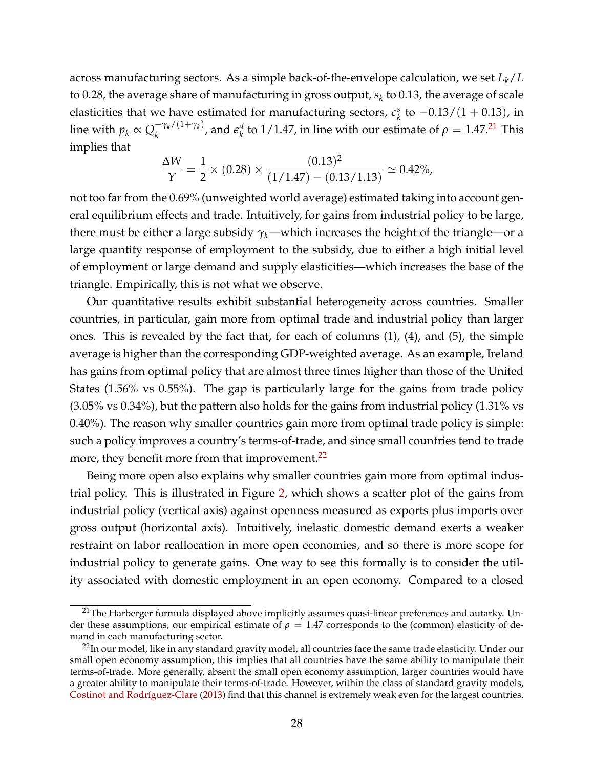across manufacturing sectors. As a simple back-of-the-envelope calculation, we set $L_k/L$ to 0.28, the average share of manufacturing in gross output, $s_k$ to 0.13, the average of scale elasticities that we have estimated for manufacturing sectors, $\epsilon_k^s$ to $-0.13/(1+0.13)$, in line with $p_k \propto Q_k^{-\gamma_k/(1+\gamma_k)}$, and $\epsilon_k^d$ to $1/1.47$, in line with our estimate of $\rho = 1.47$.[21] This implies that

$$\frac{\Delta W}{Y} = \frac{1}{2} \times (0.28) \times \frac{(0.13)^2}{(1/1.47) - (0.13/1.13)} \simeq 0.42\%,$$

not too far from the 0.69% (unweighted world average) estimated taking into account general equilibrium effects and trade. Intuitively, for gains from industrial policy to be large, there must be either a large subsidy $\gamma_k$—which increases the height of the triangle—or a large quantity response of employment to the subsidy, due to either a high initial level of employment or large demand and supply elasticities—which increases the base of the triangle. Empirically, this is not what we observe.

Our quantitative results exhibit substantial heterogeneity across countries. Smaller countries, in particular, gain more from optimal trade and industrial policy than larger ones. This is revealed by the fact that, for each of columns (1), (4), and (5), the simple average is higher than the corresponding GDP-weighted average. As an example, Ireland has gains from optimal policy that are almost three times higher than those of the United States (1.56% vs 0.55%). The gap is particularly large for the gains from trade policy (3.05% vs 0.34%), but the pattern also holds for the gains from industrial policy (1.31% vs 0.40%). The reason why smaller countries gain more from optimal trade policy is simple: such a policy improves a country's terms-of-trade, and since small countries tend to trade more, they benefit more from that improvement.[22]

Being more open also explains why smaller countries gain more from optimal industrial policy. This is illustrated in Figure 2, which shows a scatter plot of the gains from industrial policy (vertical axis) against openness measured as exports plus imports over gross output (horizontal axis). Intuitively, inelastic domestic demand exerts a weaker restraint on labor reallocation in more open economies, and so there is more scope for industrial policy to generate gains. One way to see this formally is to consider the utility associated with domestic employment in an open economy. Compared to a closed

[21] The Harberger formula displayed above implicitly assumes quasi-linear preferences and autarky. Under these assumptions, our empirical estimate of $\rho = 1.47$ corresponds to the (common) elasticity of demand in each manufacturing sector.

[22] In our model, like in any standard gravity model, all countries face the same trade elasticity. Under our small open economy assumption, this implies that all countries have the same ability to manipulate their terms-of-trade. More generally, absent the small open economy assumption, larger countries would have a greater ability to manipulate their terms-of-trade. However, within the class of standard gravity models, Costinot and Rodríguez-Clare (2013) find that this channel is extremely weak even for the largest countries.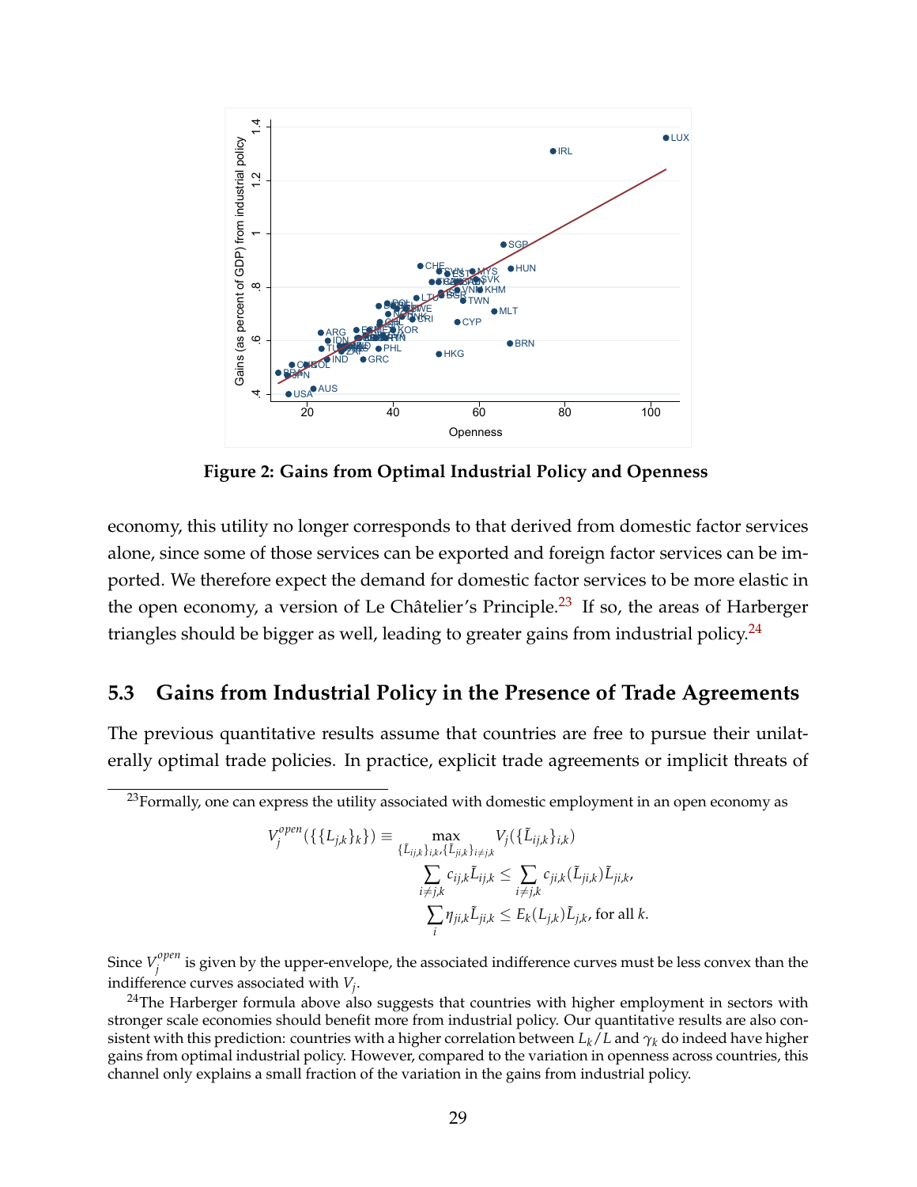**Figure 2: Gains from Optimal Industrial Policy and Openness**

economy, this utility no longer corresponds to that derived from domestic factor services alone, since some of those services can be exported and foreign factor services can be imported. We therefore expect the demand for domestic factor services to be more elastic in the open economy, a version of Le Châtelier's Principle.[23] If so, the areas of Harberger triangles should be bigger as well, leading to greater gains from industrial policy.[24]

### 5.3 Gains from Industrial Policy in the Presence of Trade Agreements

The previous quantitative results assume that countries are free to pursue their unilaterally optimal trade policies. In practice, explicit trade agreements or implicit threats of

---

[23]Formally, one can express the utility associated with domestic employment in an open economy as

$$
\begin{aligned}
V_j^{open}(\{\{L_{j,k}\}_k\}) \equiv \max_{\{L_{ij,k}\}_{i,k},\{\tilde{L}_{ji,k}\}_{i \neq j,k}} \; & V_j(\{\tilde{L}_{ij,k}\}_{i,k}) \\
& \sum_{i \neq j,k} c_{ij,k}\tilde{L}_{ij,k} \leq \sum_{i \neq j,k} c_{ji,k}(\tilde{L}_{ji,k})\tilde{L}_{ji,k}, \\
& \sum_i \eta_{ji,k}\tilde{L}_{ji,k} \leq E_k(L_{j,k})\tilde{L}_{j,k}, \text{ for all } k.
\end{aligned}
$$

Since $V_j^{open}$ is given by the upper-envelope, the associated indifference curves must be less convex than the indifference curves associated with $V_j$.

[24]The Harberger formula above also suggests that countries with higher employment in sectors with stronger scale economies should benefit more from industrial policy. Our quantitative results are also consistent with this prediction: countries with a higher correlation between $L_k/L$ and $\gamma_k$ do indeed have higher gains from optimal industrial policy. However, compared to the variation in openness across countries, this channel only explains a small fraction of the variation in the gains from industrial policy.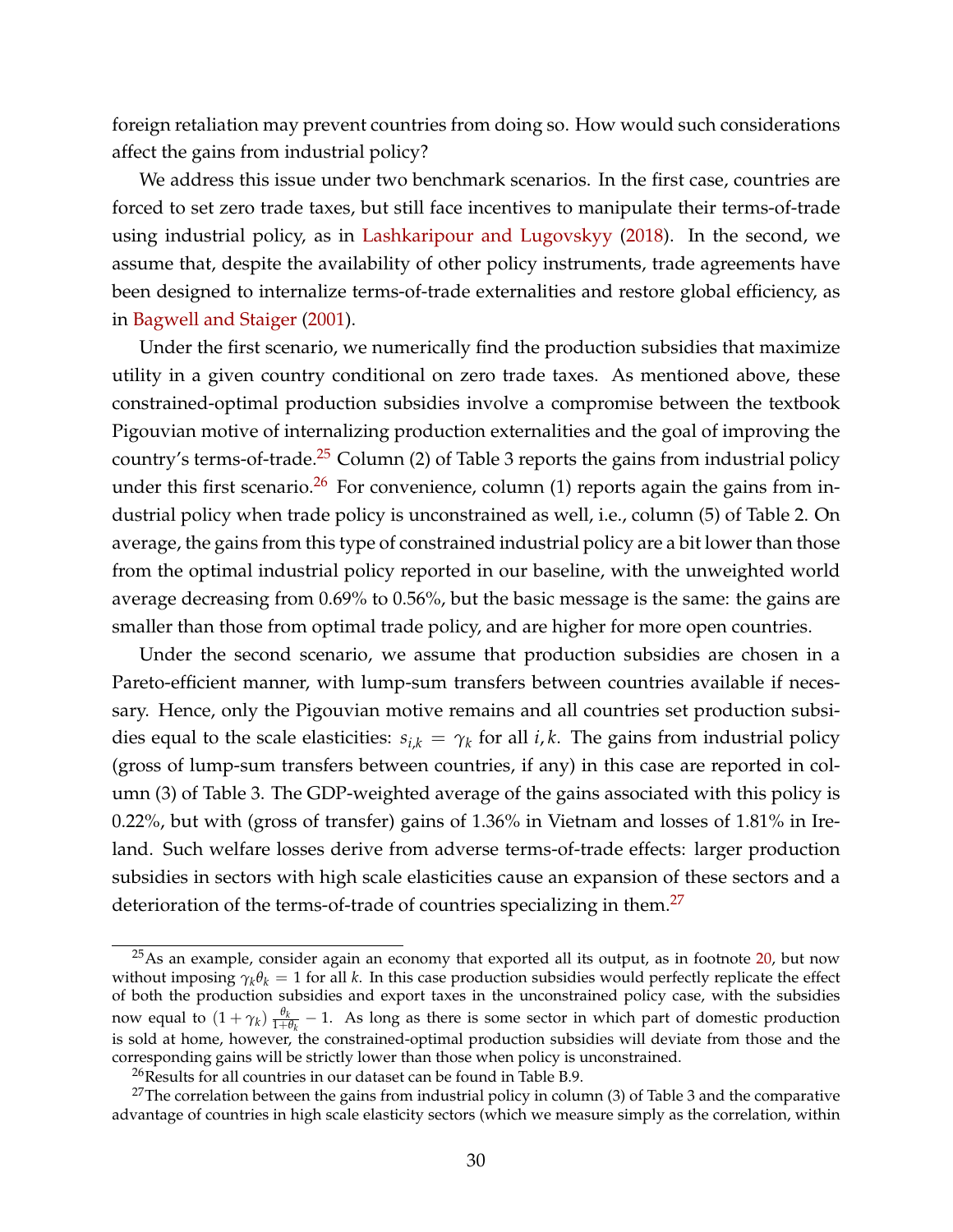foreign retaliation may prevent countries from doing so. How would such considerations affect the gains from industrial policy?

We address this issue under two benchmark scenarios. In the first case, countries are forced to set zero trade taxes, but still face incentives to manipulate their terms-of-trade using industrial policy, as in Lashkaripour and Lugovskyy (2018). In the second, we assume that, despite the availability of other policy instruments, trade agreements have been designed to internalize terms-of-trade externalities and restore global efficiency, as in Bagwell and Staiger (2001).

Under the first scenario, we numerically find the production subsidies that maximize utility in a given country conditional on zero trade taxes. As mentioned above, these constrained-optimal production subsidies involve a compromise between the textbook Pigouvian motive of internalizing production externalities and the goal of improving the country's terms-of-trade.[25] Column (2) of Table 3 reports the gains from industrial policy under this first scenario.[26] For convenience, column (1) reports again the gains from industrial policy when trade policy is unconstrained as well, i.e., column (5) of Table 2. On average, the gains from this type of constrained industrial policy are a bit lower than those from the optimal industrial policy reported in our baseline, with the unweighted world average decreasing from 0.69% to 0.56%, but the basic message is the same: the gains are smaller than those from optimal trade policy, and are higher for more open countries.

Under the second scenario, we assume that production subsidies are chosen in a Pareto-efficient manner, with lump-sum transfers between countries available if necessary. Hence, only the Pigouvian motive remains and all countries set production subsidies equal to the scale elasticities: $s_{i,k} = \gamma_k$ for all $i, k$. The gains from industrial policy (gross of lump-sum transfers between countries, if any) in this case are reported in column (3) of Table 3. The GDP-weighted average of the gains associated with this policy is 0.22%, but with (gross of transfer) gains of 1.36% in Vietnam and losses of 1.81% in Ireland. Such welfare losses derive from adverse terms-of-trade effects: larger production subsidies in sectors with high scale elasticities cause an expansion of these sectors and a deterioration of the terms-of-trade of countries specializing in them.[27]

[25] As an example, consider again an economy that exported all its output, as in footnote 20, but now without imposing $\gamma_k \theta_k = 1$ for all $k$. In this case production subsidies would perfectly replicate the effect of both the production subsidies and export taxes in the unconstrained policy case, with the subsidies now equal to $(1 + \gamma_k) \frac{\theta_k}{1+\theta_k} - 1$. As long as there is some sector in which part of domestic production is sold at home, however, the constrained-optimal production subsidies will deviate from those and the corresponding gains will be strictly lower than those when policy is unconstrained.

[26] Results for all countries in our dataset can be found in Table B.9.

[27] The correlation between the gains from industrial policy in column (3) of Table 3 and the comparative advantage of countries in high scale elasticity sectors (which we measure simply as the correlation, within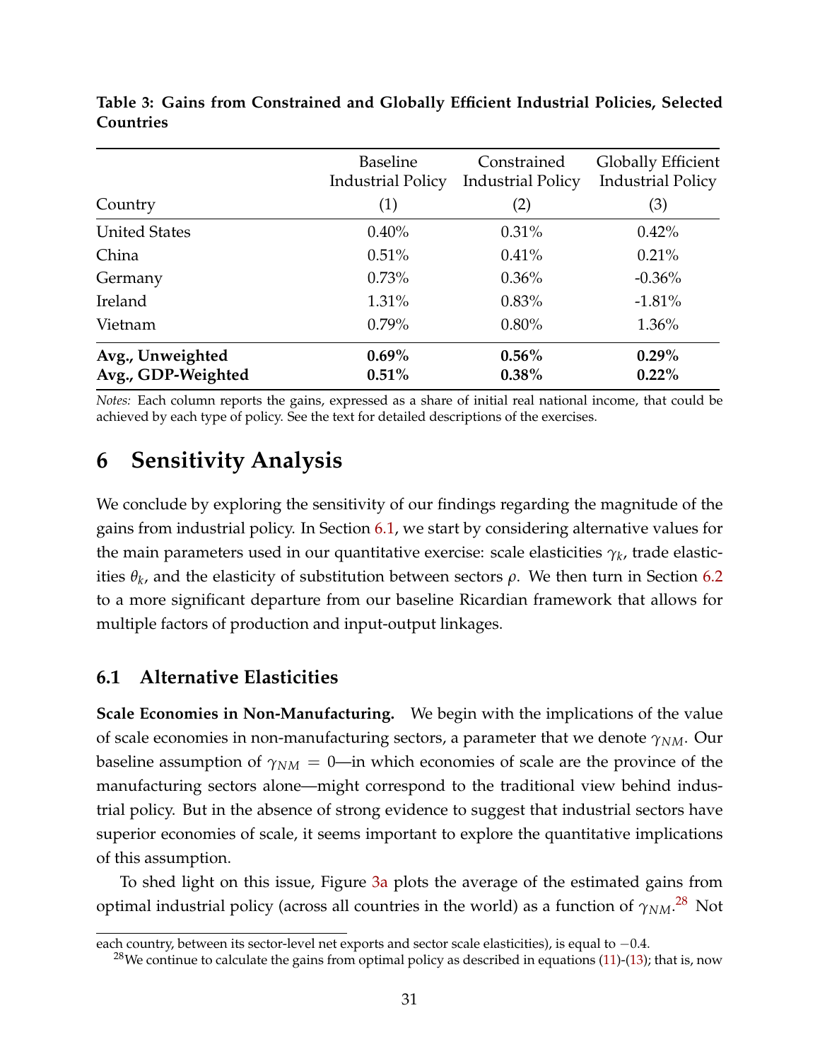**Table 3: Gains from Constrained and Globally Efficient Industrial Policies, Selected Countries**

| Country | Baseline Industrial Policy (1) | Constrained Industrial Policy (2) | Globally Efficient Industrial Policy (3) |
|---|---|---|---|
| United States | 0.40% | 0.31% | 0.42% |
| China | 0.51% | 0.41% | 0.21% |
| Germany | 0.73% | 0.36% | -0.36% |
| Ireland | 1.31% | 0.83% | -1.81% |
| Vietnam | 0.79% | 0.80% | 1.36% |
| **Avg., Unweighted** | **0.69%** | **0.56%** | **0.29%** |
| **Avg., GDP-Weighted** | **0.51%** | **0.38%** | **0.22%** |

*Notes:* Each column reports the gains, expressed as a share of initial real national income, that could be achieved by each type of policy. See the text for detailed descriptions of the exercises.

# 6 Sensitivity Analysis

We conclude by exploring the sensitivity of our findings regarding the magnitude of the gains from industrial policy. In Section 6.1, we start by considering alternative values for the main parameters used in our quantitative exercise: scale elasticities $\gamma_k$, trade elasticities $\theta_k$, and the elasticity of substitution between sectors $\rho$. We then turn in Section 6.2 to a more significant departure from our baseline Ricardian framework that allows for multiple factors of production and input-output linkages.

## 6.1 Alternative Elasticities

**Scale Economies in Non-Manufacturing.** We begin with the implications of the value of scale economies in non-manufacturing sectors, a parameter that we denote $\gamma_{NM}$. Our baseline assumption of $\gamma_{NM} = 0$—in which economies of scale are the province of the manufacturing sectors alone—might correspond to the traditional view behind industrial policy. But in the absence of strong evidence to suggest that industrial sectors have superior economies of scale, it seems important to explore the quantitative implications of this assumption.

To shed light on this issue, Figure 3a plots the average of the estimated gains from optimal industrial policy (across all countries in the world) as a function of $\gamma_{NM}$.[28] Not

each country, between its sector-level net exports and sector scale elasticities), is equal to −0.4.

[28] We continue to calculate the gains from optimal policy as described in equations (11)-(13); that is, now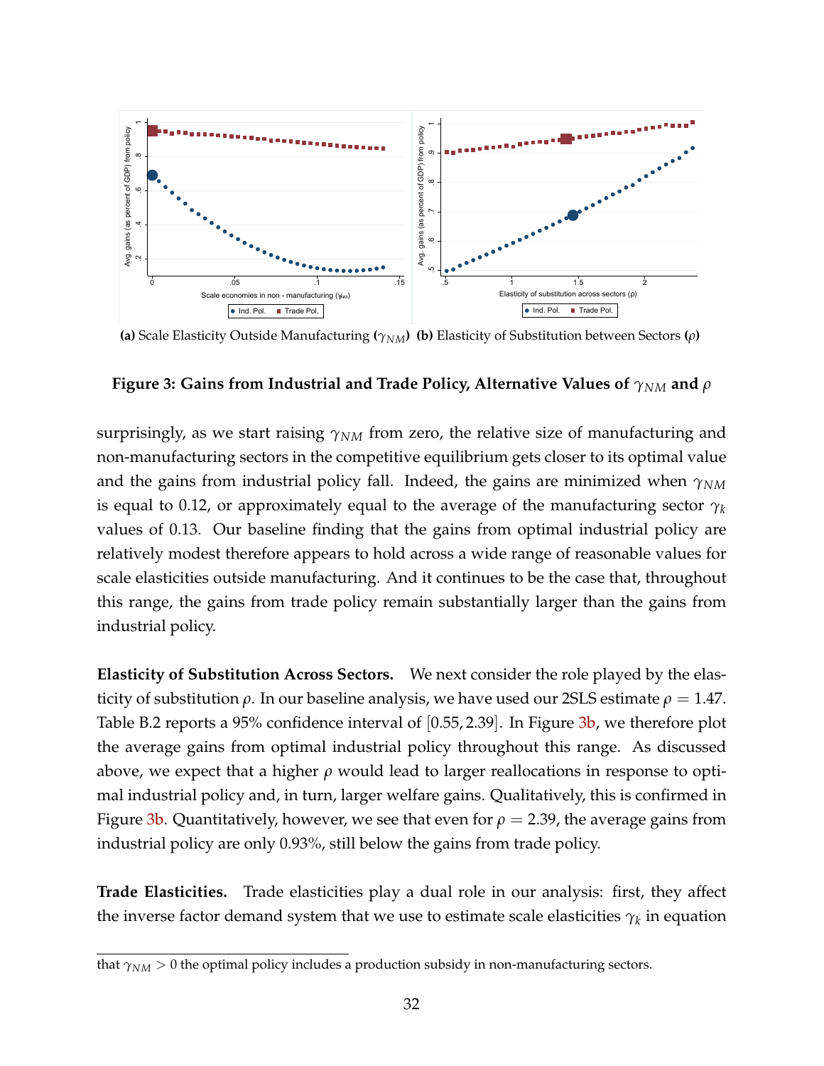**(a)** Scale Elasticity Outside Manufacturing **($\gamma_{NM}$)** **(b)** Elasticity of Substitution between Sectors **($\rho$)**

**Figure 3: Gains from Industrial and Trade Policy, Alternative Values of $\gamma_{NM}$ and $\rho$**

surprisingly, as we start raising $\gamma_{NM}$ from zero, the relative size of manufacturing and non-manufacturing sectors in the competitive equilibrium gets closer to its optimal value and the gains from industrial policy fall. Indeed, the gains are minimized when $\gamma_{NM}$ is equal to 0.12, or approximately equal to the average of the manufacturing sector $\gamma_k$ values of 0.13. Our baseline finding that the gains from optimal industrial policy are relatively modest therefore appears to hold across a wide range of reasonable values for scale elasticities outside manufacturing. And it continues to be the case that, throughout this range, the gains from trade policy remain substantially larger than the gains from industrial policy.

**Elasticity of Substitution Across Sectors.** We next consider the role played by the elasticity of substitution $\rho$. In our baseline analysis, we have used our 2SLS estimate $\rho = 1.47$. Table B.2 reports a 95% confidence interval of $[0.55, 2.39]$. In Figure 3b, we therefore plot the average gains from optimal industrial policy throughout this range. As discussed above, we expect that a higher $\rho$ would lead to larger reallocations in response to optimal industrial policy and, in turn, larger welfare gains. Qualitatively, this is confirmed in Figure 3b. Quantitatively, however, we see that even for $\rho = 2.39$, the average gains from industrial policy are only 0.93%, still below the gains from trade policy.

**Trade Elasticities.** Trade elasticities play a dual role in our analysis: first, they affect the inverse factor demand system that we use to estimate scale elasticities $\gamma_k$ in equation

that $\gamma_{NM} > 0$ the optimal policy includes a production subsidy in non-manufacturing sectors.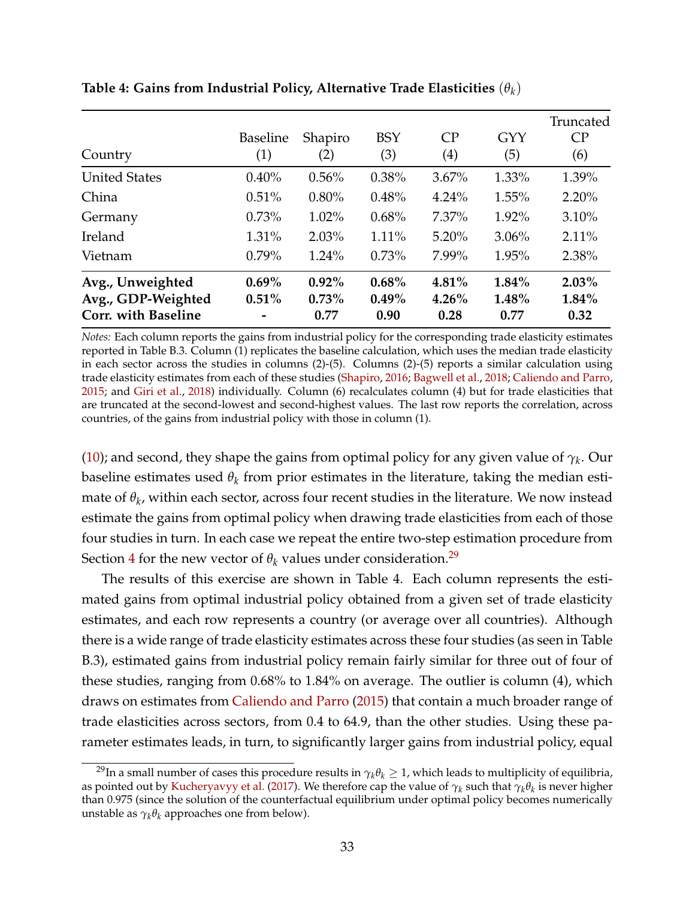**Table 4: Gains from Industrial Policy, Alternative Trade Elasticities ($\theta_k$)**

| Country | Baseline (1) | Shapiro (2) | BSY (3) | CP (4) | GYY (5) | Truncated CP (6) |
|---|---|---|---|---|---|---|
| United States | 0.40% | 0.56% | 0.38% | 3.67% | 1.33% | 1.39% |
| China | 0.51% | 0.80% | 0.48% | 4.24% | 1.55% | 2.20% |
| Germany | 0.73% | 1.02% | 0.68% | 7.37% | 1.92% | 3.10% |
| Ireland | 1.31% | 2.03% | 1.11% | 5.20% | 3.06% | 2.11% |
| Vietnam | 0.79% | 1.24% | 0.73% | 7.99% | 1.95% | 2.38% |
| **Avg., Unweighted** | **0.69%** | **0.92%** | **0.68%** | **4.81%** | **1.84%** | **2.03%** |
| **Avg., GDP-Weighted** | **0.51%** | **0.73%** | **0.49%** | **4.26%** | **1.48%** | **1.84%** |
| **Corr. with Baseline** | **-** | **0.77** | **0.90** | **0.28** | **0.77** | **0.32** |

*Notes:* Each column reports the gains from industrial policy for the corresponding trade elasticity estimates reported in Table B.3. Column (1) replicates the baseline calculation, which uses the median trade elasticity in each sector across the studies in columns (2)-(5). Columns (2)-(5) reports a similar calculation using trade elasticity estimates from each of these studies (Shapiro, 2016; Bagwell et al., 2018; Caliendo and Parro, 2015; and Giri et al., 2018) individually. Column (6) recalculates column (4) but for trade elasticities that are truncated at the second-lowest and second-highest values. The last row reports the correlation, across countries, of the gains from industrial policy with those in column (1).

(10); and second, they shape the gains from optimal policy for any given value of $\gamma_k$. Our baseline estimates used $\theta_k$ from prior estimates in the literature, taking the median estimate of $\theta_k$, within each sector, across four recent studies in the literature. We now instead estimate the gains from optimal policy when drawing trade elasticities from each of those four studies in turn. In each case we repeat the entire two-step estimation procedure from Section 4 for the new vector of $\theta_k$ values under consideration.[29]

The results of this exercise are shown in Table 4. Each column represents the estimated gains from optimal industrial policy obtained from a given set of trade elasticity estimates, and each row represents a country (or average over all countries). Although there is a wide range of trade elasticity estimates across these four studies (as seen in Table B.3), estimated gains from industrial policy remain fairly similar for three out of four of these studies, ranging from 0.68% to 1.84% on average. The outlier is column (4), which draws on estimates from Caliendo and Parro (2015) that contain a much broader range of trade elasticities across sectors, from 0.4 to 64.9, than the other studies. Using these parameter estimates leads, in turn, to significantly larger gains from industrial policy, equal

[29] In a small number of cases this procedure results in $\gamma_k\theta_k \geq 1$, which leads to multiplicity of equilibria, as pointed out by Kucheryavyy et al. (2017). We therefore cap the value of $\gamma_k$ such that $\gamma_k\theta_k$ is never higher than 0.975 (since the solution of the counterfactual equilibrium under optimal policy becomes numerically unstable as $\gamma_k\theta_k$ approaches one from below).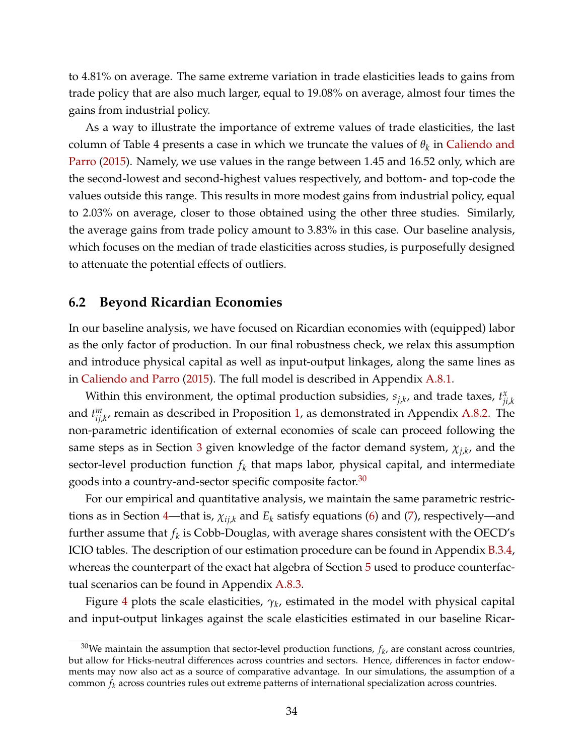to 4.81% on average. The same extreme variation in trade elasticities leads to gains from trade policy that are also much larger, equal to 19.08% on average, almost four times the gains from industrial policy.

As a way to illustrate the importance of extreme values of trade elasticities, the last column of Table 4 presents a case in which we truncate the values of $\theta_k$ in Caliendo and Parro (2015). Namely, we use values in the range between 1.45 and 16.52 only, which are the second-lowest and second-highest values respectively, and bottom- and top-code the values outside this range. This results in more modest gains from industrial policy, equal to 2.03% on average, closer to those obtained using the other three studies. Similarly, the average gains from trade policy amount to 3.83% in this case. Our baseline analysis, which focuses on the median of trade elasticities across studies, is purposefully designed to attenuate the potential effects of outliers.

## 6.2 Beyond Ricardian Economies

In our baseline analysis, we have focused on Ricardian economies with (equipped) labor as the only factor of production. In our final robustness check, we relax this assumption and introduce physical capital as well as input-output linkages, along the same lines as in Caliendo and Parro (2015). The full model is described in Appendix A.8.1.

Within this environment, the optimal production subsidies, $s_{j,k}$, and trade taxes, $t^{x}_{ji,k}$ and $t^{m}_{ij,k}$, remain as described in Proposition 1, as demonstrated in Appendix A.8.2. The non-parametric identification of external economies of scale can proceed following the same steps as in Section 3 given knowledge of the factor demand system, $\chi_{j,k}$, and the sector-level production function $f_k$ that maps labor, physical capital, and intermediate goods into a country-and-sector specific composite factor.[30]

For our empirical and quantitative analysis, we maintain the same parametric restrictions as in Section 4—that is, $\chi_{ij,k}$ and $E_k$ satisfy equations (6) and (7), respectively—and further assume that $f_k$ is Cobb-Douglas, with average shares consistent with the OECD's ICIO tables. The description of our estimation procedure can be found in Appendix B.3.4, whereas the counterpart of the exact hat algebra of Section 5 used to produce counterfactual scenarios can be found in Appendix A.8.3.

Figure 4 plots the scale elasticities, $\gamma_k$, estimated in the model with physical capital and input-output linkages against the scale elasticities estimated in our baseline Ricar-

[30] We maintain the assumption that sector-level production functions, $f_k$, are constant across countries, but allow for Hicks-neutral differences across countries and sectors. Hence, differences in factor endowments may now also act as a source of comparative advantage. In our simulations, the assumption of a common $f_k$ across countries rules out extreme patterns of international specialization across countries.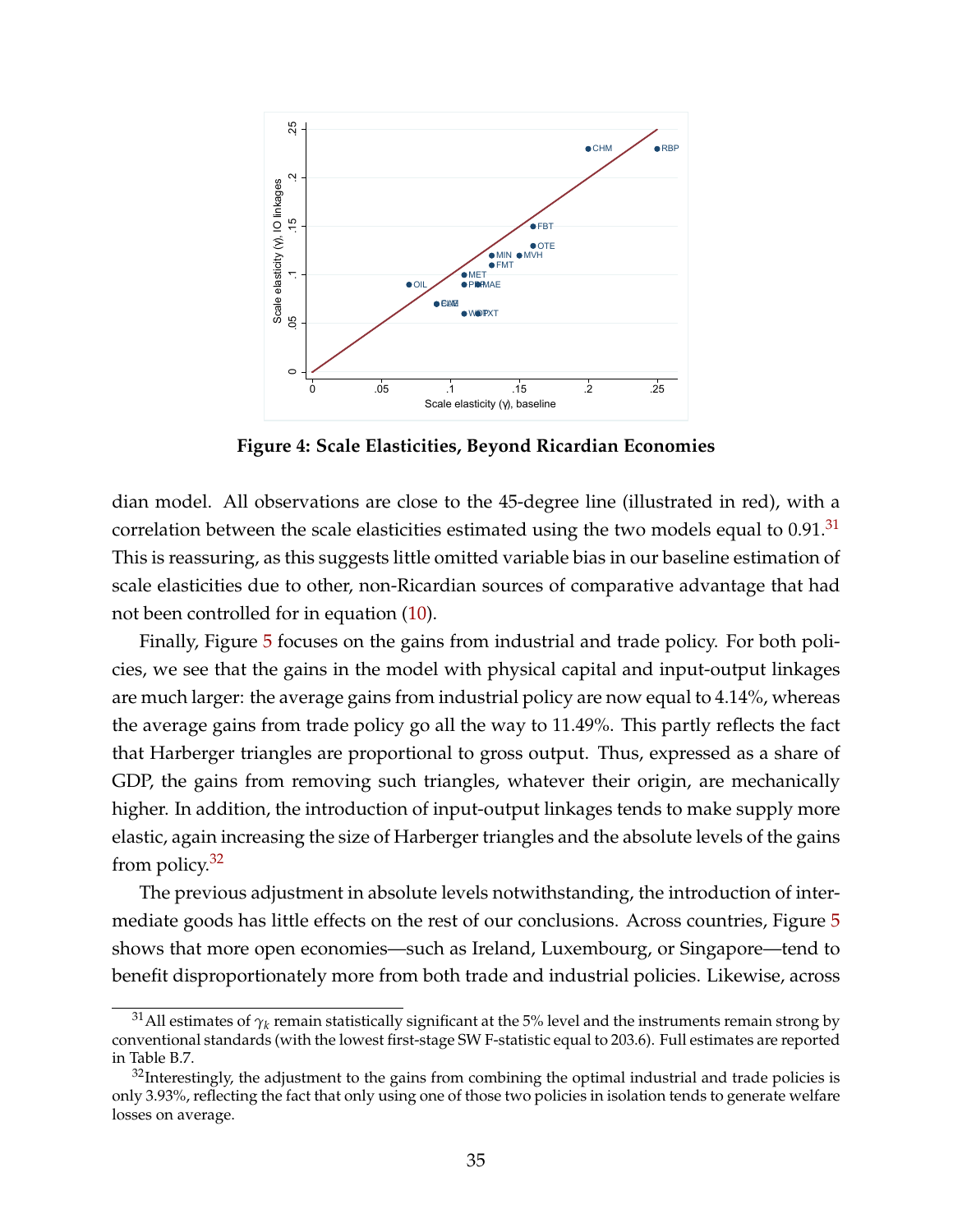**Figure 4: Scale Elasticities, Beyond Ricardian Economies**

dian model. All observations are close to the 45-degree line (illustrated in red), with a correlation between the scale elasticities estimated using the two models equal to 0.91.[31] This is reassuring, as this suggests little omitted variable bias in our baseline estimation of scale elasticities due to other, non-Ricardian sources of comparative advantage that had not been controlled for in equation (10).

Finally, Figure 5 focuses on the gains from industrial and trade policy. For both policies, we see that the gains in the model with physical capital and input-output linkages are much larger: the average gains from industrial policy are now equal to 4.14%, whereas the average gains from trade policy go all the way to 11.49%. This partly reflects the fact that Harberger triangles are proportional to gross output. Thus, expressed as a share of GDP, the gains from removing such triangles, whatever their origin, are mechanically higher. In addition, the introduction of input-output linkages tends to make supply more elastic, again increasing the size of Harberger triangles and the absolute levels of the gains from policy.[32]

The previous adjustment in absolute levels notwithstanding, the introduction of intermediate goods has little effects on the rest of our conclusions. Across countries, Figure 5 shows that more open economies—such as Ireland, Luxembourg, or Singapore—tend to benefit disproportionately more from both trade and industrial policies. Likewise, across

[31] All estimates of $\gamma_k$ remain statistically significant at the 5% level and the instruments remain strong by conventional standards (with the lowest first-stage SW F-statistic equal to 203.6). Full estimates are reported in Table B.7.

[32] Interestingly, the adjustment to the gains from combining the optimal industrial and trade policies is only 3.93%, reflecting the fact that only using one of those two policies in isolation tends to generate welfare losses on average.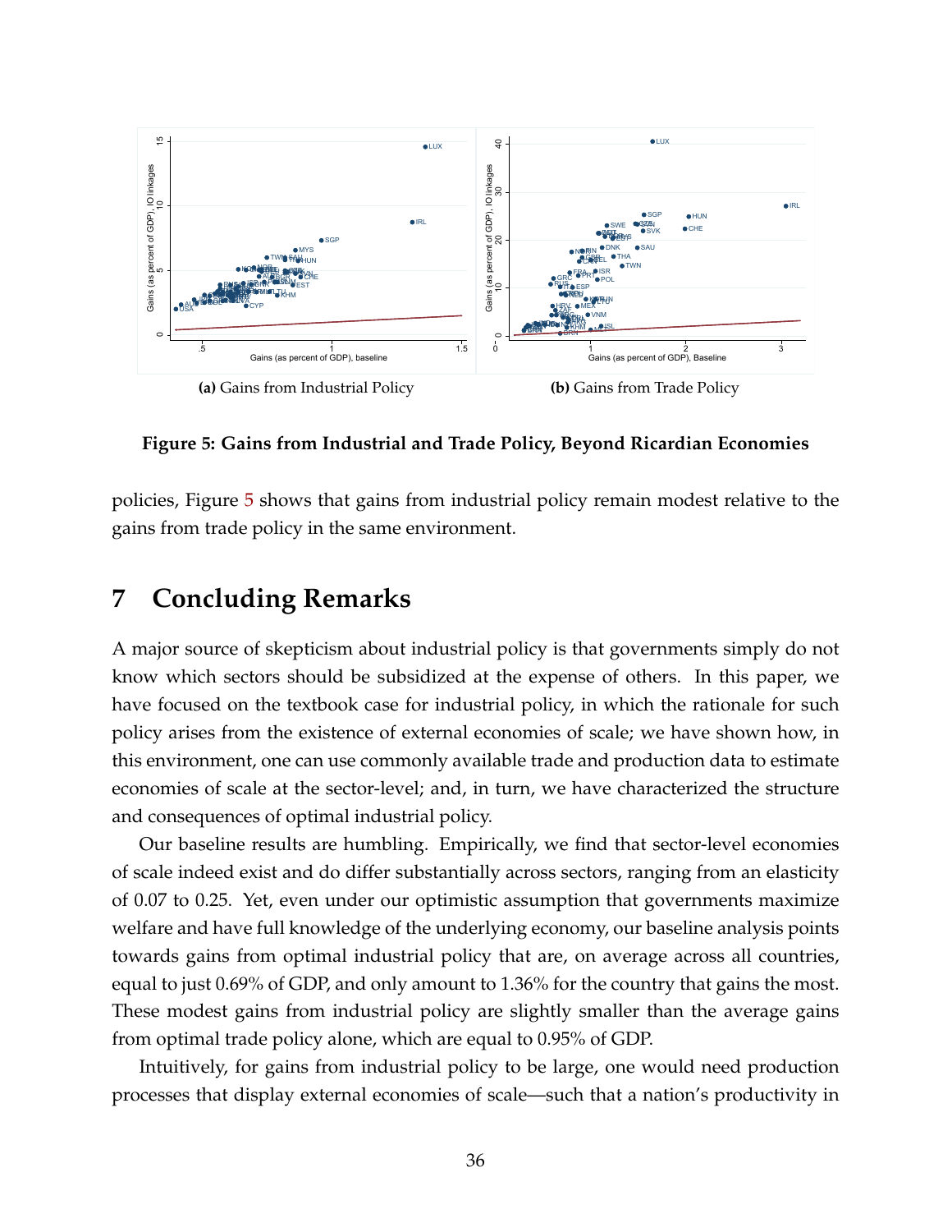**(a)** Gains from Industrial Policy

**(b)** Gains from Trade Policy

**Figure 5: Gains from Industrial and Trade Policy, Beyond Ricardian Economies**

policies, Figure 5 shows that gains from industrial policy remain modest relative to the gains from trade policy in the same environment.

# 7 Concluding Remarks

A major source of skepticism about industrial policy is that governments simply do not know which sectors should be subsidized at the expense of others. In this paper, we have focused on the textbook case for industrial policy, in which the rationale for such policy arises from the existence of external economies of scale; we have shown how, in this environment, one can use commonly available trade and production data to estimate economies of scale at the sector-level; and, in turn, we have characterized the structure and consequences of optimal industrial policy.

Our baseline results are humbling. Empirically, we find that sector-level economies of scale indeed exist and do differ substantially across sectors, ranging from an elasticity of 0.07 to 0.25. Yet, even under our optimistic assumption that governments maximize welfare and have full knowledge of the underlying economy, our baseline analysis points towards gains from optimal industrial policy that are, on average across all countries, equal to just 0.69% of GDP, and only amount to 1.36% for the country that gains the most. These modest gains from industrial policy are slightly smaller than the average gains from optimal trade policy alone, which are equal to 0.95% of GDP.

Intuitively, for gains from industrial policy to be large, one would need production processes that display external economies of scale—such that a nation's productivity in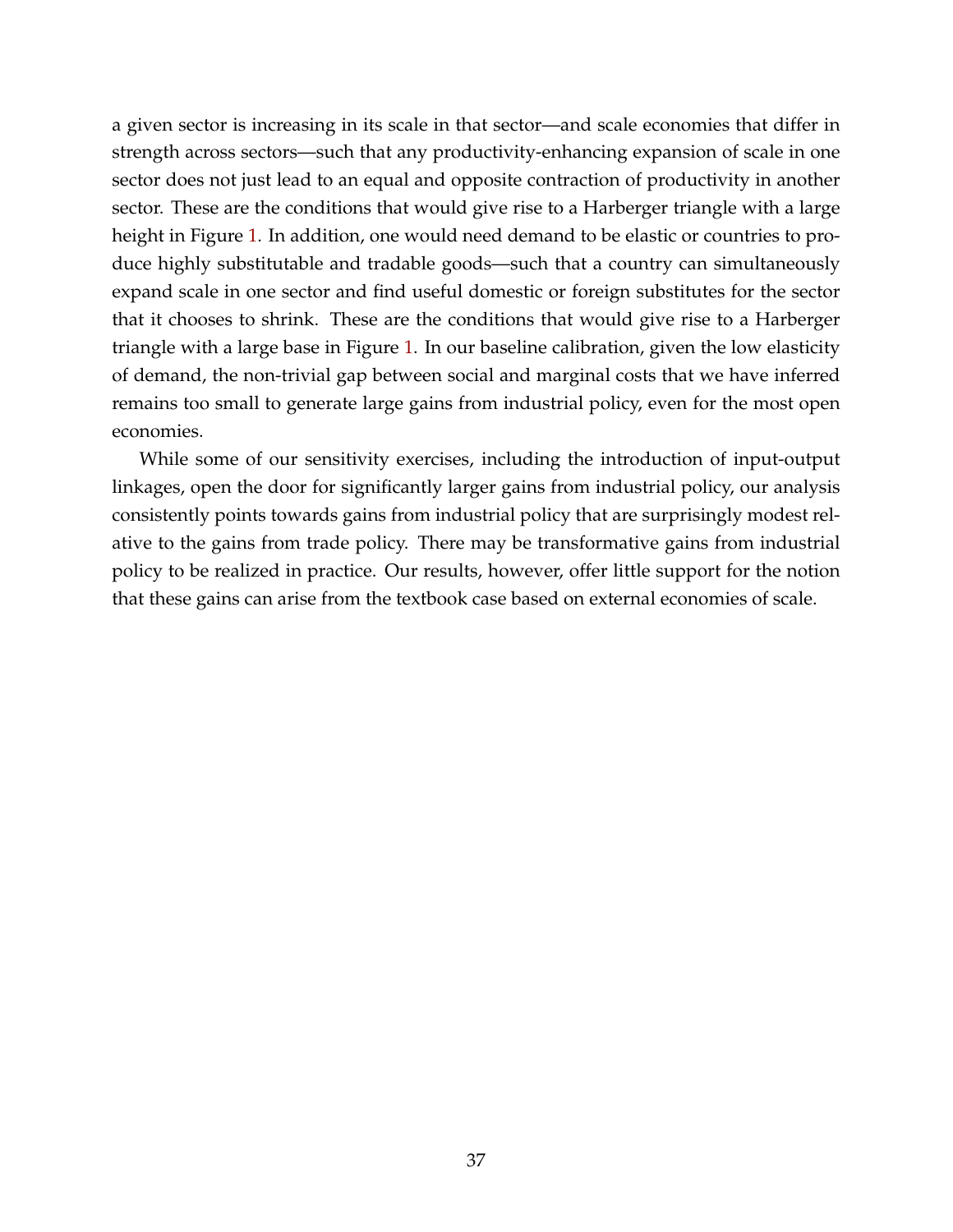a given sector is increasing in its scale in that sector—and scale economies that differ in strength across sectors—such that any productivity-enhancing expansion of scale in one sector does not just lead to an equal and opposite contraction of productivity in another sector. These are the conditions that would give rise to a Harberger triangle with a large height in Figure 1. In addition, one would need demand to be elastic or countries to produce highly substitutable and tradable goods—such that a country can simultaneously expand scale in one sector and find useful domestic or foreign substitutes for the sector that it chooses to shrink. These are the conditions that would give rise to a Harberger triangle with a large base in Figure 1. In our baseline calibration, given the low elasticity of demand, the non-trivial gap between social and marginal costs that we have inferred remains too small to generate large gains from industrial policy, even for the most open economies.

While some of our sensitivity exercises, including the introduction of input-output linkages, open the door for significantly larger gains from industrial policy, our analysis consistently points towards gains from industrial policy that are surprisingly modest relative to the gains from trade policy. There may be transformative gains from industrial policy to be realized in practice. Our results, however, offer little support for the notion that these gains can arise from the textbook case based on external economies of scale.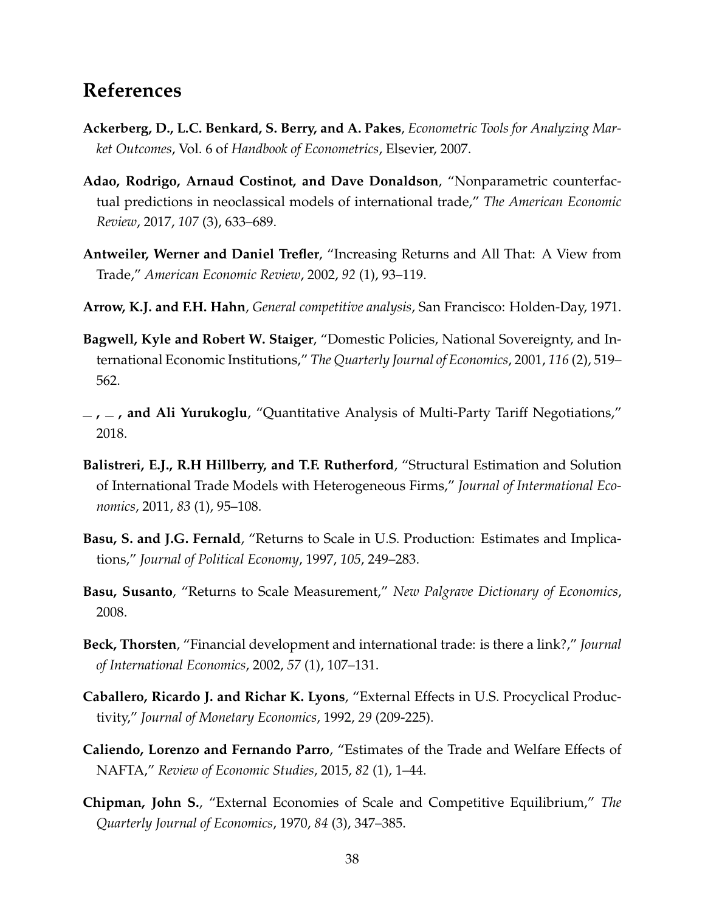## References

**Ackerberg, D., L.C. Benkard, S. Berry, and A. Pakes**, *Econometric Tools for Analyzing Market Outcomes*, Vol. 6 of *Handbook of Econometrics*, Elsevier, 2007.

**Adao, Rodrigo, Arnaud Costinot, and Dave Donaldson**, "Nonparametric counterfactual predictions in neoclassical models of international trade," *The American Economic Review*, 2017, *107* (3), 633–689.

**Antweiler, Werner and Daniel Trefler**, "Increasing Returns and All That: A View from Trade," *American Economic Review*, 2002, *92* (1), 93–119.

**Arrow, K.J. and F.H. Hahn**, *General competitive analysis*, San Francisco: Holden-Day, 1971.

**Bagwell, Kyle and Robert W. Staiger**, "Domestic Policies, National Sovereignty, and International Economic Institutions," *The Quarterly Journal of Economics*, 2001, *116* (2), 519–562.

**\_, \_, and Ali Yurukoglu**, "Quantitative Analysis of Multi-Party Tariff Negotiations," 2018.

**Balistreri, E.J., R.H Hillberry, and T.F. Rutherford**, "Structural Estimation and Solution of International Trade Models with Heterogeneous Firms," *Journal of Intermational Economics*, 2011, *83* (1), 95–108.

**Basu, S. and J.G. Fernald**, "Returns to Scale in U.S. Production: Estimates and Implications," *Journal of Political Economy*, 1997, *105*, 249–283.

**Basu, Susanto**, "Returns to Scale Measurement," *New Palgrave Dictionary of Economics*, 2008.

**Beck, Thorsten**, "Financial development and international trade: is there a link?," *Journal of International Economics*, 2002, *57* (1), 107–131.

**Caballero, Ricardo J. and Richar K. Lyons**, "External Effects in U.S. Procyclical Productivity," *Journal of Monetary Economics*, 1992, *29* (209-225).

**Caliendo, Lorenzo and Fernando Parro**, "Estimates of the Trade and Welfare Effects of NAFTA," *Review of Economic Studies*, 2015, *82* (1), 1–44.

**Chipman, John S.**, "External Economies of Scale and Competitive Equilibrium," *The Quarterly Journal of Economics*, 1970, *84* (3), 347–385.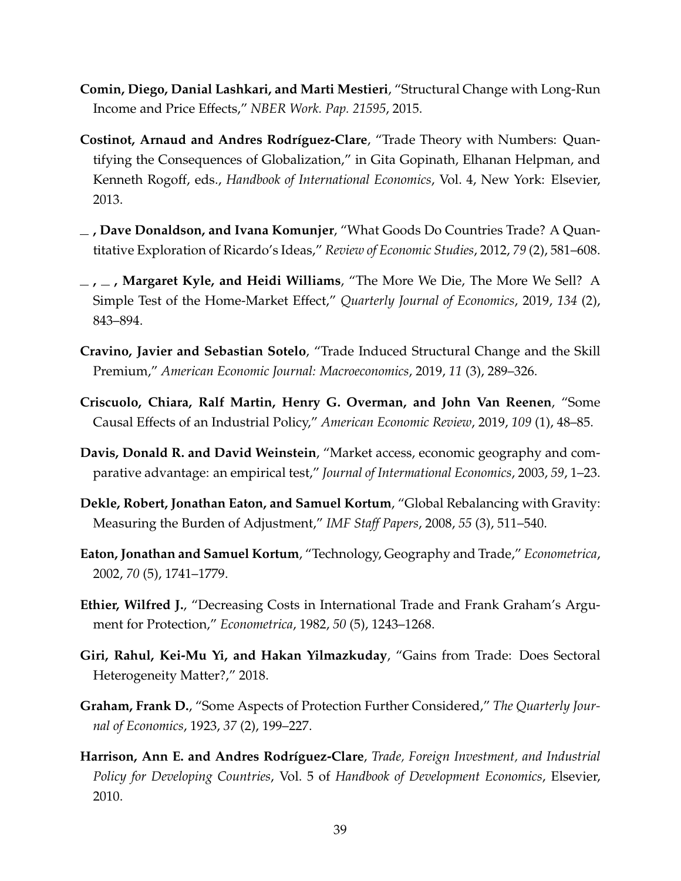**Comin, Diego, Danial Lashkari, and Marti Mestieri**, "Structural Change with Long-Run Income and Price Effects," *NBER Work. Pap. 21595*, 2015.

**Costinot, Arnaud and Andres Rodríguez-Clare**, "Trade Theory with Numbers: Quantifying the Consequences of Globalization," in Gita Gopinath, Elhanan Helpman, and Kenneth Rogoff, eds., *Handbook of International Economics*, Vol. 4, New York: Elsevier, 2013.

**_ , Dave Donaldson, and Ivana Komunjer**, "What Goods Do Countries Trade? A Quantitative Exploration of Ricardo's Ideas," *Review of Economic Studies*, 2012, *79* (2), 581–608.

**_ , _ , Margaret Kyle, and Heidi Williams**, "The More We Die, The More We Sell? A Simple Test of the Home-Market Effect," *Quarterly Journal of Economics*, 2019, *134* (2), 843–894.

**Cravino, Javier and Sebastian Sotelo**, "Trade Induced Structural Change and the Skill Premium," *American Economic Journal: Macroeconomics*, 2019, *11* (3), 289–326.

**Criscuolo, Chiara, Ralf Martin, Henry G. Overman, and John Van Reenen**, "Some Causal Effects of an Industrial Policy," *American Economic Review*, 2019, *109* (1), 48–85.

**Davis, Donald R. and David Weinstein**, "Market access, economic geography and comparative advantage: an empirical test," *Journal of Intermational Economics*, 2003, *59*, 1–23.

**Dekle, Robert, Jonathan Eaton, and Samuel Kortum**, "Global Rebalancing with Gravity: Measuring the Burden of Adjustment," *IMF Staff Papers*, 2008, *55* (3), 511–540.

**Eaton, Jonathan and Samuel Kortum**, "Technology, Geography and Trade," *Econometrica*, 2002, *70* (5), 1741–1779.

**Ethier, Wilfred J.**, "Decreasing Costs in International Trade and Frank Graham's Argument for Protection," *Econometrica*, 1982, *50* (5), 1243–1268.

**Giri, Rahul, Kei-Mu Yi, and Hakan Yilmazkuday**, "Gains from Trade: Does Sectoral Heterogeneity Matter?," 2018.

**Graham, Frank D.**, "Some Aspects of Protection Further Considered," *The Quarterly Journal of Economics*, 1923, *37* (2), 199–227.

**Harrison, Ann E. and Andres Rodríguez-Clare**, *Trade, Foreign Investment, and Industrial Policy for Developing Countries*, Vol. 5 of *Handbook of Development Economics*, Elsevier, 2010.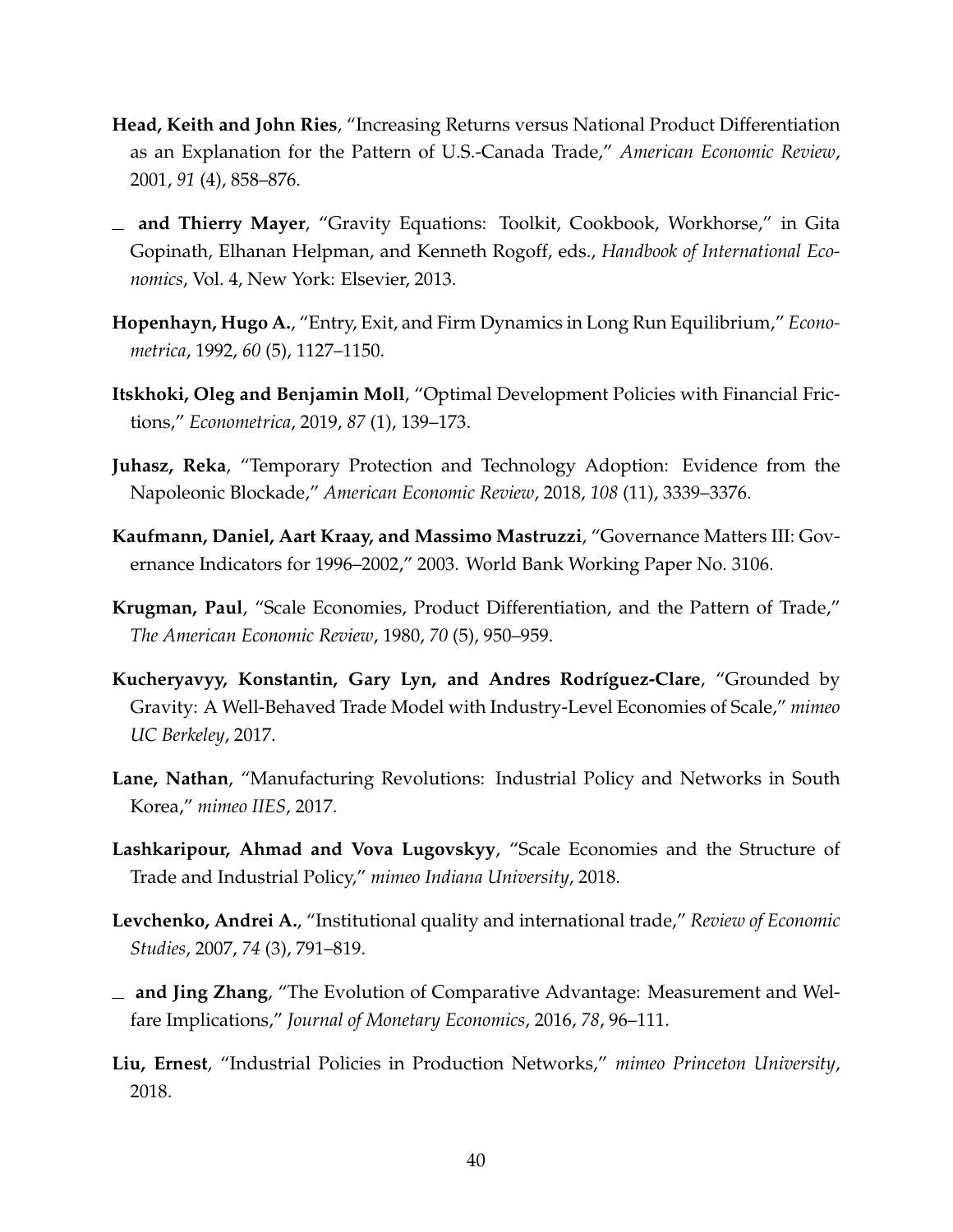**Head, Keith and John Ries**, "Increasing Returns versus National Product Differentiation as an Explanation for the Pattern of U.S.-Canada Trade," *American Economic Review*, 2001, *91* (4), 858–876.

— **and Thierry Mayer**, "Gravity Equations: Toolkit, Cookbook, Workhorse," in Gita Gopinath, Elhanan Helpman, and Kenneth Rogoff, eds., *Handbook of International Economics*, Vol. 4, New York: Elsevier, 2013.

**Hopenhayn, Hugo A.**, "Entry, Exit, and Firm Dynamics in Long Run Equilibrium," *Econometrica*, 1992, *60* (5), 1127–1150.

**Itskhoki, Oleg and Benjamin Moll**, "Optimal Development Policies with Financial Frictions," *Econometrica*, 2019, *87* (1), 139–173.

**Juhasz, Reka**, "Temporary Protection and Technology Adoption: Evidence from the Napoleonic Blockade," *American Economic Review*, 2018, *108* (11), 3339–3376.

**Kaufmann, Daniel, Aart Kraay, and Massimo Mastruzzi**, "Governance Matters III: Governance Indicators for 1996–2002," 2003. World Bank Working Paper No. 3106.

**Krugman, Paul**, "Scale Economies, Product Differentiation, and the Pattern of Trade," *The American Economic Review*, 1980, *70* (5), 950–959.

**Kucheryavyy, Konstantin, Gary Lyn, and Andres Rodríguez-Clare**, "Grounded by Gravity: A Well-Behaved Trade Model with Industry-Level Economies of Scale," *mimeo UC Berkeley*, 2017.

**Lane, Nathan**, "Manufacturing Revolutions: Industrial Policy and Networks in South Korea," *mimeo IIES*, 2017.

**Lashkaripour, Ahmad and Vova Lugovskyy**, "Scale Economies and the Structure of Trade and Industrial Policy," *mimeo Indiana University*, 2018.

**Levchenko, Andrei A.**, "Institutional quality and international trade," *Review of Economic Studies*, 2007, *74* (3), 791–819.

— **and Jing Zhang**, "The Evolution of Comparative Advantage: Measurement and Welfare Implications," *Journal of Monetary Economics*, 2016, *78*, 96–111.

**Liu, Ernest**, "Industrial Policies in Production Networks," *mimeo Princeton University*, 2018.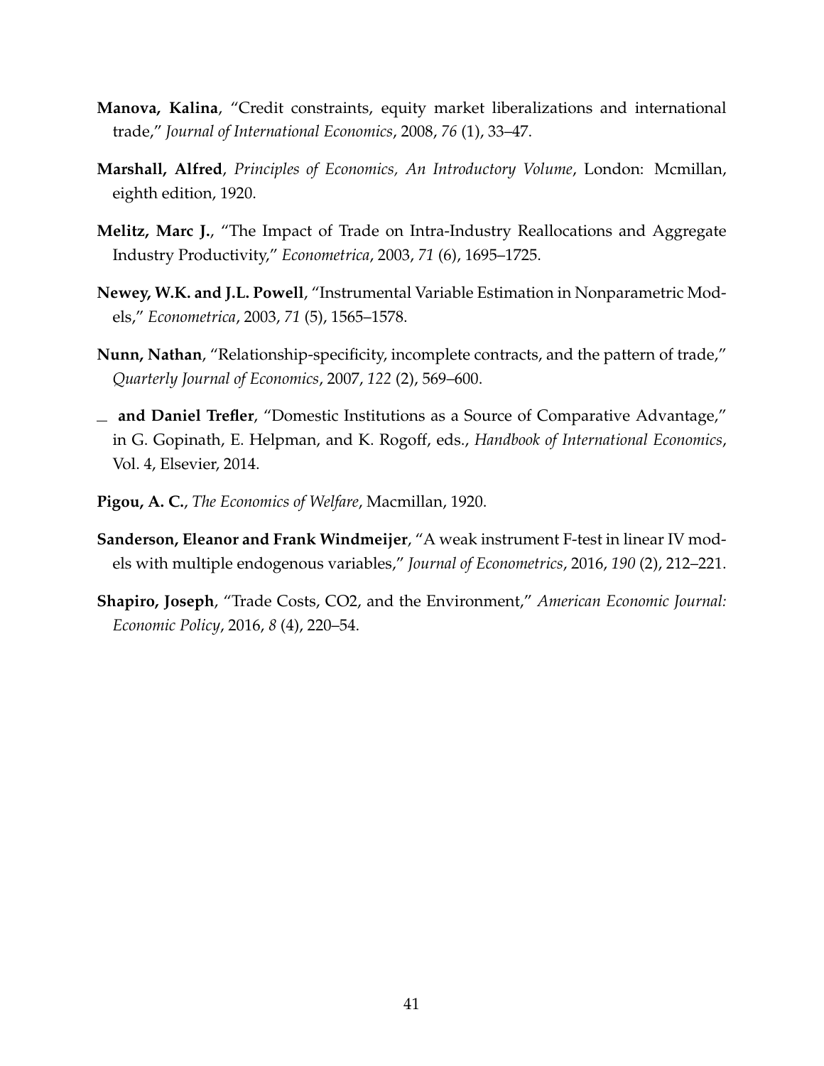**Manova, Kalina**, "Credit constraints, equity market liberalizations and international trade," *Journal of International Economics*, 2008, *76* (1), 33–47.

**Marshall, Alfred**, *Principles of Economics, An Introductory Volume*, London: Mcmillan, eighth edition, 1920.

**Melitz, Marc J.**, "The Impact of Trade on Intra-Industry Reallocations and Aggregate Industry Productivity," *Econometrica*, 2003, *71* (6), 1695–1725.

**Newey, W.K. and J.L. Powell**, "Instrumental Variable Estimation in Nonparametric Models," *Econometrica*, 2003, *71* (5), 1565–1578.

**Nunn, Nathan**, "Relationship-specificity, incomplete contracts, and the pattern of trade," *Quarterly Journal of Economics*, 2007, *122* (2), 569–600.

\_ **and Daniel Trefler**, "Domestic Institutions as a Source of Comparative Advantage," in G. Gopinath, E. Helpman, and K. Rogoff, eds., *Handbook of International Economics*, Vol. 4, Elsevier, 2014.

**Pigou, A. C.**, *The Economics of Welfare*, Macmillan, 1920.

**Sanderson, Eleanor and Frank Windmeijer**, "A weak instrument F-test in linear IV models with multiple endogenous variables," *Journal of Econometrics*, 2016, *190* (2), 212–221.

**Shapiro, Joseph**, "Trade Costs, CO2, and the Environment," *American Economic Journal: Economic Policy*, 2016, *8* (4), 220–54.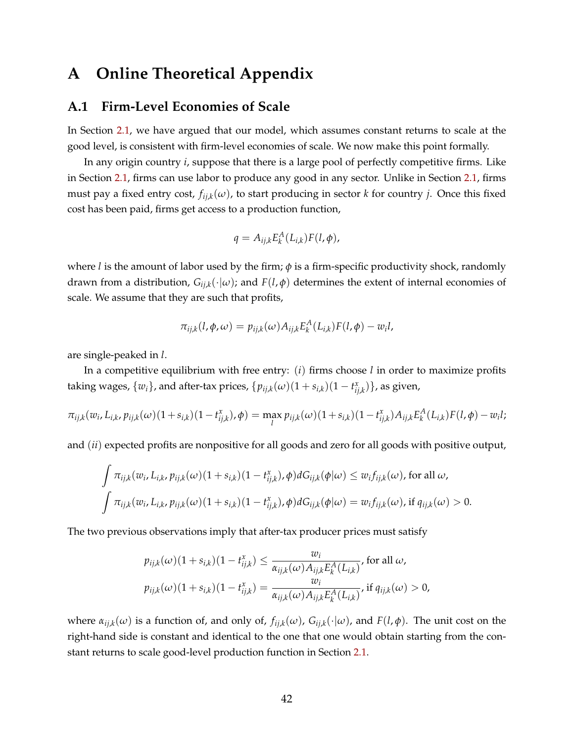# A Online Theoretical Appendix

## A.1 Firm-Level Economies of Scale

In Section 2.1, we have argued that our model, which assumes constant returns to scale at the good level, is consistent with firm-level economies of scale. We now make this point formally.

In any origin country $i$, suppose that there is a large pool of perfectly competitive firms. Like in Section 2.1, firms can use labor to produce any good in any sector. Unlike in Section 2.1, firms must pay a fixed entry cost, $f_{ij,k}(\omega)$, to start producing in sector $k$ for country $j$. Once this fixed cost has been paid, firms get access to a production function,

$$q = A_{ij,k} E_k^A(L_{i,k}) F(l, \phi),$$

where $l$ is the amount of labor used by the firm; $\phi$ is a firm-specific productivity shock, randomly drawn from a distribution, $G_{ij,k}(\cdot|\omega)$; and $F(l, \phi)$ determines the extent of internal economies of scale. We assume that they are such that profits,

$$\pi_{ij,k}(l, \phi, \omega) = p_{ij,k}(\omega) A_{ij,k} E_k^A(L_{i,k}) F(l, \phi) - w_i l,$$

are single-peaked in $l$.

In a competitive equilibrium with free entry: ($i$) firms choose $l$ in order to maximize profits taking wages, $\{w_i\}$, and after-tax prices, $\{p_{ij,k}(\omega)(1 + s_{i,k})(1 - t^x_{ij,k})\}$, as given,

$$\pi_{ij,k}(w_i, L_{i,k}, p_{ij,k}(\omega)(1+s_{i,k})(1-t^x_{ij,k}), \phi) = \max_l p_{ij,k}(\omega)(1+s_{i,k})(1-t^x_{ij,k}) A_{ij,k} E_k^A(L_{i,k}) F(l, \phi) - w_i l;$$

and ($ii$) expected profits are nonpositive for all goods and zero for all goods with positive output,

$$\int \pi_{ij,k}(w_i, L_{i,k}, p_{ij,k}(\omega)(1+s_{i,k})(1-t^x_{ij,k}), \phi) dG_{ij,k}(\phi|\omega) \leq w_i f_{ij,k}(\omega), \text{ for all } \omega,$$
$$\int \pi_{ij,k}(w_i, L_{i,k}, p_{ij,k}(\omega)(1+s_{i,k})(1-t^x_{ij,k}), \phi) dG_{ij,k}(\phi|\omega) = w_i f_{ij,k}(\omega), \text{ if } q_{ij,k}(\omega) > 0.$$

The two previous observations imply that after-tax producer prices must satisfy

$$p_{ij,k}(\omega)(1+s_{i,k})(1-t^x_{ij,k}) \leq \frac{w_i}{\alpha_{ij,k}(\omega) A_{ij,k} E_k^A(L_{i,k})}, \text{ for all } \omega,$$
$$p_{ij,k}(\omega)(1+s_{i,k})(1-t^x_{ij,k}) = \frac{w_i}{\alpha_{ij,k}(\omega) A_{ij,k} E_k^A(L_{i,k})}, \text{ if } q_{ij,k}(\omega) > 0,$$

where $\alpha_{ij,k}(\omega)$ is a function of, and only of, $f_{ij,k}(\omega)$, $G_{ij,k}(\cdot|\omega)$, and $F(l, \phi)$. The unit cost on the right-hand side is constant and identical to the one that one would obtain starting from the constant returns to scale good-level production function in Section 2.1.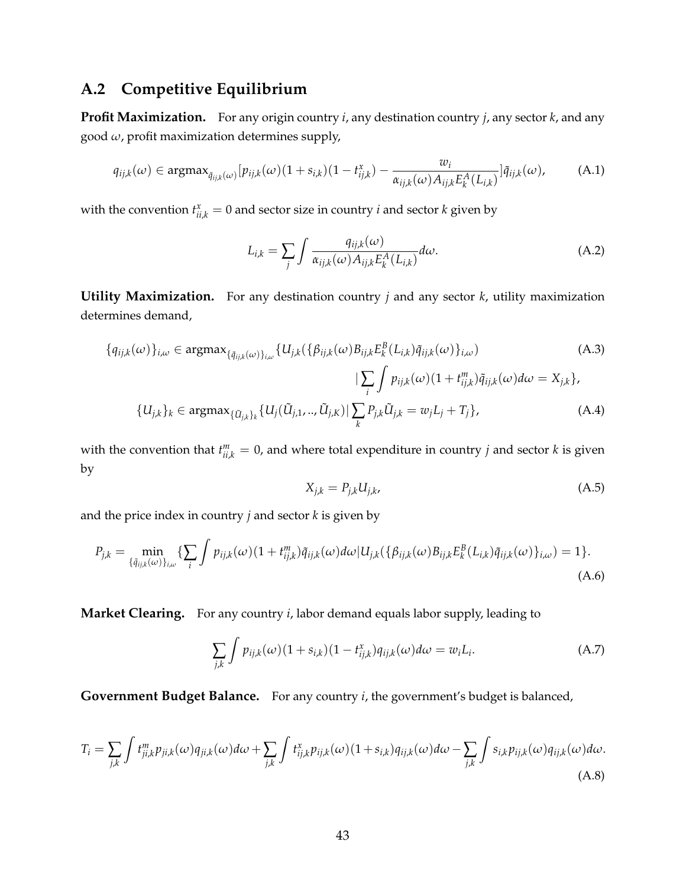## A.2 Competitive Equilibrium

**Profit Maximization.** For any origin country $i$, any destination country $j$, any sector $k$, and any good $\omega$, profit maximization determines supply,

$$q_{ij,k}(\omega) \in \text{argmax}_{\tilde{q}_{ij,k}(\omega)}[p_{ij,k}(\omega)(1+s_{i,k})(1-t^{x}_{ij,k}) - \frac{w_i}{\alpha_{ij,k}(\omega)A_{ij,k}E^{A}_{k}(L_{i,k})}]\tilde{q}_{ij,k}(\omega), \tag{A.1}$$

with the convention $t^{x}_{ii,k} = 0$ and sector size in country $i$ and sector $k$ given by

$$L_{i,k} = \sum_{j} \int \frac{q_{ij,k}(\omega)}{\alpha_{ij,k}(\omega)A_{ij,k}E^{A}_{k}(L_{i,k})} d\omega. \tag{A.2}$$

**Utility Maximization.** For any destination country $j$ and any sector $k$, utility maximization determines demand,

$$\{q_{ij,k}(\omega)\}_{i,\omega} \in \text{argmax}_{\{\tilde{q}_{ij,k}(\omega)\}_{i,\omega}} \{U_{j,k}(\{\beta_{ij,k}(\omega)B_{ij,k}E^{B}_{k}(L_{i,k})\tilde{q}_{ij,k}(\omega)\}_{i,\omega}) \\ | \sum_{i} \int p_{ij,k}(\omega)(1+t^{m}_{ij,k})\tilde{q}_{ij,k}(\omega)d\omega = X_{j,k}\}, \tag{A.3}$$

$$\{U_{j,k}\}_{k} \in \text{argmax}_{\{\tilde{U}_{j,k}\}_{k}} \{U_{j}(\tilde{U}_{j,1},..,\tilde{U}_{j,K}) | \sum_{k} P_{j,k}\tilde{U}_{j,k} = w_j L_j + T_j\}, \tag{A.4}$$

with the convention that $t^{m}_{ii,k} = 0$, and where total expenditure in country $j$ and sector $k$ is given by

$$X_{j,k} = P_{j,k}U_{j,k}, \tag{A.5}$$

and the price index in country $j$ and sector $k$ is given by

$$P_{j,k} = \min_{\{\tilde{q}_{ij,k}(\omega)\}_{i,\omega}} \{\sum_{i} \int p_{ij,k}(\omega)(1+t^{m}_{ij,k})\tilde{q}_{ij,k}(\omega)d\omega | U_{j,k}(\{\beta_{ij,k}(\omega)B_{ij,k}E^{B}_{k}(L_{i,k})\tilde{q}_{ij,k}(\omega)\}_{i,\omega}) = 1\}. \tag{A.6}$$

**Market Clearing.** For any country $i$, labor demand equals labor supply, leading to

$$\sum_{j,k} \int p_{ij,k}(\omega)(1+s_{i,k})(1-t^{x}_{ij,k})q_{ij,k}(\omega)d\omega = w_i L_i. \tag{A.7}$$

**Government Budget Balance.** For any country $i$, the government's budget is balanced,

$$T_i = \sum_{j,k} \int t^{m}_{ji,k}p_{ji,k}(\omega)q_{ji,k}(\omega)d\omega + \sum_{j,k} \int t^{x}_{ij,k}p_{ij,k}(\omega)(1+s_{i,k})q_{ij,k}(\omega)d\omega - \sum_{j,k} \int s_{i,k}p_{ij,k}(\omega)q_{ij,k}(\omega)d\omega. \tag{A.8}$$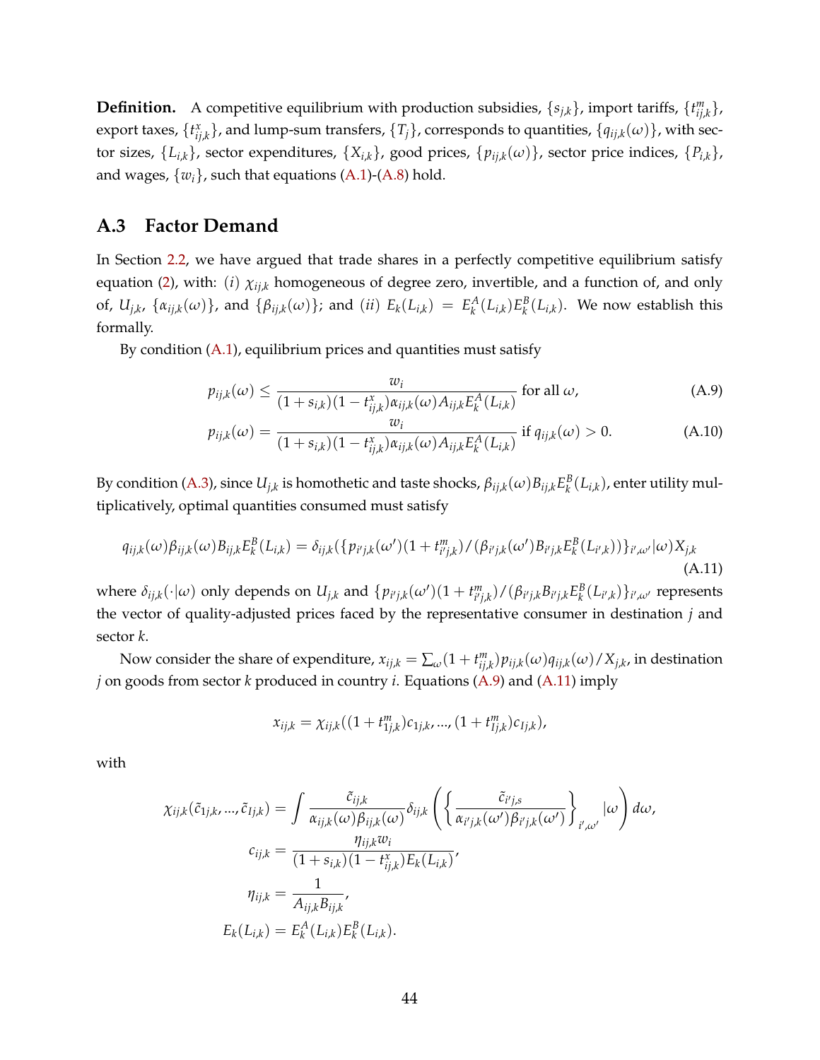**Definition.** A competitive equilibrium with production subsidies, $\{s_{j,k}\}$, import tariffs, $\{t^m_{ij,k}\}$, export taxes, $\{t^x_{ij,k}\}$, and lump-sum transfers, $\{T_j\}$, corresponds to quantities, $\{q_{ij,k}(\omega)\}$, with sector sizes, $\{L_{i,k}\}$, sector expenditures, $\{X_{i,k}\}$, good prices, $\{p_{ij,k}(\omega)\}$, sector price indices, $\{P_{i,k}\}$, and wages, $\{w_i\}$, such that equations (A.1)-(A.8) hold.

## A.3 Factor Demand

In Section 2.2, we have argued that trade shares in a perfectly competitive equilibrium satisfy equation (2), with: *(i)* $\chi_{ij,k}$ homogeneous of degree zero, invertible, and a function of, and only of, $U_{j,k}$, $\{\alpha_{ij,k}(\omega)\}$, and $\{\beta_{ij,k}(\omega)\}$; and *(ii)* $E_k(L_{i,k}) = E^A_k(L_{i,k})E^B_k(L_{i,k})$. We now establish this formally.

By condition (A.1), equilibrium prices and quantities must satisfy

$$p_{ij,k}(\omega) \leq \frac{w_i}{(1+s_{i,k})(1-t^x_{ij,k})\alpha_{ij,k}(\omega)A_{ij,k}E^A_k(L_{i,k})} \text{ for all } \omega, \tag{A.9}$$

$$p_{ij,k}(\omega) = \frac{w_i}{(1+s_{i,k})(1-t^x_{ij,k})\alpha_{ij,k}(\omega)A_{ij,k}E^A_k(L_{i,k})} \text{ if } q_{ij,k}(\omega) > 0. \tag{A.10}$$

By condition (A.3), since $U_{j,k}$ is homothetic and taste shocks, $\beta_{ij,k}(\omega)B_{ij,k}E^B_k(L_{i,k})$, enter utility multiplicatively, optimal quantities consumed must satisfy

$$q_{ij,k}(\omega)\beta_{ij,k}(\omega)B_{ij,k}E^B_k(L_{i,k}) = \delta_{ij,k}(\{p_{i'j,k}(\omega')(1+t^m_{i'j,k})/(\beta_{i'j,k}(\omega')B_{i'j,k}E^B_k(L_{i',k}))\}_{i',\omega'}|\omega)X_{j,k} \tag{A.11}$$

where $\delta_{ij,k}(\cdot|\omega)$ only depends on $U_{j,k}$ and $\{p_{i'j,k}(\omega')(1+t^m_{i'j,k})/(\beta_{i'j,k}B_{i'j,k}E^B_k(L_{i',k})\}_{i',\omega'}$ represents the vector of quality-adjusted prices faced by the representative consumer in destination $j$ and sector $k$.

Now consider the share of expenditure, $x_{ij,k} = \sum_\omega (1+t^m_{ij,k})p_{ij,k}(\omega)q_{ij,k}(\omega)/X_{j,k}$, in destination $j$ on goods from sector $k$ produced in country $i$. Equations (A.9) and (A.11) imply

$$x_{ij,k} = \chi_{ij,k}((1+t^m_{1j,k})c_{1j,k}, ..., (1+t^m_{Ij,k})c_{Ij,k}),$$

with

$$\chi_{ij,k}(\tilde{c}_{1j,k}, ..., \tilde{c}_{Ij,k}) = \int \frac{\tilde{c}_{ij,k}}{\alpha_{ij,k}(\omega)\beta_{ij,k}(\omega)}\delta_{ij,k}\left(\left\{\frac{\tilde{c}_{i'j,s}}{\alpha_{i'j,k}(\omega')\beta_{i'j,k}(\omega')}\right\}_{i',\omega'}|\omega\right)d\omega,$$

$$c_{ij,k} = \frac{\eta_{ij,k}w_i}{(1+s_{i,k})(1-t^x_{ij,k})E_k(L_{i,k})},$$

$$\eta_{ij,k} = \frac{1}{A_{ij,k}B_{ij,k}},$$

$$E_k(L_{i,k}) = E^A_k(L_{i,k})E^B_k(L_{i,k}).$$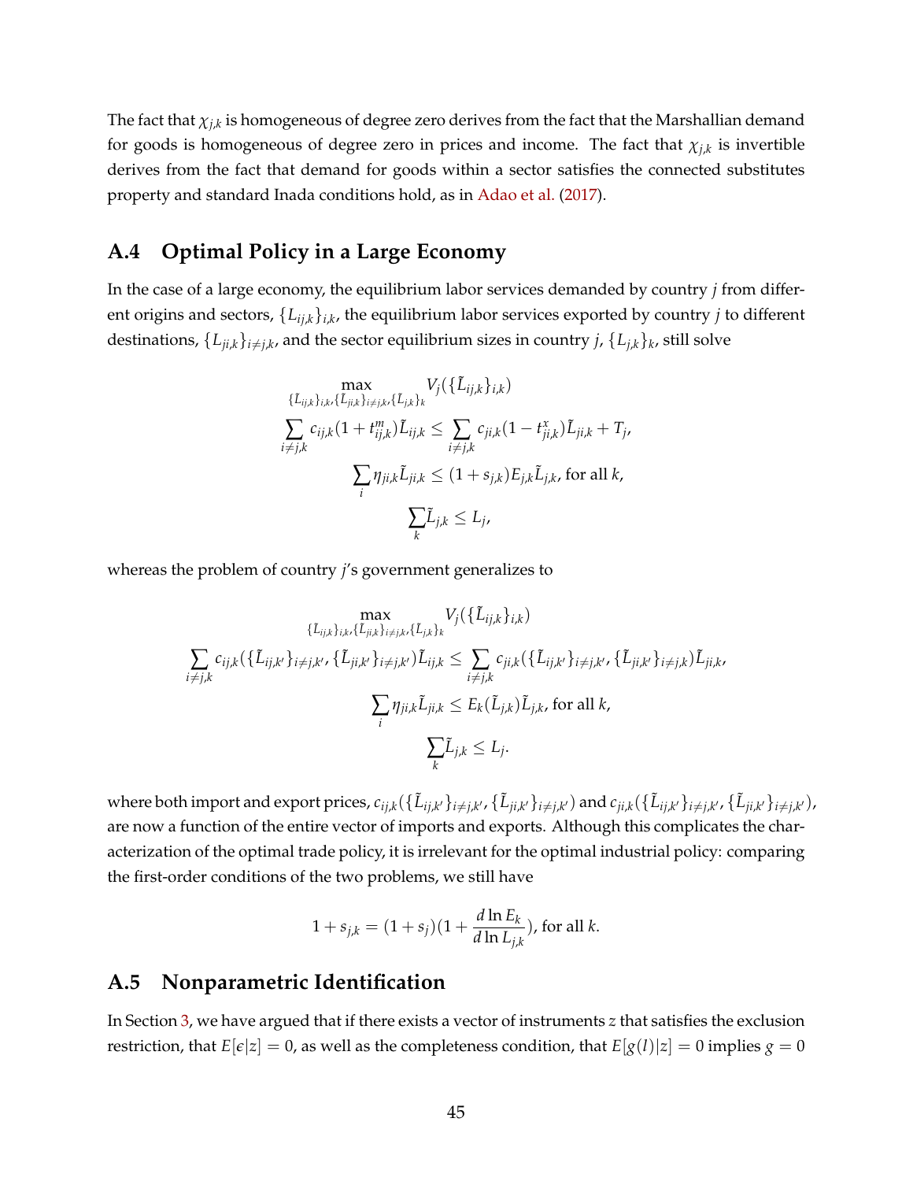The fact that $\chi_{j,k}$ is homogeneous of degree zero derives from the fact that the Marshallian demand for goods is homogeneous of degree zero in prices and income. The fact that $\chi_{j,k}$ is invertible derives from the fact that demand for goods within a sector satisfies the connected substitutes property and standard Inada conditions hold, as in Adao et al. (2017).

## A.4 Optimal Policy in a Large Economy

In the case of a large economy, the equilibrium labor services demanded by country $j$ from different origins and sectors, $\{L_{ij,k}\}_{i,k}$, the equilibrium labor services exported by country $j$ to different destinations, $\{L_{ji,k}\}_{i\neq j,k}$, and the sector equilibrium sizes in country $j$, $\{L_{j,k}\}_k$, still solve

$$
\max_{\{\tilde{L}_{ij,k}\}_{i,k},\{\tilde{L}_{ji,k}\}_{i\neq j,k},\{\tilde{L}_{j,k}\}_k} V_j(\{\tilde{L}_{ij,k}\}_{i,k})
$$

$$
\sum_{i\neq j,k} c_{ij,k}(1+t^m_{ij,k})\tilde{L}_{ij,k} \leq \sum_{i\neq j,k} c_{ji,k}(1-t^x_{ji,k})\tilde{L}_{ji,k} + T_j,
$$

$$
\sum_i \eta_{ji,k}\tilde{L}_{ji,k} \leq (1+s_{j,k})E_{j,k}\tilde{L}_{j,k}, \text{ for all } k,
$$

$$
\sum_k \tilde{L}_{j,k} \leq L_j,
$$

whereas the problem of country $j$'s government generalizes to

$$
\max_{\{\tilde{L}_{ij,k}\}_{i,k},\{\tilde{L}_{ji,k}\}_{i\neq j,k},\{\tilde{L}_{j,k}\}_k} V_j(\{\tilde{L}_{ij,k}\}_{i,k})
$$

$$
\sum_{i\neq j,k} c_{ij,k}(\{\tilde{L}_{ij,k'}\}_{i\neq j,k'},\{\tilde{L}_{ji,k'}\}_{i\neq j,k'})\tilde{L}_{ij,k} \leq \sum_{i\neq j,k} c_{ji,k}(\{\tilde{L}_{ij,k'}\}_{i\neq j,k'},\{\tilde{L}_{ji,k'}\}_{i\neq j,k})\tilde{L}_{ji,k},
$$

$$
\sum_i \eta_{ji,k}\tilde{L}_{ji,k} \leq E_k(\tilde{L}_{j,k})\tilde{L}_{j,k}, \text{ for all } k,
$$

$$
\sum_k \tilde{L}_{j,k} \leq L_j.
$$

where both import and export prices, $c_{ij,k}(\{\tilde{L}_{ij,k'}\}_{i\neq j,k'},\{\tilde{L}_{ji,k'}\}_{i\neq j,k'})$ and $c_{ji,k}(\{\tilde{L}_{ij,k'}\}_{i\neq j,k'},\{\tilde{L}_{ji,k'}\}_{i\neq j,k'})$, are now a function of the entire vector of imports and exports. Although this complicates the characterization of the optimal trade policy, it is irrelevant for the optimal industrial policy: comparing the first-order conditions of the two problems, we still have

$$
1+s_{j,k} = (1+s_j)(1+\frac{d\ln E_k}{d\ln L_{j,k}}), \text{ for all } k.
$$

## A.5 Nonparametric Identification

In Section 3, we have argued that if there exists a vector of instruments $z$ that satisfies the exclusion restriction, that $E[\epsilon|z]=0$, as well as the completeness condition, that $E[g(l)|z]=0$ implies $g=0$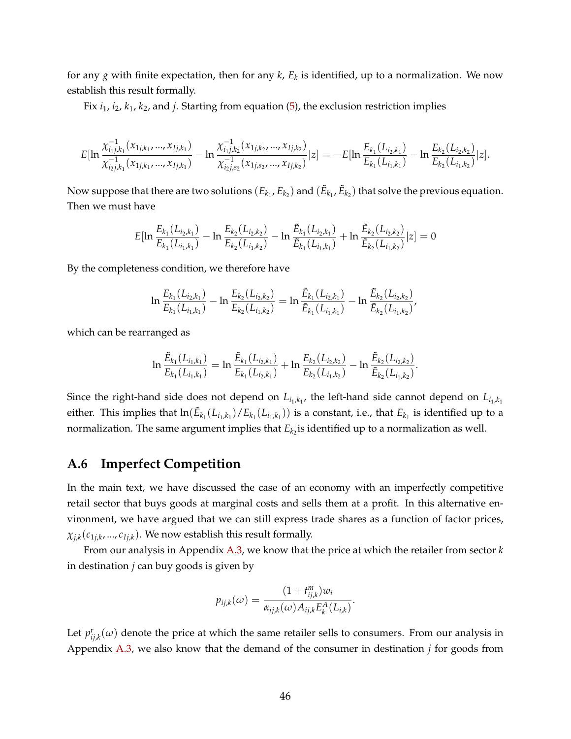for any $g$ with finite expectation, then for any $k$, $E_k$ is identified, up to a normalization. We now establish this result formally.

Fix $i_1$, $i_2$, $k_1$, $k_2$, and $j$. Starting from equation (5), the exclusion restriction implies

$$E[\ln \frac{\chi^{-1}_{i_1 j,k_1}(x_{1j,k_1},...,x_{Ij,k_1})}{\chi^{-1}_{i_2 j,k_1}(x_{1j,k_1},...,x_{Ij,k_1})} - \ln \frac{\chi^{-1}_{i_1 j,k_2}(x_{1j,k_2},...,x_{Ij,k_2})}{\chi^{-1}_{i_2 j,s_2}(x_{1j,s_2},...,x_{Ij,k_2})}|z] = -E[\ln \frac{E_{k_1}(L_{i_2,k_1})}{E_{k_1}(L_{i_1,k_1})} - \ln \frac{E_{k_2}(L_{i_2,k_2})}{E_{k_2}(L_{i_1,k_2})}|z].$$

Now suppose that there are two solutions $(E_{k_1}, E_{k_2})$ and $(\tilde{E}_{k_1}, \tilde{E}_{k_2})$ that solve the previous equation. Then we must have

$$E[\ln \frac{E_{k_1}(L_{i_2,k_1})}{E_{k_1}(L_{i_1,k_1})} - \ln \frac{E_{k_2}(L_{i_2,k_2})}{E_{k_2}(L_{i_1,k_2})} - \ln \frac{\tilde{E}_{k_1}(L_{i_2,k_1})}{\tilde{E}_{k_1}(L_{i_1,k_1})} + \ln \frac{\tilde{E}_{k_2}(L_{i_2,k_2})}{\tilde{E}_{k_2}(L_{i_1,k_2})}|z] = 0$$

By the completeness condition, we therefore have

$$\ln \frac{E_{k_1}(L_{i_2,k_1})}{E_{k_1}(L_{i_1,k_1})} - \ln \frac{E_{k_2}(L_{i_2,k_2})}{E_{k_2}(L_{i_1,k_2})} = \ln \frac{\tilde{E}_{k_1}(L_{i_2,k_1})}{\tilde{E}_{k_1}(L_{i_1,k_1})} - \ln \frac{\tilde{E}_{k_2}(L_{i_2,k_2})}{\tilde{E}_{k_2}(L_{i_1,k_2})},$$

which can be rearranged as

$$\ln \frac{\tilde{E}_{k_1}(L_{i_1,k_1})}{E_{k_1}(L_{i_1,k_1})} = \ln \frac{\tilde{E}_{k_1}(L_{i_2,k_1})}{E_{k_1}(L_{i_2,k_1})} + \ln \frac{E_{k_2}(L_{i_2,k_2})}{E_{k_2}(L_{i_1,k_2})} - \ln \frac{\tilde{E}_{k_2}(L_{i_2,k_2})}{\tilde{E}_{k_2}(L_{i_1,k_2})}.$$

Since the right-hand side does not depend on $L_{i_1,k_1}$, the left-hand side cannot depend on $L_{i_1,k_1}$ either. This implies that $\ln(\tilde{E}_{k_1}(L_{i_1,k_1})/E_{k_1}(L_{i_1,k_1}))$ is a constant, i.e., that $E_{k_1}$ is identified up to a normalization. The same argument implies that $E_{k_2}$is identified up to a normalization as well.

## A.6 Imperfect Competition

In the main text, we have discussed the case of an economy with an imperfectly competitive retail sector that buys goods at marginal costs and sells them at a profit. In this alternative environment, we have argued that we can still express trade shares as a function of factor prices, $\chi_{j,k}(c_{1j,k},...,c_{Ij,k})$. We now establish this result formally.

From our analysis in Appendix A.3, we know that the price at which the retailer from sector $k$ in destination $j$ can buy goods is given by

$$p_{ij,k}(\omega) = \frac{(1+t^m_{ij,k})w_i}{\alpha_{ij,k}(\omega)A_{ij,k}E^A_k(L_{i,k})}.$$

Let $p^r_{ij,k}(\omega)$ denote the price at which the same retailer sells to consumers. From our analysis in Appendix A.3, we also know that the demand of the consumer in destination $j$ for goods from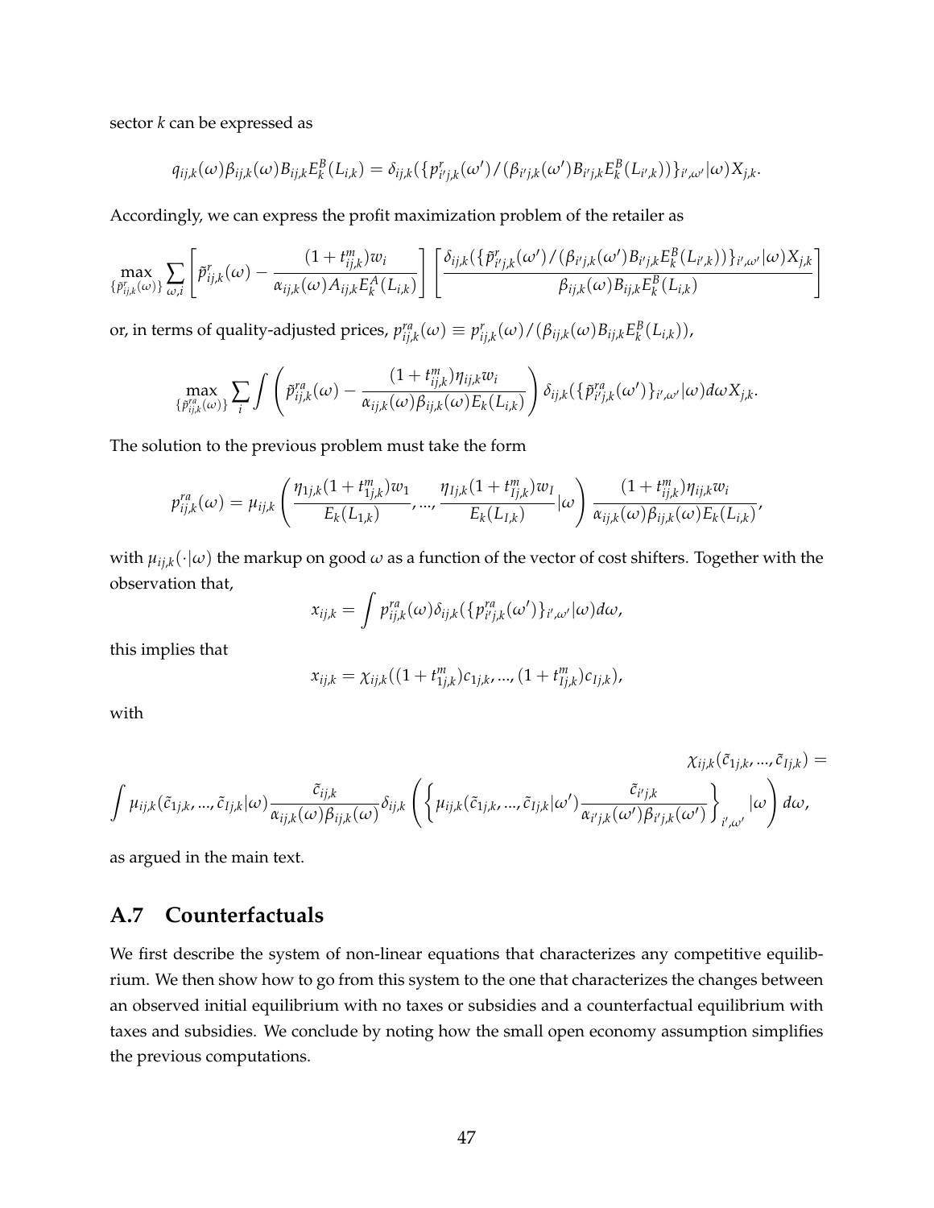sector $k$ can be expressed as

$$q_{ij,k}(\omega)\beta_{ij,k}(\omega)B_{ij,k}E_k^B(L_{i,k}) = \delta_{ij,k}(\{p^r_{i'j,k}(\omega')/(\beta_{i'j,k}(\omega')B_{i'j,k}E_k^B(L_{i',k}))\}_{i',\omega'}|\omega)X_{j,k}.$$

Accordingly, we can express the profit maximization problem of the retailer as

$$\max_{\{\tilde{p}^r_{ij,k}(\omega)\}} \sum_{\omega,i} \left[\tilde{p}^r_{ij,k}(\omega) - \frac{(1+t^m_{ij,k})w_i}{\alpha_{ij,k}(\omega)A_{ij,k}E_k^A(L_{i,k})}\right] \left[\frac{\delta_{ij,k}(\{\tilde{p}^r_{i'j,k}(\omega')/(\beta_{i'j,k}(\omega')B_{i'j,k}E_k^B(L_{i',k}))\}_{i',\omega'}|\omega)X_{j,k}}{\beta_{ij,k}(\omega)B_{ij,k}E_k^B(L_{i,k})}\right]$$

or, in terms of quality-adjusted prices, $p^{ra}_{ij,k}(\omega) \equiv p^r_{ij,k}(\omega)/(\beta_{ij,k}(\omega)B_{ij,k}E_k^B(L_{i,k}))$,

$$\max_{\{\tilde{p}^{ra}_{ij,k}(\omega)\}} \sum_i \int \left(\tilde{p}^{ra}_{ij,k}(\omega) - \frac{(1+t^m_{ij,k})\eta_{ij,k}w_i}{\alpha_{ij,k}(\omega)\beta_{ij,k}(\omega)E_k(L_{i,k})}\right) \delta_{ij,k}(\{\tilde{p}^{ra}_{i'j,k}(\omega')\}_{i',\omega'}|\omega)d\omega X_{j,k}.$$

The solution to the previous problem must take the form

$$p^{ra}_{ij,k}(\omega) = \mu_{ij,k}\left(\frac{\eta_{1j,k}(1+t^m_{1j,k})w_1}{E_k(L_{1,k})}, ..., \frac{\eta_{Ij,k}(1+t^m_{Ij,k})w_I}{E_k(L_{I,k})}|\omega\right) \frac{(1+t^m_{ij,k})\eta_{ij,k}w_i}{\alpha_{ij,k}(\omega)\beta_{ij,k}(\omega)E_k(L_{i,k})},$$

with $\mu_{ij,k}(\cdot|\omega)$ the markup on good $\omega$ as a function of the vector of cost shifters. Together with the observation that,

$$x_{ij,k} = \int p^{ra}_{ij,k}(\omega)\delta_{ij,k}(\{p^{ra}_{i'j,k}(\omega')\}_{i',\omega'}|\omega)d\omega,$$

this implies that

$$x_{ij,k} = \chi_{ij,k}((1+t^m_{1j,k})c_{1j,k}, ..., (1+t^m_{Ij,k})c_{Ij,k}),$$

with

$$\chi_{ij,k}(\tilde{c}_{1j,k}, ..., \tilde{c}_{Ij,k}) = \int \mu_{ij,k}(\tilde{c}_{1j,k}, ..., \tilde{c}_{Ij,k}|\omega)\frac{\tilde{c}_{ij,k}}{\alpha_{ij,k}(\omega)\beta_{ij,k}(\omega)}\delta_{ij,k}\left(\left\{\mu_{ij,k}(\tilde{c}_{1j,k}, ..., \tilde{c}_{Ij,k}|\omega')\frac{\tilde{c}_{i'j,k}}{\alpha_{i'j,k}(\omega')\beta_{i'j,k}(\omega')}\right\}_{i',\omega'}|\omega\right)d\omega,$$

as argued in the main text.

## A.7 Counterfactuals

We first describe the system of non-linear equations that characterizes any competitive equilibrium. We then show how to go from this system to the one that characterizes the changes between an observed initial equilibrium with no taxes or subsidies and a counterfactual equilibrium with taxes and subsidies. We conclude by noting how the small open economy assumption simplifies the previous computations.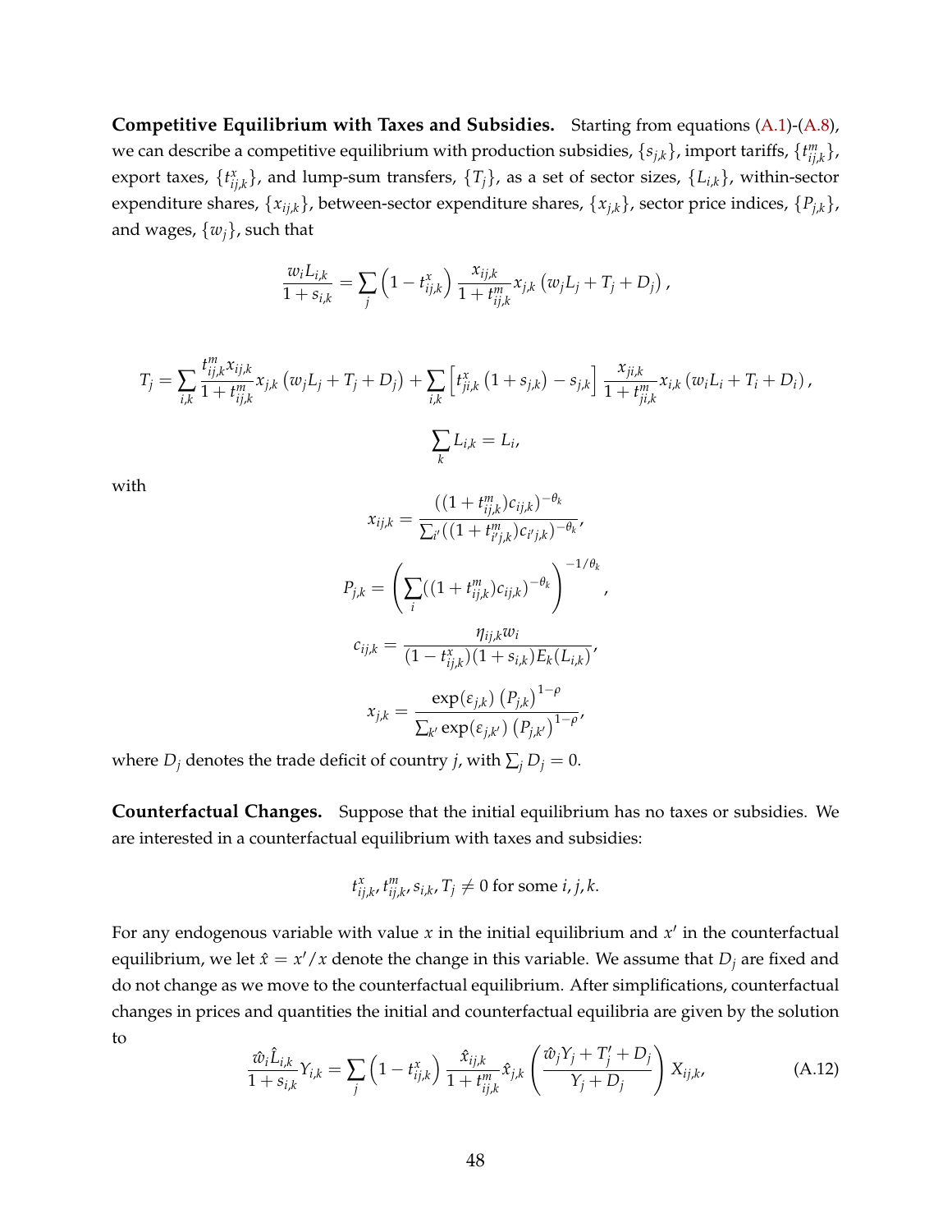**Competitive Equilibrium with Taxes and Subsidies.** Starting from equations (A.1)-(A.8), we can describe a competitive equilibrium with production subsidies, $\{s_{j,k}\}$, import tariffs, $\{t^m_{ij,k}\}$, export taxes, $\{t^x_{ij,k}\}$, and lump-sum transfers, $\{T_j\}$, as a set of sector sizes, $\{L_{i,k}\}$, within-sector expenditure shares, $\{x_{ij,k}\}$, between-sector expenditure shares, $\{x_{j,k}\}$, sector price indices, $\{P_{j,k}\}$, and wages, $\{w_j\}$, such that

$$\frac{w_i L_{i,k}}{1+s_{i,k}} = \sum_j \left(1 - t^x_{ij,k}\right) \frac{x_{ij,k}}{1+t^m_{ij,k}} x_{j,k} \left(w_j L_j + T_j + D_j\right),$$

$$T_j = \sum_{i,k} \frac{t^m_{ij,k} x_{ij,k}}{1+t^m_{ij,k}} x_{j,k} \left(w_j L_j + T_j + D_j\right) + \sum_{i,k} \left[t^x_{ji,k}\left(1+s_{j,k}\right) - s_{j,k}\right] \frac{x_{ji,k}}{1+t^m_{ji,k}} x_{i,k} \left(w_i L_i + T_i + D_i\right),$$

$$\sum_k L_{i,k} = L_i,$$

with

$$x_{ij,k} = \frac{((1+t^m_{ij,k})c_{ij,k})^{-\theta_k}}{\sum_{i'}((1+t^m_{i'j,k})c_{i'j,k})^{-\theta_k}},$$

$$P_{j,k} = \left(\sum_i ((1+t^m_{ij,k})c_{ij,k})^{-\theta_k}\right)^{-1/\theta_k},$$

$$c_{ij,k} = \frac{\eta_{ij,k} w_i}{(1-t^x_{ij,k})(1+s_{i,k})E_k(L_{i,k})},$$

$$x_{j,k} = \frac{\exp(\varepsilon_{j,k})\left(P_{j,k}\right)^{1-\rho}}{\sum_{k'}\exp(\varepsilon_{j,k'})\left(P_{j,k'}\right)^{1-\rho}},$$

where $D_j$ denotes the trade deficit of country $j$, with $\sum_j D_j = 0$.

**Counterfactual Changes.** Suppose that the initial equilibrium has no taxes or subsidies. We are interested in a counterfactual equilibrium with taxes and subsidies:

$$t^x_{ij,k}, t^m_{ij,k}, s_{i,k}, T_j \neq 0 \text{ for some } i, j, k.$$

For any endogenous variable with value $x$ in the initial equilibrium and $x'$ in the counterfactual equilibrium, we let $\hat{x} = x'/x$ denote the change in this variable. We assume that $D_j$ are fixed and do not change as we move to the counterfactual equilibrium. After simplifications, counterfactual changes in prices and quantities the initial and counterfactual equilibria are given by the solution to

$$\frac{\hat{w}_i \hat{L}_{i,k}}{1+s_{i,k}} Y_{i,k} = \sum_j \left(1 - t^x_{ij,k}\right) \frac{\hat{x}_{ij,k}}{1+t^m_{ij,k}} \hat{x}_{j,k} \left(\frac{\hat{w}_j Y_j + T'_j + D_j}{Y_j + D_j}\right) X_{ij,k}, \tag{A.12}$$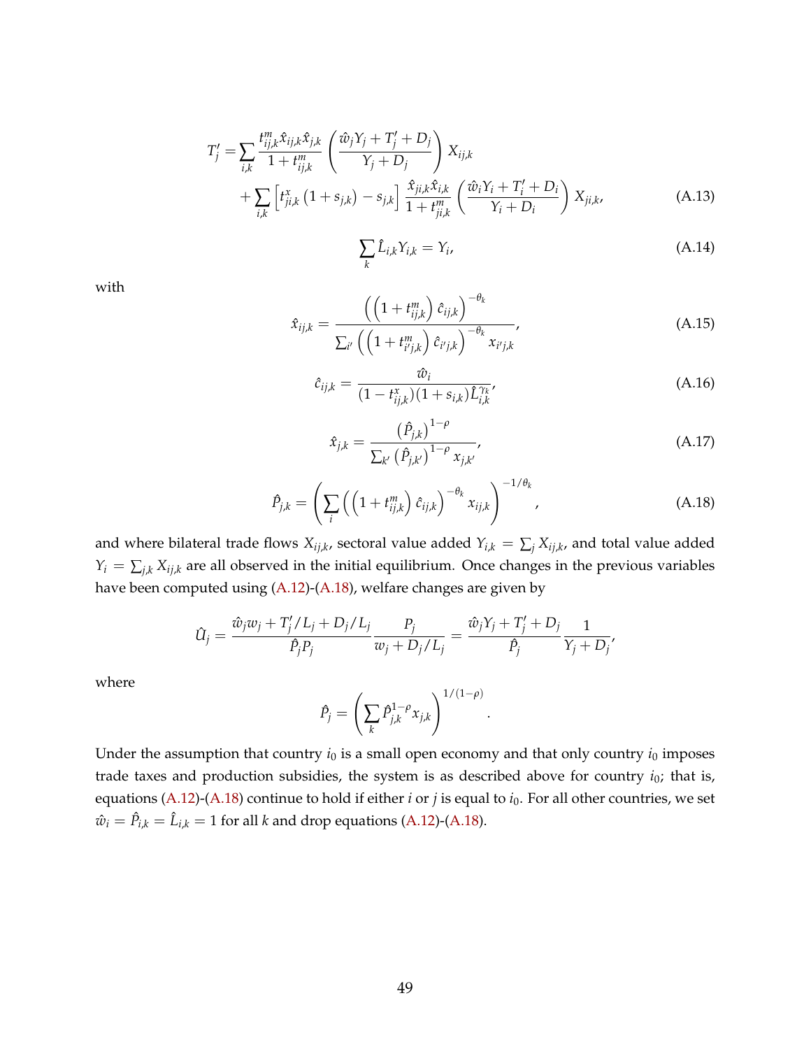$$T'_j = \sum_{i,k} \frac{t^m_{ij,k} \hat{x}_{ij,k} \hat{x}_{j,k}}{1 + t^m_{ij,k}} \left( \frac{\hat{w}_j Y_j + T'_j + D_j}{Y_j + D_j} \right) X_{ij,k}$$
$$+ \sum_{i,k} \left[ t^x_{ji,k} \left(1 + s_{j,k}\right) - s_{j,k} \right] \frac{\hat{x}_{ji,k} \hat{x}_{i,k}}{1 + t^m_{ji,k}} \left( \frac{\hat{w}_i Y_i + T'_i + D_i}{Y_i + D_i} \right) X_{ji,k}, \tag{A.13}$$

$$\sum_k \hat{L}_{i,k} Y_{i,k} = Y_i, \tag{A.14}$$

with

$$\hat{x}_{ij,k} = \frac{\left( \left(1 + t^m_{ij,k}\right) \hat{c}_{ij,k} \right)^{-\theta_k}}{\sum_{i'} \left( \left(1 + t^m_{i'j,k}\right) \hat{c}_{i'j,k} \right)^{-\theta_k} x_{i'j,k}}, \tag{A.15}$$

$$\hat{c}_{ij,k} = \frac{\hat{w}_i}{(1 - t^x_{ij,k})(1 + s_{i,k}) \hat{L}_{i,k}^{\gamma_k}}, \tag{A.16}$$

$$\hat{x}_{j,k} = \frac{\left(\hat{P}_{j,k}\right)^{1-\rho}}{\sum_{k'} \left(\hat{P}_{j,k'}\right)^{1-\rho} x_{j,k'}}, \tag{A.17}$$

$$\hat{P}_{j,k} = \left( \sum_i \left( \left(1 + t^m_{ij,k}\right) \hat{c}_{ij,k} \right)^{-\theta_k} x_{ij,k} \right)^{-1/\theta_k}, \tag{A.18}$$

and where bilateral trade flows $X_{ij,k}$, sectoral value added $Y_{i,k} = \sum_j X_{ij,k}$, and total value added $Y_i = \sum_{j,k} X_{ij,k}$ are all observed in the initial equilibrium. Once changes in the previous variables have been computed using (A.12)-(A.18), welfare changes are given by

$$\hat{U}_j = \frac{\hat{w}_j w_j + T'_j / L_j + D_j / L_j}{\hat{P}_j P_j} \frac{P_j}{w_j + D_j / L_j} = \frac{\hat{w}_j Y_j + T'_j + D_j}{\hat{P}_j} \frac{1}{Y_j + D_j},$$

where

$$\hat{P}_j = \left( \sum_k \hat{P}_{j,k}^{1-\rho} x_{j,k} \right)^{1/(1-\rho)}.$$

Under the assumption that country $i_0$ is a small open economy and that only country $i_0$ imposes trade taxes and production subsidies, the system is as described above for country $i_0$; that is, equations (A.12)-(A.18) continue to hold if either $i$ or $j$ is equal to $i_0$. For all other countries, we set $\hat{w}_i = \hat{P}_{i,k} = \hat{L}_{i,k} = 1$ for all $k$ and drop equations (A.12)-(A.18).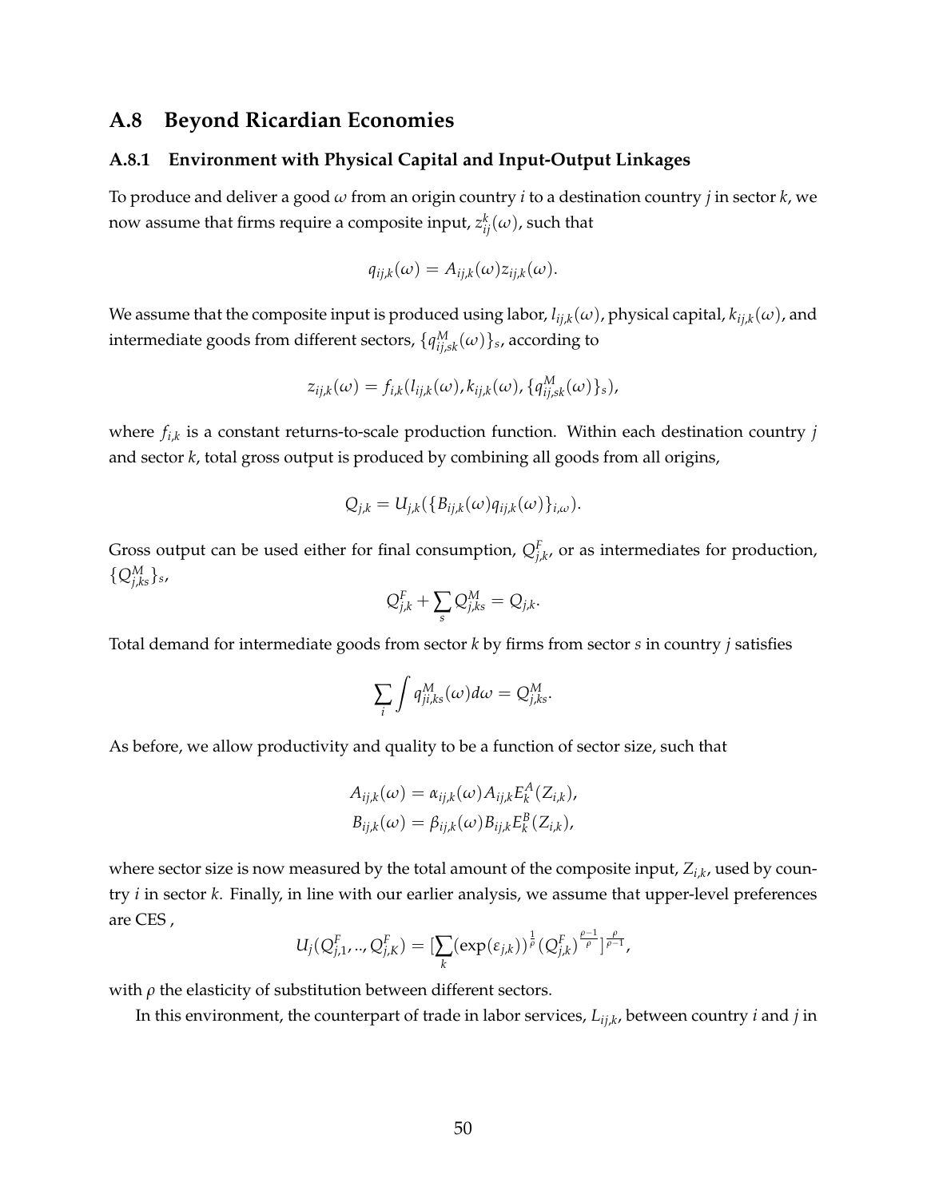## A.8 Beyond Ricardian Economies

### A.8.1 Environment with Physical Capital and Input-Output Linkages

To produce and deliver a good $\omega$ from an origin country $i$ to a destination country $j$ in sector $k$, we now assume that firms require a composite input, $z_{ij}^{k}(\omega)$, such that

$$q_{ij,k}(\omega) = A_{ij,k}(\omega) z_{ij,k}(\omega).$$

We assume that the composite input is produced using labor, $l_{ij,k}(\omega)$, physical capital, $k_{ij,k}(\omega)$, and intermediate goods from different sectors, $\{q_{ij,sk}^{M}(\omega)\}_s$, according to

$$z_{ij,k}(\omega) = f_{i,k}(l_{ij,k}(\omega), k_{ij,k}(\omega), \{q_{ij,sk}^{M}(\omega)\}_s),$$

where $f_{i,k}$ is a constant returns-to-scale production function. Within each destination country $j$ and sector $k$, total gross output is produced by combining all goods from all origins,

$$Q_{j,k} = U_{j,k}(\{B_{ij,k}(\omega) q_{ij,k}(\omega)\}_{i,\omega}).$$

Gross output can be used either for final consumption, $Q_{j,k}^{F}$, or as intermediates for production, $\{Q_{j,ks}^{M}\}_s$,

$$Q_{j,k}^{F} + \sum_s Q_{j,ks}^{M} = Q_{j,k}.$$

Total demand for intermediate goods from sector $k$ by firms from sector $s$ in country $j$ satisfies

$$\sum_i \int q_{ji,ks}^{M}(\omega) d\omega = Q_{j,ks}^{M}.$$

As before, we allow productivity and quality to be a function of sector size, such that

$$A_{ij,k}(\omega) = \alpha_{ij,k}(\omega) A_{ij,k} E_k^{A}(Z_{i,k}),$$
$$B_{ij,k}(\omega) = \beta_{ij,k}(\omega) B_{ij,k} E_k^{B}(Z_{i,k}),$$

where sector size is now measured by the total amount of the composite input, $Z_{i,k}$, used by country $i$ in sector $k$. Finally, in line with our earlier analysis, we assume that upper-level preferences are CES ,

$$U_j(Q_{j,1}^{F}, .., Q_{j,K}^{F}) = [\sum_k (\exp(\varepsilon_{j,k}))^{\frac{1}{\rho}} (Q_{j,k}^{F})^{\frac{\rho-1}{\rho}}]^{\frac{\rho}{\rho-1}},$$

with $\rho$ the elasticity of substitution between different sectors.

In this environment, the counterpart of trade in labor services, $L_{ij,k}$, between country $i$ and $j$ in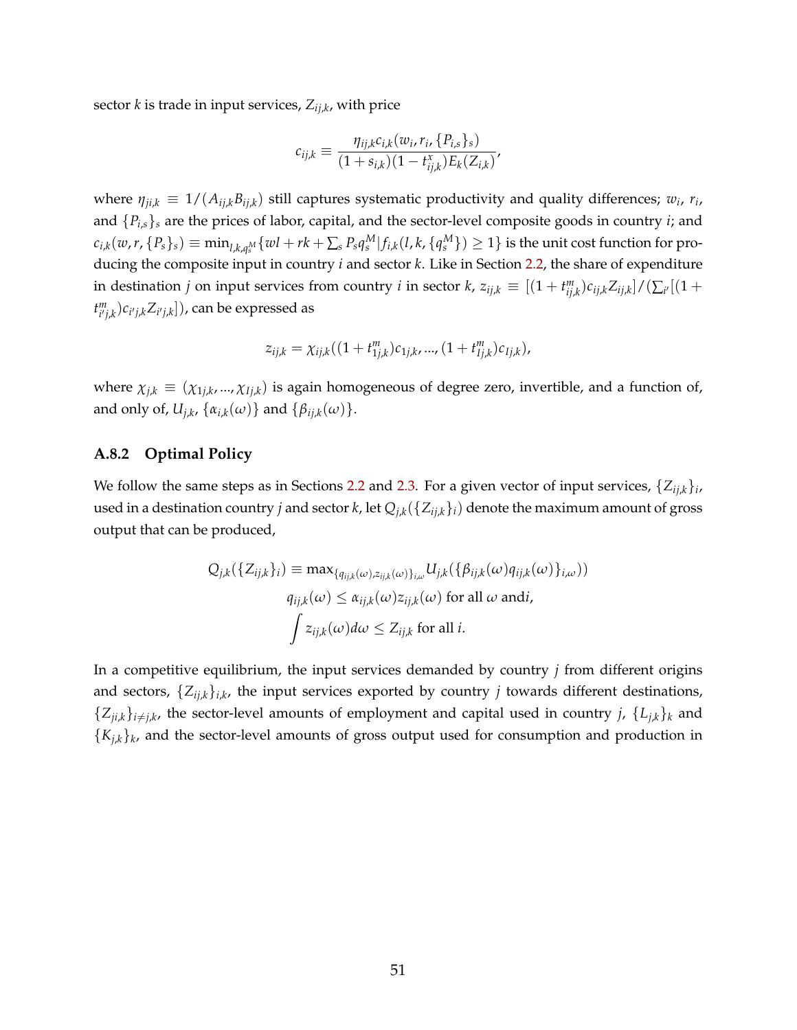sector $k$ is trade in input services, $Z_{ij,k}$, with price

$$c_{ij,k} \equiv \frac{\eta_{ij,k} c_{i,k}(w_i, r_i, \{P_{i,s}\}_s)}{(1+s_{i,k})(1-t^x_{ij,k})E_k(Z_{i,k})},$$

where $\eta_{ji,k} \equiv 1/(A_{ij,k}B_{ij,k})$ still captures systematic productivity and quality differences; $w_i$, $r_i$, and $\{P_{i,s}\}_s$ are the prices of labor, capital, and the sector-level composite goods in country $i$; and $c_{i,k}(w, r, \{P_s\}_s) \equiv \min_{l,k,q^M_s}\{wl + rk + \sum_s P_s q^M_s | f_{i,k}(l, k, \{q^M_s\}) \geq 1\}$ is the unit cost function for producing the composite input in country $i$ and sector $k$. Like in Section 2.2, the share of expenditure in destination $j$ on input services from country $i$ in sector $k$, $z_{ij,k} \equiv [(1+t^m_{ij,k})c_{ij,k}Z_{ij,k}]/(\sum_{i'}[(1+t^m_{i'j,k})c_{i'j,k}Z_{i'j,k}])$, can be expressed as

$$z_{ij,k} = \chi_{ij,k}((1+t^m_{1j,k})c_{1j,k}, ..., (1+t^m_{Ij,k})c_{Ij,k}),$$

where $\chi_{j,k} \equiv (\chi_{1j,k}, ..., \chi_{Ij,k})$ is again homogeneous of degree zero, invertible, and a function of, and only of, $U_{j,k}$, $\{\alpha_{i,k}(\omega)\}$ and $\{\beta_{ij,k}(\omega)\}$.

### A.8.2 Optimal Policy

We follow the same steps as in Sections 2.2 and 2.3. For a given vector of input services, $\{Z_{ij,k}\}_i$, used in a destination country $j$ and sector $k$, let $Q_{j,k}(\{Z_{ij,k}\}_i)$ denote the maximum amount of gross output that can be produced,

$$Q_{j,k}(\{Z_{ij,k}\}_i) \equiv \max_{\{q_{ij,k}(\omega), z_{ij,k}(\omega)\}_{i,\omega}} U_{j,k}(\{\beta_{ij,k}(\omega) q_{ij,k}(\omega)\}_{i,\omega})$$
$$q_{ij,k}(\omega) \leq \alpha_{ij,k}(\omega) z_{ij,k}(\omega) \text{ for all } \omega \text{ and} i,$$
$$\int z_{ij,k}(\omega) d\omega \leq Z_{ij,k} \text{ for all } i.$$

In a competitive equilibrium, the input services demanded by country $j$ from different origins and sectors, $\{Z_{ij,k}\}_{i,k}$, the input services exported by country $j$ towards different destinations, $\{Z_{ji,k}\}_{i \neq j,k}$, the sector-level amounts of employment and capital used in country $j$, $\{L_{j,k}\}_k$ and $\{K_{j,k}\}_k$, and the sector-level amounts of gross output used for consumption and production in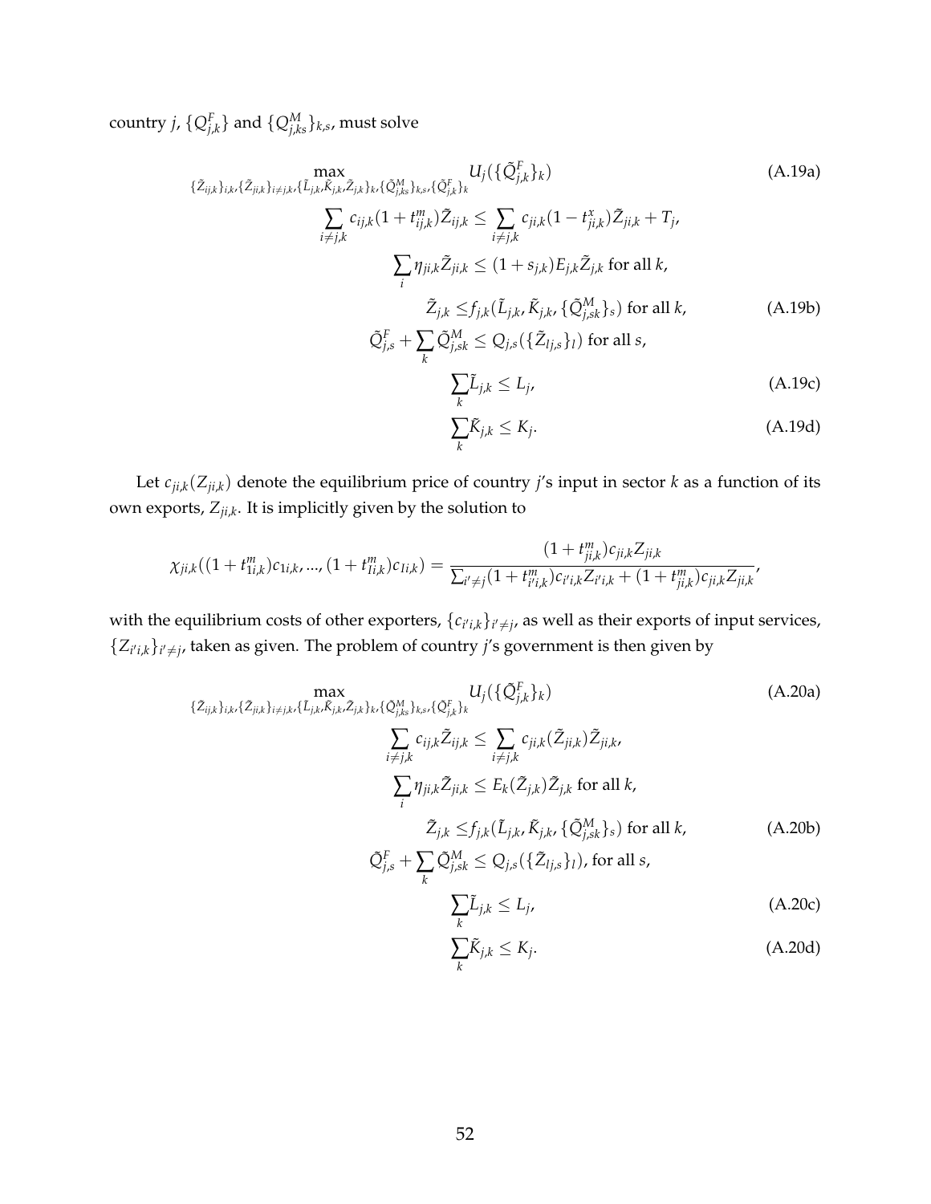country $j$, $\{Q^F_{j,k}\}$ and $\{Q^M_{j,ks}\}_{k,s}$, must solve

$$\max_{\{\tilde{Z}_{ij,k}\}_{i,k},\{\tilde{Z}_{ji,k}\}_{i\neq j,k},\{\tilde{L}_{j,k},\tilde{K}_{j,k},\tilde{Z}_{j,k}\}_k,\{\tilde{Q}^M_{j,ks}\}_{k,s},\{\tilde{Q}^F_{j,k}\}_k} U_j(\{\tilde{Q}^F_{j,k}\}_k) \tag{A.19a}$$

$$\sum_{i\neq j,k} c_{ij,k}(1+t^m_{ij,k})\tilde{Z}_{ij,k} \leq \sum_{i\neq j,k} c_{ji,k}(1-t^x_{ji,k})\tilde{Z}_{ji,k} + T_j,$$

$$\sum_i \eta_{ji,k}\tilde{Z}_{ji,k} \leq (1+s_{j,k})E_{j,k}\tilde{Z}_{j,k} \text{ for all } k,$$

$$\tilde{Z}_{j,k} \leq f_{j,k}(\tilde{L}_{j,k},\tilde{K}_{j,k},\{\tilde{Q}^M_{j,sk}\}_s) \text{ for all } k, \tag{A.19b}$$

$$\tilde{Q}^F_{j,s} + \sum_k \tilde{Q}^M_{j,sk} \leq Q_{j,s}(\{\tilde{Z}_{lj,s}\}_l) \text{ for all } s,$$

$$\sum_k \tilde{L}_{j,k} \leq L_j, \tag{A.19c}$$

$$\sum_k \tilde{K}_{j,k} \leq K_j. \tag{A.19d}$$

Let $c_{ji,k}(Z_{ji,k})$ denote the equilibrium price of country $j$'s input in sector $k$ as a function of its own exports, $Z_{ji,k}$. It is implicitly given by the solution to

$$\chi_{ji,k}((1+t^m_{1i,k})c_{1i,k},\ldots,(1+t^m_{Ii,k})c_{Ii,k}) = \frac{(1+t^m_{ji,k})c_{ji,k}Z_{ji,k}}{\sum_{i'\neq j}(1+t^m_{i'i,k})c_{i'i,k}Z_{i'i,k} + (1+t^m_{ji,k})c_{ji,k}Z_{ji,k}},$$

with the equilibrium costs of other exporters, $\{c_{i'i,k}\}_{i'\neq j}$, as well as their exports of input services, $\{Z_{i'i,k}\}_{i'\neq j}$, taken as given. The problem of country $j$'s government is then given by

$$\max_{\{\tilde{Z}_{ij,k}\}_{i,k},\{\tilde{Z}_{ji,k}\}_{i\neq j,k},\{\tilde{L}_{j,k},\tilde{K}_{j,k},\tilde{Z}_{j,k}\}_k,\{\tilde{Q}^M_{j,ks}\}_{k,s},\{\tilde{Q}^F_{j,k}\}_k} U_j(\{\tilde{Q}^F_{j,k}\}_k) \tag{A.20a}$$

$$\sum_{i\neq j,k} c_{ij,k}\tilde{Z}_{ij,k} \leq \sum_{i\neq j,k} c_{ji,k}(\tilde{Z}_{ji,k})\tilde{Z}_{ji,k},$$

$$\sum_i \eta_{ji,k}\tilde{Z}_{ji,k} \leq E_k(\tilde{Z}_{j,k})\tilde{Z}_{j,k} \text{ for all } k,$$

$$\tilde{Z}_{j,k} \leq f_{j,k}(\tilde{L}_{j,k},\tilde{K}_{j,k},\{\tilde{Q}^M_{j,sk}\}_s) \text{ for all } k, \tag{A.20b}$$

$$\tilde{Q}^F_{j,s} + \sum_k \tilde{Q}^M_{j,sk} \leq Q_{j,s}(\{\tilde{Z}_{lj,s}\}_l), \text{ for all } s,$$

$$\sum_k \tilde{L}_{j,k} \leq L_j, \tag{A.20c}$$

$$\sum_k \tilde{K}_{j,k} \leq K_j. \tag{A.20d}$$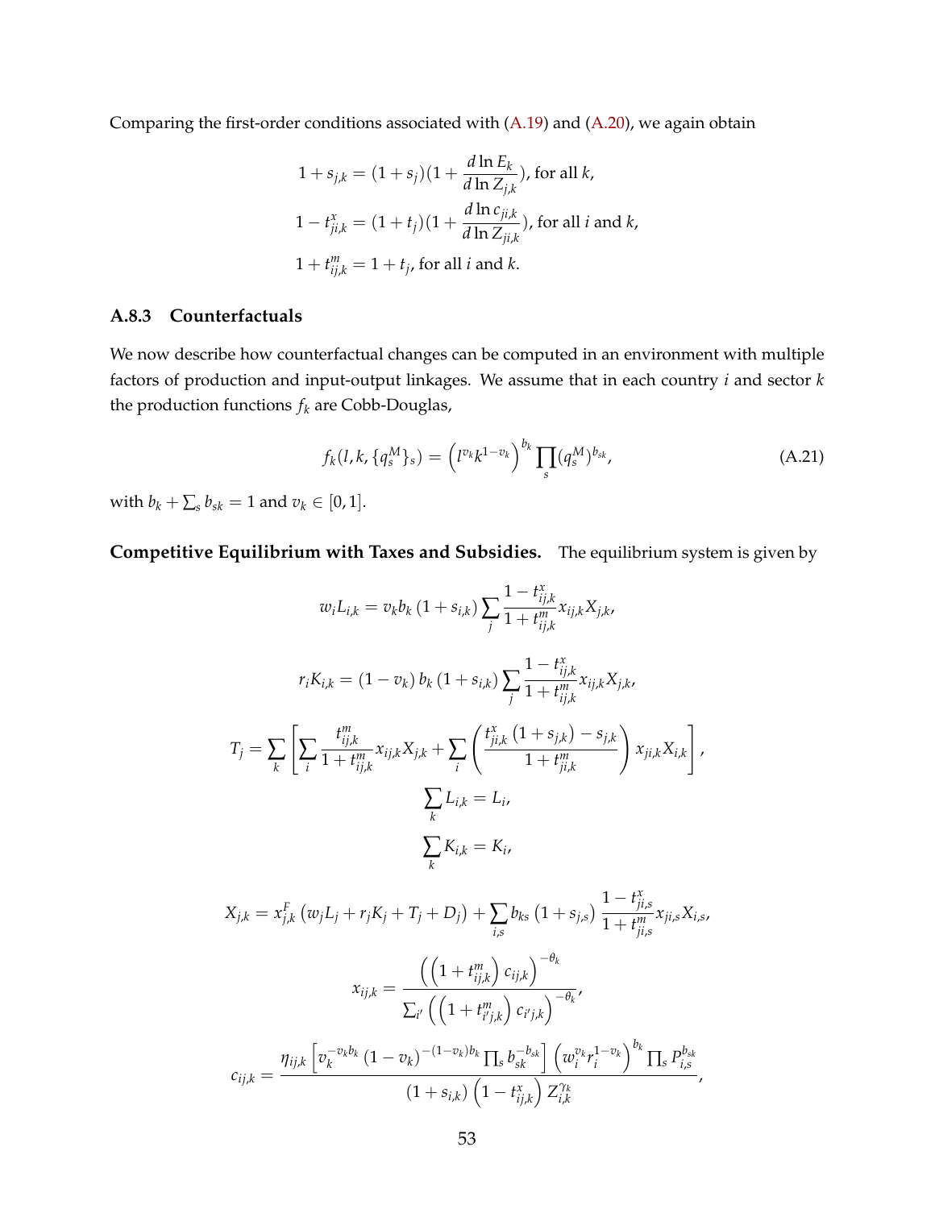Comparing the first-order conditions associated with (A.19) and (A.20), we again obtain

$$1 + s_{j,k} = (1 + s_j)(1 + \frac{d \ln E_k}{d \ln Z_{j,k}}), \text{ for all } k,$$

$$1 - t^x_{ji,k} = (1 + t_j)(1 + \frac{d \ln c_{ji,k}}{d \ln Z_{ji,k}}), \text{ for all } i \text{ and } k,$$

$$1 + t^m_{ij,k} = 1 + t_j, \text{ for all } i \text{ and } k.$$

### A.8.3 Counterfactuals

We now describe how counterfactual changes can be computed in an environment with multiple factors of production and input-output linkages. We assume that in each country $i$ and sector $k$ the production functions $f_k$ are Cobb-Douglas,

$$f_k(l, k, \{q^M_s\}_s) = \left(l^{v_k} k^{1-v_k}\right)^{b_k} \prod_s (q^M_s)^{b_{sk}}, \tag{A.21}$$

with $b_k + \sum_s b_{sk} = 1$ and $v_k \in [0, 1]$.

**Competitive Equilibrium with Taxes and Subsidies.** The equilibrium system is given by

$$w_i L_{i,k} = v_k b_k \left(1 + s_{i,k}\right) \sum_j \frac{1 - t^x_{ij,k}}{1 + t^m_{ij,k}} x_{ij,k} X_{j,k},$$

$$r_i K_{i,k} = \left(1 - v_k\right) b_k \left(1 + s_{i,k}\right) \sum_j \frac{1 - t^x_{ij,k}}{1 + t^m_{ij,k}} x_{ij,k} X_{j,k},$$

$$T_j = \sum_k \left[ \sum_i \frac{t^m_{ij,k}}{1 + t^m_{ij,k}} x_{ij,k} X_{j,k} + \sum_i \left( \frac{t^x_{ji,k} \left(1 + s_{j,k}\right) - s_{j,k}}{1 + t^m_{ji,k}} \right) x_{ji,k} X_{i,k} \right],$$

$$\sum_k L_{i,k} = L_i,$$

$$\sum_k K_{i,k} = K_i,$$

$$X_{j,k} = x^F_{j,k} \left(w_j L_j + r_j K_j + T_j + D_j\right) + \sum_{i,s} b_{ks} \left(1 + s_{j,s}\right) \frac{1 - t^x_{ji,s}}{1 + t^m_{ji,s}} x_{ji,s} X_{i,s},$$

$$x_{ij,k} = \frac{\left(\left(1 + t^m_{ij,k}\right) c_{ij,k}\right)^{-\theta_k}}{\sum_{i'} \left(\left(1 + t^m_{i'j,k}\right) c_{i'j,k}\right)^{-\theta_k}},$$

$$c_{ij,k} = \frac{\eta_{ij,k} \left[ v_k^{-v_k b_k} \left(1 - v_k\right)^{-(1-v_k) b_k} \prod_s b_{sk}^{-b_{sk}} \right] \left( w_i^{v_k} r_i^{1-v_k} \right)^{b_k} \prod_s P_{i,s}^{b_{sk}}}{\left(1 + s_{i,k}\right) \left(1 - t^x_{ij,k}\right) Z^{\gamma_k}_{i,k}},$$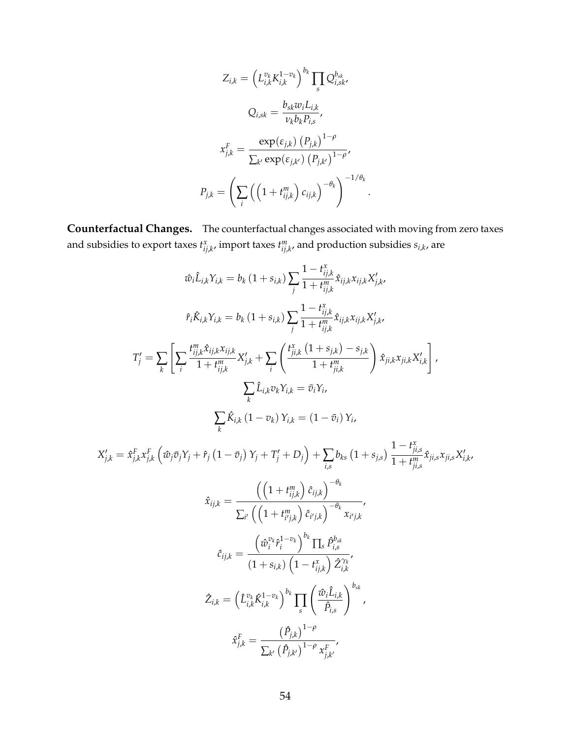$$Z_{i,k} = \left(L_{i,k}^{v_k} K_{i,k}^{1-v_k}\right)^{b_k} \prod_s Q_{i,sk}^{b_{sk}},$$

$$Q_{i,sk} = \frac{b_{sk} w_i L_{i,k}}{v_k b_k P_{i,s}},$$

$$x_{j,k}^F = \frac{\exp(\varepsilon_{j,k}) \left(P_{j,k}\right)^{1-\rho}}{\sum_{k'} \exp(\varepsilon_{j,k'}) \left(P_{j,k'}\right)^{1-\rho}},$$

$$P_{j,k} = \left(\sum_i \left(\left(1+t_{ij,k}^m\right) c_{ij,k}\right)^{-\theta_k}\right)^{-1/\theta_k}.$$

**Counterfactual Changes.** The counterfactual changes associated with moving from zero taxes and subsidies to export taxes $t_{ij,k}^x$, import taxes $t_{ij,k}^m$, and production subsidies $s_{i,k}$, are

$$\hat{w}_i \hat{L}_{i,k} Y_{i,k} = b_k \left(1+s_{i,k}\right) \sum_j \frac{1-t_{ij,k}^x}{1+t_{ij,k}^m} \hat{x}_{ij,k} x_{ij,k} X'_{j,k},$$

$$\hat{r}_i \hat{K}_{i,k} Y_{i,k} = b_k \left(1+s_{i,k}\right) \sum_j \frac{1-t_{ij,k}^x}{1+t_{ij,k}^m} \hat{x}_{ij,k} x_{ij,k} X'_{j,k},$$

$$T'_j = \sum_k \left[\sum_i \frac{t_{ij,k}^m \hat{x}_{ij,k} x_{ij,k}}{1+t_{ij,k}^m} X'_{j,k} + \sum_i \left(\frac{t_{ji,k}^x \left(1+s_{j,k}\right) - s_{j,k}}{1+t_{ji,k}^m}\right) \hat{x}_{ji,k} x_{ji,k} X'_{i,k}\right],$$

$$\sum_k \hat{L}_{i,k} v_k Y_{i,k} = \bar{v}_i Y_i,$$

$$\sum_k \hat{K}_{i,k} \left(1-v_k\right) Y_{i,k} = \left(1-\bar{v}_i\right) Y_i,$$

$$X'_{j,k} = \hat{x}_{j,k}^F x_{j,k}^F \left(\hat{w}_j \bar{v}_j Y_j + \hat{r}_j \left(1-\bar{v}_j\right) Y_j + T'_j + D_j\right) + \sum_{i,s} b_{ks} \left(1+s_{j,s}\right) \frac{1-t_{ji,s}^x}{1+t_{ji,s}^m} \hat{x}_{ji,s} x_{ji,s} X'_{i,k},$$

$$\hat{x}_{ij,k} = \frac{\left(\left(1+t_{ij,k}^m\right) \hat{c}_{ij,k}\right)^{-\theta_k}}{\sum_{i'} \left(\left(1+t_{i'j,k}^m\right) \hat{c}_{i'j,k}\right)^{-\theta_k} x_{i'j,k}},$$

$$\hat{c}_{ij,k} = \frac{\left(\hat{w}_i^{v_k} \hat{r}_i^{1-v_k}\right)^{b_k} \prod_s \hat{P}_{i,s}^{b_{sk}}}{\left(1+s_{i,k}\right) \left(1-t_{ij,k}^x\right) \hat{Z}_{i,k}^{\gamma_k}},$$

$$\hat{Z}_{i,k} = \left(\hat{L}_{i,k}^{v_k} \hat{K}_{i,k}^{1-v_k}\right)^{b_k} \prod_s \left(\frac{\hat{w}_i \hat{L}_{i,k}}{\hat{P}_{i,s}}\right)^{b_{sk}},$$

$$\hat{x}_{j,k}^F = \frac{\left(\hat{P}_{j,k}\right)^{1-\rho}}{\sum_{k'} \left(\hat{P}_{j,k'}\right)^{1-\rho} x_{j,k'}^F},$$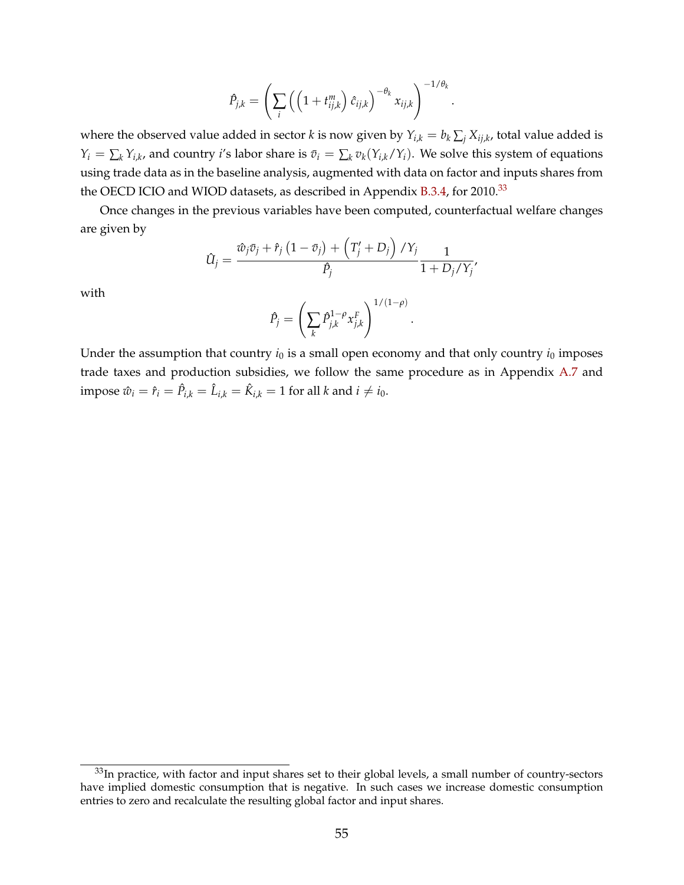$$\hat{P}_{j,k} = \left( \sum_i \left( \left(1 + t^m_{ij,k}\right) \hat{c}_{ij,k} \right)^{-\theta_k} x_{ij,k} \right)^{-1/\theta_k}.$$

where the observed value added in sector $k$ is now given by $Y_{i,k} = b_k \sum_j X_{ij,k}$, total value added is $Y_i = \sum_k Y_{i,k}$, and country $i$'s labor share is $\bar{v}_i = \sum_k v_k (Y_{i,k}/Y_i)$. We solve this system of equations using trade data as in the baseline analysis, augmented with data on factor and inputs shares from the OECD ICIO and WIOD datasets, as described in Appendix B.3.4, for 2010.[33]

Once changes in the previous variables have been computed, counterfactual welfare changes are given by

$$\hat{U}_j = \frac{\hat{w}_j \bar{v}_j + \hat{r}_j \left(1 - \bar{v}_j\right) + \left(T'_j + D_j\right)/Y_j}{\hat{P}_j} \frac{1}{1 + D_j/Y_j},$$

with

$$\hat{P}_j = \left( \sum_k \hat{P}^{1-\rho}_{j,k} x^F_{j,k} \right)^{1/(1-\rho)}.$$

Under the assumption that country $i_0$ is a small open economy and that only country $i_0$ imposes trade taxes and production subsidies, we follow the same procedure as in Appendix A.7 and impose $\hat{w}_i = \hat{r}_i = \hat{P}_{i,k} = \hat{L}_{i,k} = \hat{K}_{i,k} = 1$ for all $k$ and $i \neq i_0$.

[33] In practice, with factor and input shares set to their global levels, a small number of country-sectors have implied domestic consumption that is negative. In such cases we increase domestic consumption entries to zero and recalculate the resulting global factor and input shares.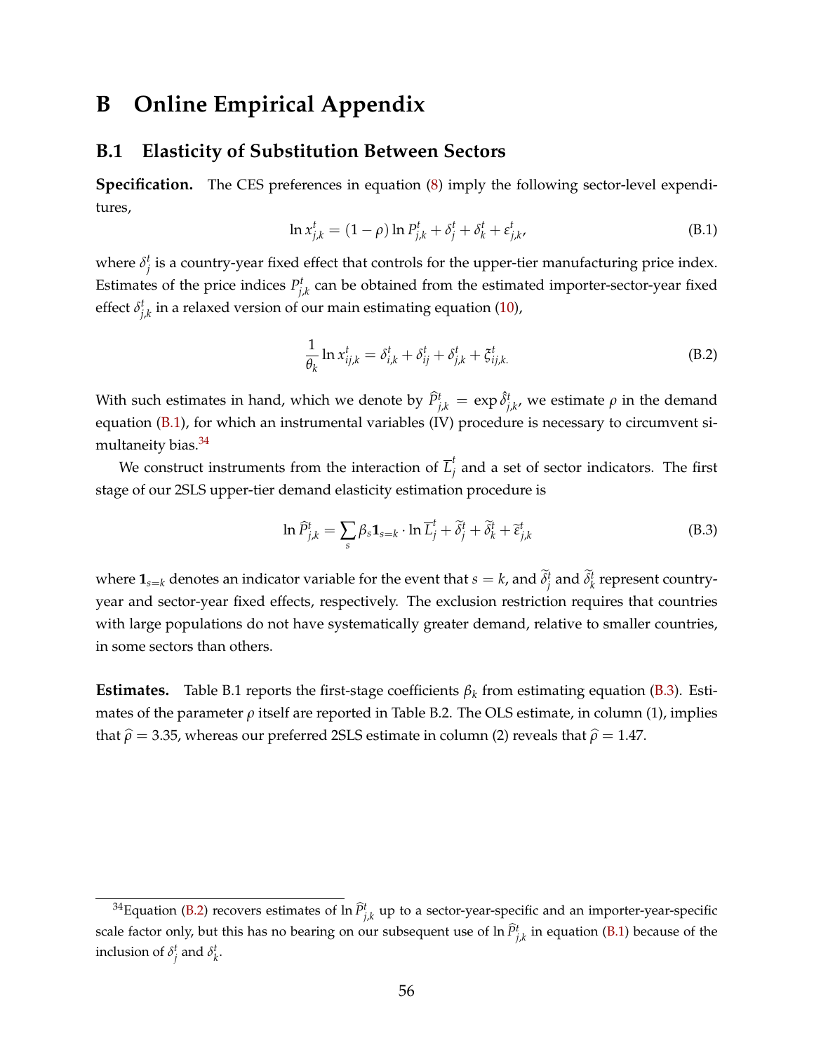# B Online Empirical Appendix

## B.1 Elasticity of Substitution Between Sectors

**Specification.** The CES preferences in equation (8) imply the following sector-level expenditures,

$$\ln x^t_{j,k} = (1-\rho)\ln P^t_{j,k} + \delta^t_j + \delta^t_k + \varepsilon^t_{j,k}, \tag{B.1}$$

where $\delta^t_j$ is a country-year fixed effect that controls for the upper-tier manufacturing price index. Estimates of the price indices $P^t_{j,k}$ can be obtained from the estimated importer-sector-year fixed effect $\delta^t_{j,k}$ in a relaxed version of our main estimating equation (10),

$$\frac{1}{\theta_k}\ln x^t_{ij,k} = \delta^t_{i,k} + \delta^t_{ij} + \delta^t_{j,k} + \xi^t_{ij,k.} \tag{B.2}$$

With such estimates in hand, which we denote by $\widehat{P}^t_{j,k} = \exp\hat{\delta}^t_{j,k}$, we estimate $\rho$ in the demand equation (B.1), for which an instrumental variables (IV) procedure is necessary to circumvent simultaneity bias.[34]

We construct instruments from the interaction of $\overline{L}^t_j$ and a set of sector indicators. The first stage of our 2SLS upper-tier demand elasticity estimation procedure is

$$\ln \widehat{P}^t_{j,k} = \sum_s \beta_s \mathbf{1}_{s=k}\cdot \ln \overline{L}^t_j + \widetilde{\delta}^t_j + \widetilde{\delta}^t_k + \widetilde{\varepsilon}^t_{j,k} \tag{B.3}$$

where $\mathbf{1}_{s=k}$ denotes an indicator variable for the event that $s=k$, and $\widetilde{\delta}^t_j$ and $\widetilde{\delta}^t_k$ represent country-year and sector-year fixed effects, respectively. The exclusion restriction requires that countries with large populations do not have systematically greater demand, relative to smaller countries, in some sectors than others.

**Estimates.** Table B.1 reports the first-stage coefficients $\beta_k$ from estimating equation (B.3). Estimates of the parameter $\rho$ itself are reported in Table B.2. The OLS estimate, in column (1), implies that $\widehat{\rho} = 3.35$, whereas our preferred 2SLS estimate in column (2) reveals that $\widehat{\rho} = 1.47$.

[34] Equation (B.2) recovers estimates of $\ln \widehat{P}^t_{j,k}$ up to a sector-year-specific and an importer-year-specific scale factor only, but this has no bearing on our subsequent use of $\ln \widehat{P}^t_{j,k}$ in equation (B.1) because of the inclusion of $\delta^t_j$ and $\delta^t_k$.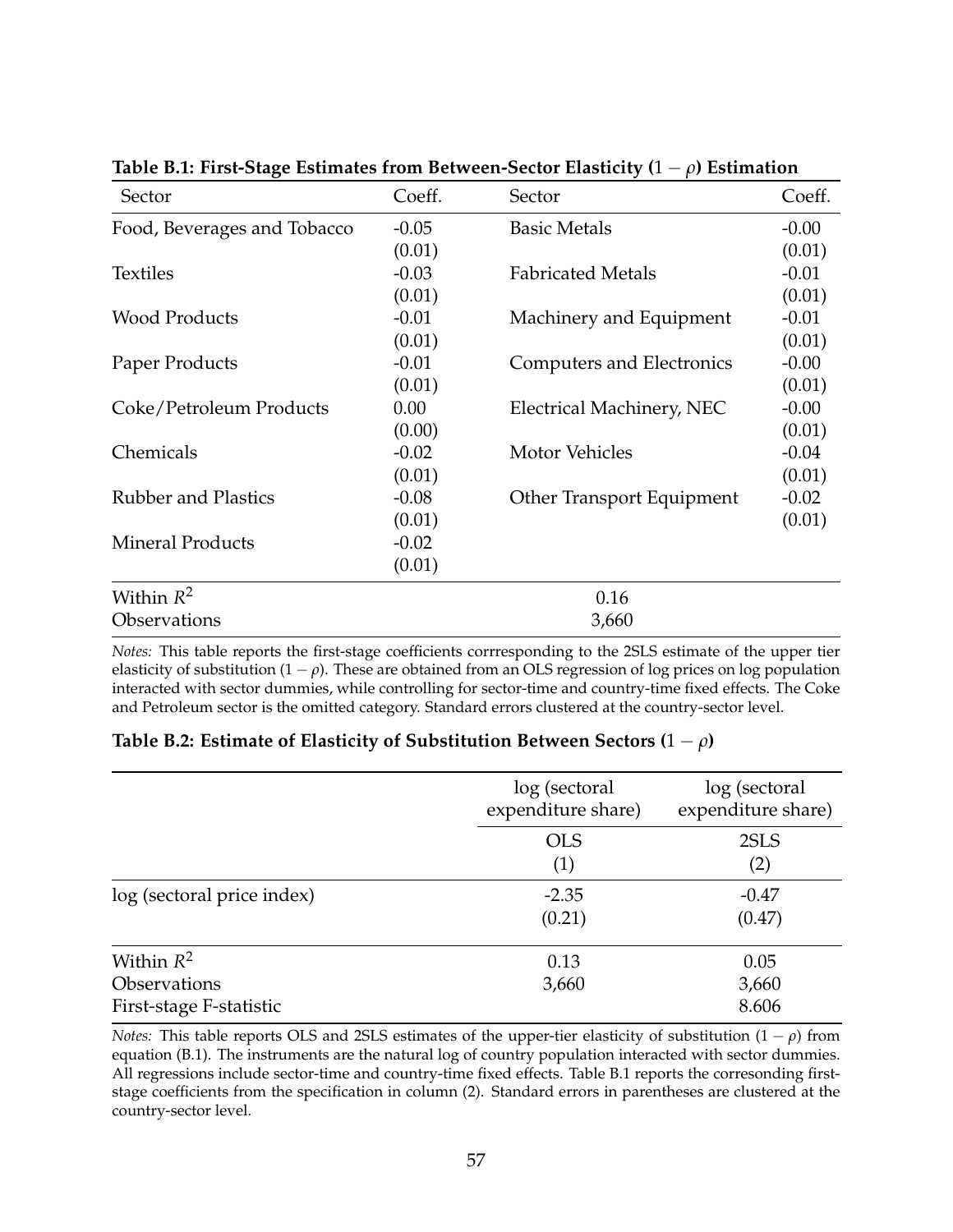**Table B.1: First-Stage Estimates from Between-Sector Elasticity ($1-\rho$) Estimation**

| Sector | Coeff. | Sector | Coeff. |
|---|---|---|---|
| Food, Beverages and Tobacco | -0.05 | Basic Metals | -0.00 |
| | (0.01) | | (0.01) |
| Textiles | -0.03 | Fabricated Metals | -0.01 |
| | (0.01) | | (0.01) |
| Wood Products | -0.01 | Machinery and Equipment | -0.01 |
| | (0.01) | | (0.01) |
| Paper Products | -0.01 | Computers and Electronics | -0.00 |
| | (0.01) | | (0.01) |
| Coke/Petroleum Products | 0.00 | Electrical Machinery, NEC | -0.00 |
| | (0.00) | | (0.01) |
| Chemicals | -0.02 | Motor Vehicles | -0.04 |
| | (0.01) | | (0.01) |
| Rubber and Plastics | -0.08 | Other Transport Equipment | -0.02 |
| | (0.01) | | (0.01) |
| Mineral Products | -0.02 | | |
| | (0.01) | | |
| Within $R^2$ | | 0.16 | |
| Observations | | 3,660 | |

*Notes:* This table reports the first-stage coefficients corrresponding to the 2SLS estimate of the upper tier elasticity of substitution ($1-\rho$). These are obtained from an OLS regression of log prices on log population interacted with sector dummies, while controlling for sector-time and country-time fixed effects. The Coke and Petroleum sector is the omitted category. Standard errors clustered at the country-sector level.

**Table B.2: Estimate of Elasticity of Substitution Between Sectors ($1-\rho$)**

| | log (sectoral expenditure share) | log (sectoral expenditure share) |
|---|---|---|
| | OLS | 2SLS |
| | (1) | (2) |
| log (sectoral price index) | -2.35 | -0.47 |
| | (0.21) | (0.47) |
| Within $R^2$ | 0.13 | 0.05 |
| Observations | 3,660 | 3,660 |
| First-stage F-statistic | | 8.606 |

*Notes:* This table reports OLS and 2SLS estimates of the upper-tier elasticity of substitution ($1-\rho$) from equation (B.1). The instruments are the natural log of country population interacted with sector dummies. All regressions include sector-time and country-time fixed effects. Table B.1 reports the corresonding first-stage coefficients from the specification in column (2). Standard errors in parentheses are clustered at the country-sector level.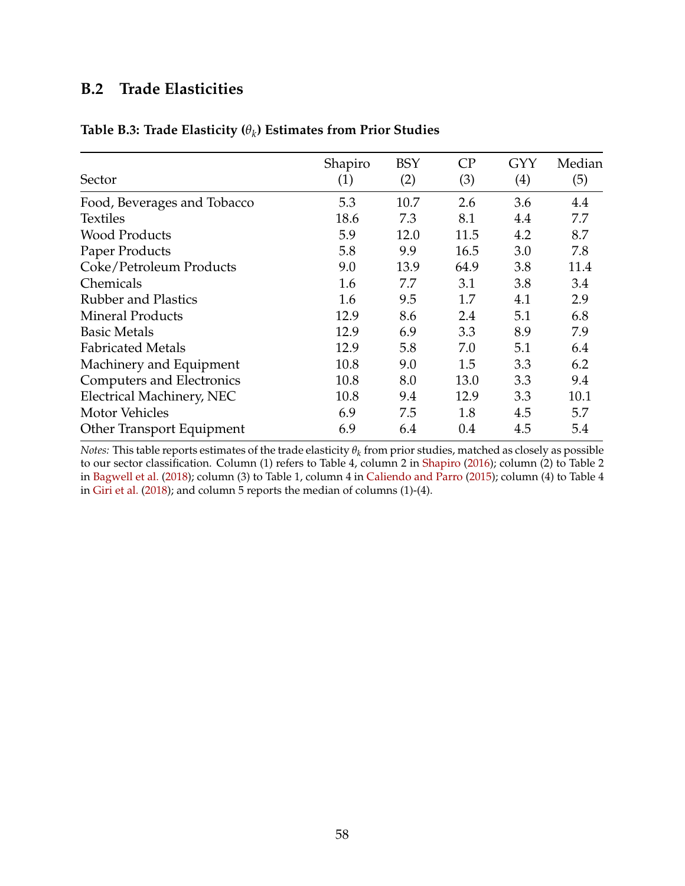## B.2 Trade Elasticities

**Table B.3: Trade Elasticity ($\theta_k$) Estimates from Prior Studies**

| Sector | Shapiro (1) | BSY (2) | CP (3) | GYY (4) | Median (5) |
|---|---|---|---|---|---|
| Food, Beverages and Tobacco | 5.3 | 10.7 | 2.6 | 3.6 | 4.4 |
| Textiles | 18.6 | 7.3 | 8.1 | 4.4 | 7.7 |
| Wood Products | 5.9 | 12.0 | 11.5 | 4.2 | 8.7 |
| Paper Products | 5.8 | 9.9 | 16.5 | 3.0 | 7.8 |
| Coke/Petroleum Products | 9.0 | 13.9 | 64.9 | 3.8 | 11.4 |
| Chemicals | 1.6 | 7.7 | 3.1 | 3.8 | 3.4 |
| Rubber and Plastics | 1.6 | 9.5 | 1.7 | 4.1 | 2.9 |
| Mineral Products | 12.9 | 8.6 | 2.4 | 5.1 | 6.8 |
| Basic Metals | 12.9 | 6.9 | 3.3 | 8.9 | 7.9 |
| Fabricated Metals | 12.9 | 5.8 | 7.0 | 5.1 | 6.4 |
| Machinery and Equipment | 10.8 | 9.0 | 1.5 | 3.3 | 6.2 |
| Computers and Electronics | 10.8 | 8.0 | 13.0 | 3.3 | 9.4 |
| Electrical Machinery, NEC | 10.8 | 9.4 | 12.9 | 3.3 | 10.1 |
| Motor Vehicles | 6.9 | 7.5 | 1.8 | 4.5 | 5.7 |
| Other Transport Equipment | 6.9 | 6.4 | 0.4 | 4.5 | 5.4 |

*Notes:* This table reports estimates of the trade elasticity $\theta_k$ from prior studies, matched as closely as possible to our sector classification. Column (1) refers to Table 4, column 2 in Shapiro (2016); column (2) to Table 2 in Bagwell et al. (2018); column (3) to Table 1, column 4 in Caliendo and Parro (2015); column (4) to Table 4 in Giri et al. (2018); and column 5 reports the median of columns (1)-(4).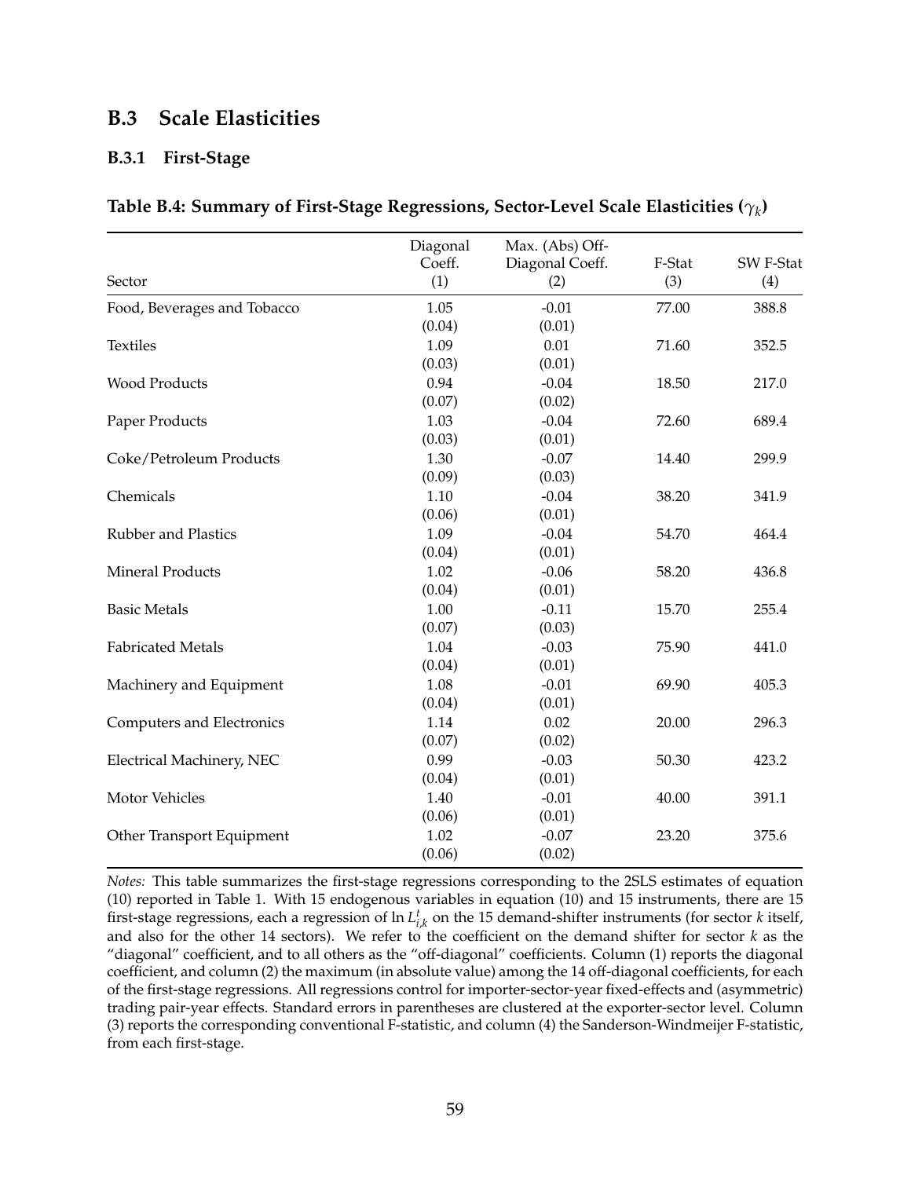## B.3 Scale Elasticities

### B.3.1 First-Stage

**Table B.4: Summary of First-Stage Regressions, Sector-Level Scale Elasticities ($\gamma_k$)**

| Sector | Diagonal Coeff. (1) | Max. (Abs) Off-Diagonal Coeff. (2) | F-Stat (3) | SW F-Stat (4) |
|---|---|---|---|---|
| Food, Beverages and Tobacco | 1.05 | -0.01 | 77.00 | 388.8 |
| | (0.04) | (0.01) | | |
| Textiles | 1.09 | 0.01 | 71.60 | 352.5 |
| | (0.03) | (0.01) | | |
| Wood Products | 0.94 | -0.04 | 18.50 | 217.0 |
| | (0.07) | (0.02) | | |
| Paper Products | 1.03 | -0.04 | 72.60 | 689.4 |
| | (0.03) | (0.01) | | |
| Coke/Petroleum Products | 1.30 | -0.07 | 14.40 | 299.9 |
| | (0.09) | (0.03) | | |
| Chemicals | 1.10 | -0.04 | 38.20 | 341.9 |
| | (0.06) | (0.01) | | |
| Rubber and Plastics | 1.09 | -0.04 | 54.70 | 464.4 |
| | (0.04) | (0.01) | | |
| Mineral Products | 1.02 | -0.06 | 58.20 | 436.8 |
| | (0.04) | (0.01) | | |
| Basic Metals | 1.00 | -0.11 | 15.70 | 255.4 |
| | (0.07) | (0.03) | | |
| Fabricated Metals | 1.04 | -0.03 | 75.90 | 441.0 |
| | (0.04) | (0.01) | | |
| Machinery and Equipment | 1.08 | -0.01 | 69.90 | 405.3 |
| | (0.04) | (0.01) | | |
| Computers and Electronics | 1.14 | 0.02 | 20.00 | 296.3 |
| | (0.07) | (0.02) | | |
| Electrical Machinery, NEC | 0.99 | -0.03 | 50.30 | 423.2 |
| | (0.04) | (0.01) | | |
| Motor Vehicles | 1.40 | -0.01 | 40.00 | 391.1 |
| | (0.06) | (0.01) | | |
| Other Transport Equipment | 1.02 | -0.07 | 23.20 | 375.6 |
| | (0.06) | (0.02) | | |

*Notes:* This table summarizes the first-stage regressions corresponding to the 2SLS estimates of equation (10) reported in Table 1. With 15 endogenous variables in equation (10) and 15 instruments, there are 15 first-stage regressions, each a regression of $\ln L_{i,k}^{t}$ on the 15 demand-shifter instruments (for sector $k$ itself, and also for the other 14 sectors). We refer to the coefficient on the demand shifter for sector $k$ as the "diagonal" coefficient, and to all others as the "off-diagonal" coefficients. Column (1) reports the diagonal coefficient, and column (2) the maximum (in absolute value) among the 14 off-diagonal coefficients, for each of the first-stage regressions. All regressions control for importer-sector-year fixed-effects and (asymmetric) trading pair-year effects. Standard errors in parentheses are clustered at the exporter-sector level. Column (3) reports the corresponding conventional F-statistic, and column (4) the Sanderson-Windmeijer F-statistic, from each first-stage.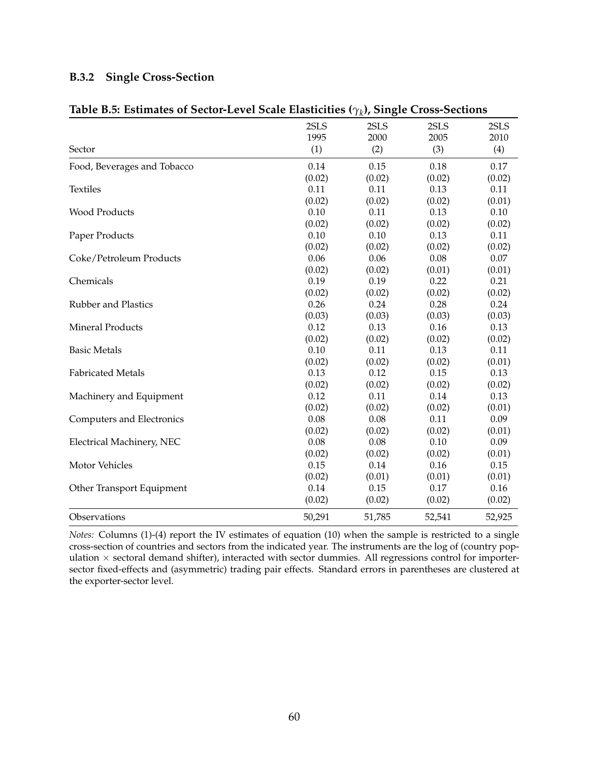### B.3.2 Single Cross-Section

**Table B.5: Estimates of Sector-Level Scale Elasticities ($\gamma_k$), Single Cross-Sections**

| Sector | 2SLS 1995 (1) | 2SLS 2000 (2) | 2SLS 2005 (3) | 2SLS 2010 (4) |
|---|---|---|---|---|
| Food, Beverages and Tobacco | 0.14 | 0.15 | 0.18 | 0.17 |
| | (0.02) | (0.02) | (0.02) | (0.02) |
| Textiles | 0.11 | 0.11 | 0.13 | 0.11 |
| | (0.02) | (0.02) | (0.02) | (0.01) |
| Wood Products | 0.10 | 0.11 | 0.13 | 0.10 |
| | (0.02) | (0.02) | (0.02) | (0.02) |
| Paper Products | 0.10 | 0.10 | 0.13 | 0.11 |
| | (0.02) | (0.02) | (0.02) | (0.02) |
| Coke/Petroleum Products | 0.06 | 0.06 | 0.08 | 0.07 |
| | (0.02) | (0.02) | (0.01) | (0.01) |
| Chemicals | 0.19 | 0.19 | 0.22 | 0.21 |
| | (0.02) | (0.02) | (0.02) | (0.02) |
| Rubber and Plastics | 0.26 | 0.24 | 0.28 | 0.24 |
| | (0.03) | (0.03) | (0.03) | (0.03) |
| Mineral Products | 0.12 | 0.13 | 0.16 | 0.13 |
| | (0.02) | (0.02) | (0.02) | (0.02) |
| Basic Metals | 0.10 | 0.11 | 0.13 | 0.11 |
| | (0.02) | (0.02) | (0.02) | (0.01) |
| Fabricated Metals | 0.13 | 0.12 | 0.15 | 0.13 |
| | (0.02) | (0.02) | (0.02) | (0.02) |
| Machinery and Equipment | 0.12 | 0.11 | 0.14 | 0.13 |
| | (0.02) | (0.02) | (0.02) | (0.01) |
| Computers and Electronics | 0.08 | 0.08 | 0.11 | 0.09 |
| | (0.02) | (0.02) | (0.02) | (0.01) |
| Electrical Machinery, NEC | 0.08 | 0.08 | 0.10 | 0.09 |
| | (0.02) | (0.02) | (0.02) | (0.01) |
| Motor Vehicles | 0.15 | 0.14 | 0.16 | 0.15 |
| | (0.02) | (0.01) | (0.01) | (0.01) |
| Other Transport Equipment | 0.14 | 0.15 | 0.17 | 0.16 |
| | (0.02) | (0.02) | (0.02) | (0.02) |
| Observations | 50,291 | 51,785 | 52,541 | 52,925 |

*Notes:* Columns (1)-(4) report the IV estimates of equation (10) when the sample is restricted to a single cross-section of countries and sectors from the indicated year. The instruments are the log of (country population $\times$ sectoral demand shifter), interacted with sector dummies. All regressions control for importer-sector fixed-effects and (asymmetric) trading pair effects. Standard errors in parentheses are clustered at the exporter-sector level.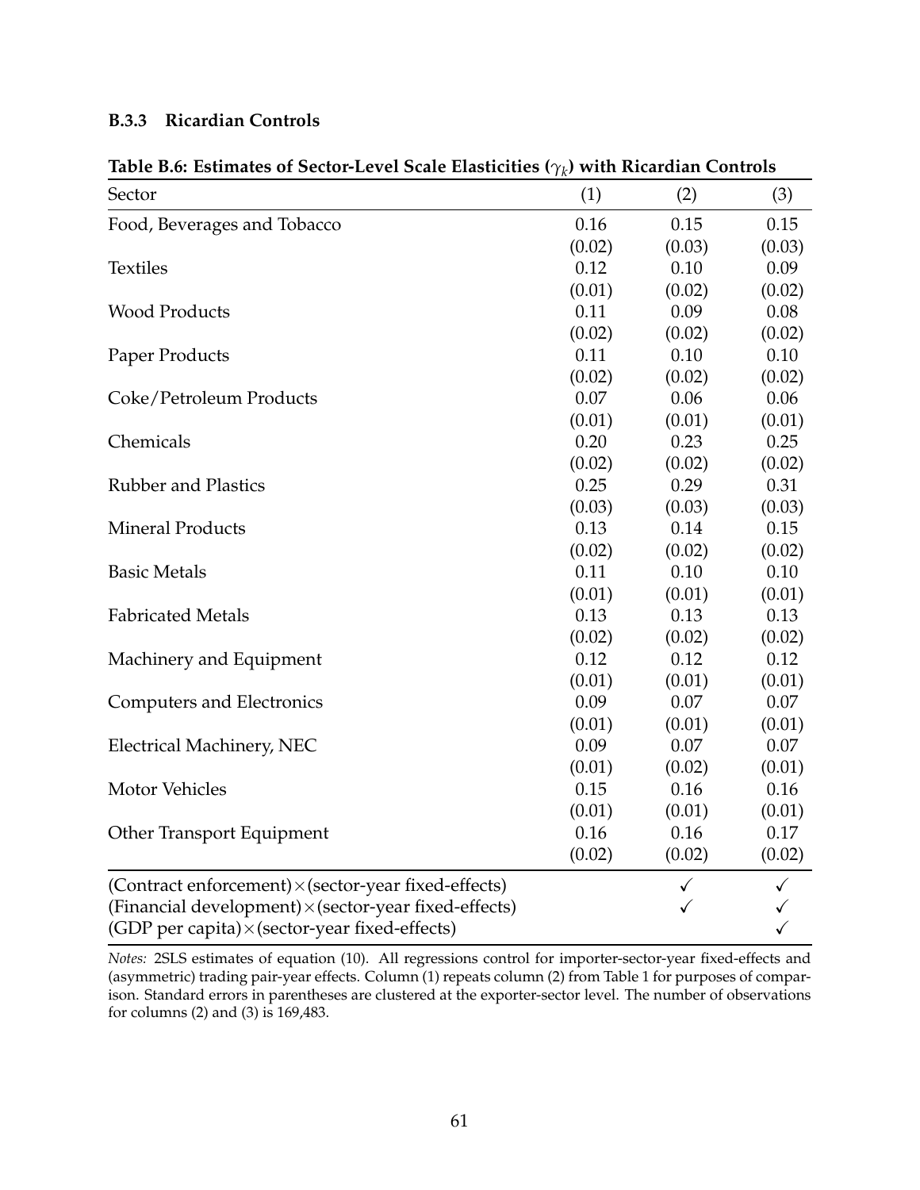### B.3.3 Ricardian Controls

**Table B.6: Estimates of Sector-Level Scale Elasticities ($\gamma_k$) with Ricardian Controls**

| Sector | (1) | (2) | (3) |
|---|---|---|---|
| Food, Beverages and Tobacco | 0.16 | 0.15 | 0.15 |
| | (0.02) | (0.03) | (0.03) |
| Textiles | 0.12 | 0.10 | 0.09 |
| | (0.01) | (0.02) | (0.02) |
| Wood Products | 0.11 | 0.09 | 0.08 |
| | (0.02) | (0.02) | (0.02) |
| Paper Products | 0.11 | 0.10 | 0.10 |
| | (0.02) | (0.02) | (0.02) |
| Coke/Petroleum Products | 0.07 | 0.06 | 0.06 |
| | (0.01) | (0.01) | (0.01) |
| Chemicals | 0.20 | 0.23 | 0.25 |
| | (0.02) | (0.02) | (0.02) |
| Rubber and Plastics | 0.25 | 0.29 | 0.31 |
| | (0.03) | (0.03) | (0.03) |
| Mineral Products | 0.13 | 0.14 | 0.15 |
| | (0.02) | (0.02) | (0.02) |
| Basic Metals | 0.11 | 0.10 | 0.10 |
| | (0.01) | (0.01) | (0.01) |
| Fabricated Metals | 0.13 | 0.13 | 0.13 |
| | (0.02) | (0.02) | (0.02) |
| Machinery and Equipment | 0.12 | 0.12 | 0.12 |
| | (0.01) | (0.01) | (0.01) |
| Computers and Electronics | 0.09 | 0.07 | 0.07 |
| | (0.01) | (0.01) | (0.01) |
| Electrical Machinery, NEC | 0.09 | 0.07 | 0.07 |
| | (0.01) | (0.02) | (0.01) |
| Motor Vehicles | 0.15 | 0.16 | 0.16 |
| | (0.01) | (0.01) | (0.01) |
| Other Transport Equipment | 0.16 | 0.16 | 0.17 |
| | (0.02) | (0.02) | (0.02) |
| (Contract enforcement)×(sector-year fixed-effects) | | ✓ | ✓ |
| (Financial development)×(sector-year fixed-effects) | | ✓ | ✓ |
| (GDP per capita)×(sector-year fixed-effects) | | | ✓ |

*Notes:* 2SLS estimates of equation (10). All regressions control for importer-sector-year fixed-effects and (asymmetric) trading pair-year effects. Column (1) repeats column (2) from Table 1 for purposes of comparison. Standard errors in parentheses are clustered at the exporter-sector level. The number of observations for columns (2) and (3) is 169,483.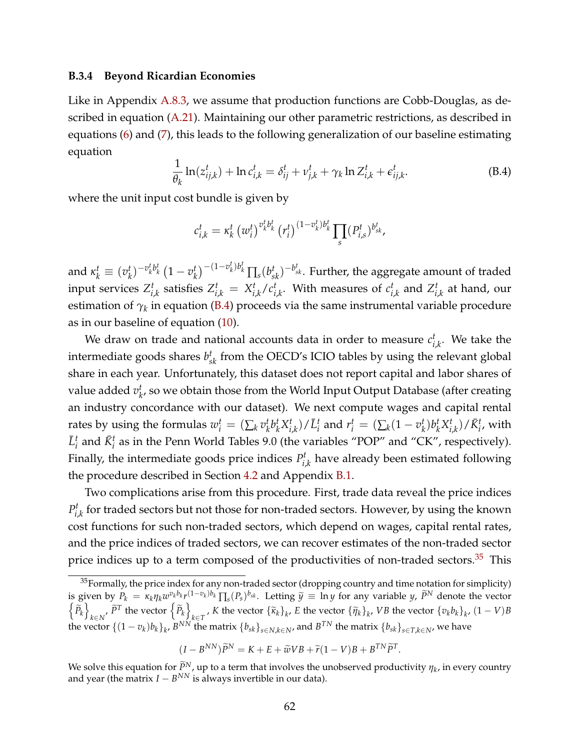### B.3.4 Beyond Ricardian Economies

Like in Appendix A.8.3, we assume that production functions are Cobb-Douglas, as described in equation (A.21). Maintaining our other parametric restrictions, as described in equations (6) and (7), this leads to the following generalization of our baseline estimating equation

$$\frac{1}{\theta_k}\ln(z^t_{ij,k}) + \ln c^t_{i,k} = \delta^t_{ij} + \nu^t_{j,k} + \gamma_k \ln Z^t_{i,k} + \epsilon^t_{ij,k}. \tag{B.4}$$

where the unit input cost bundle is given by

$$c^t_{i,k} = \kappa^t_k \left(w^t_i\right)^{v^t_k b^t_k} \left(r^t_i\right)^{(1-v^t_k)b^t_k} \prod_s (P^t_{i,s})^{b^t_{sk}},$$

and $\kappa^t_k \equiv (v^t_k)^{-v^t_k b^t_k} \left(1-v^t_k\right)^{-(1-v^t_k)b^t_k} \prod_s (b^t_{sk})^{-b^t_{sk}}$. Further, the aggregate amount of traded input services $Z^t_{i,k}$ satisfies $Z^t_{i,k} = X^t_{i,k}/c^t_{i,k}$. With measures of $c^t_{i,k}$ and $Z^t_{i,k}$ at hand, our estimation of $\gamma_k$ in equation (B.4) proceeds via the same instrumental variable procedure as in our baseline of equation (10).

We draw on trade and national accounts data in order to measure $c^t_{i,k}$. We take the intermediate goods shares $b^t_{sk}$ from the OECD's ICIO tables by using the relevant global share in each year. Unfortunately, this dataset does not report capital and labor shares of value added $v^t_k$, so we obtain those from the World Input Output Database (after creating an industry concordance with our dataset). We next compute wages and capital rental rates by using the formulas $w^t_i = (\sum_k v^t_k b^t_k X^t_{i,k})/\bar{L}^t_i$ and $r^t_i = (\sum_k (1-v^t_k) b^t_k X^t_{i,k})/\bar{K}^t_i$, with $\bar{L}^t_i$ and $\bar{K}^t_i$ as in the Penn World Tables 9.0 (the variables "POP" and "CK", respectively). Finally, the intermediate goods price indices $P^t_{i,k}$ have already been estimated following the procedure described in Section 4.2 and Appendix B.1.

Two complications arise from this procedure. First, trade data reveal the price indices $P^t_{i,k}$ for traded sectors but not those for non-traded sectors. However, by using the known cost functions for such non-traded sectors, which depend on wages, capital rental rates, and the price indices of traded sectors, we can recover estimates of the non-traded sector price indices up to a term composed of the productivities of non-traded sectors.[35] This

[35] Formally, the price index for any non-traded sector (dropping country and time notation for simplicity) is given by $P_k = \kappa_k \eta_k w^{v_k b_k} r^{(1-v_k)b_k} \prod_s (P_s)^{b_{sk}}$. Letting $\widetilde{y} \equiv \ln y$ for any variable $y$, $\widetilde{P}^N$ denote the vector $\left\{\widetilde{P}_k\right\}_{k\in N}$, $\widetilde{P}^T$ the vector $\left\{\widetilde{P}_k\right\}_{k\in T}$, $K$ the vector $\{\widetilde{\kappa}_k\}_k$, $E$ the vector $\{\widetilde{\eta}_k\}_k$, $VB$ the vector $\{v_k b_k\}_k$, $(1-V)B$ the vector $\{(1-v_k)b_k\}_k$, $B^{NN}$ the matrix $\{b_{sk}\}_{s\in N, k\in N}$, and $B^{TN}$ the matrix $\{b_{sk}\}_{s\in T, k\in N}$, we have

$$(I - B^{NN})\widetilde{P}^N = K + E + \widetilde{w}VB + \widetilde{r}(1-V)B + B^{TN}\widetilde{P}^T.$$

We solve this equation for $\widetilde{P}^N$, up to a term that involves the unobserved productivity $\eta_k$, in every country and year (the matrix $I - B^{NN}$ is always invertible in our data).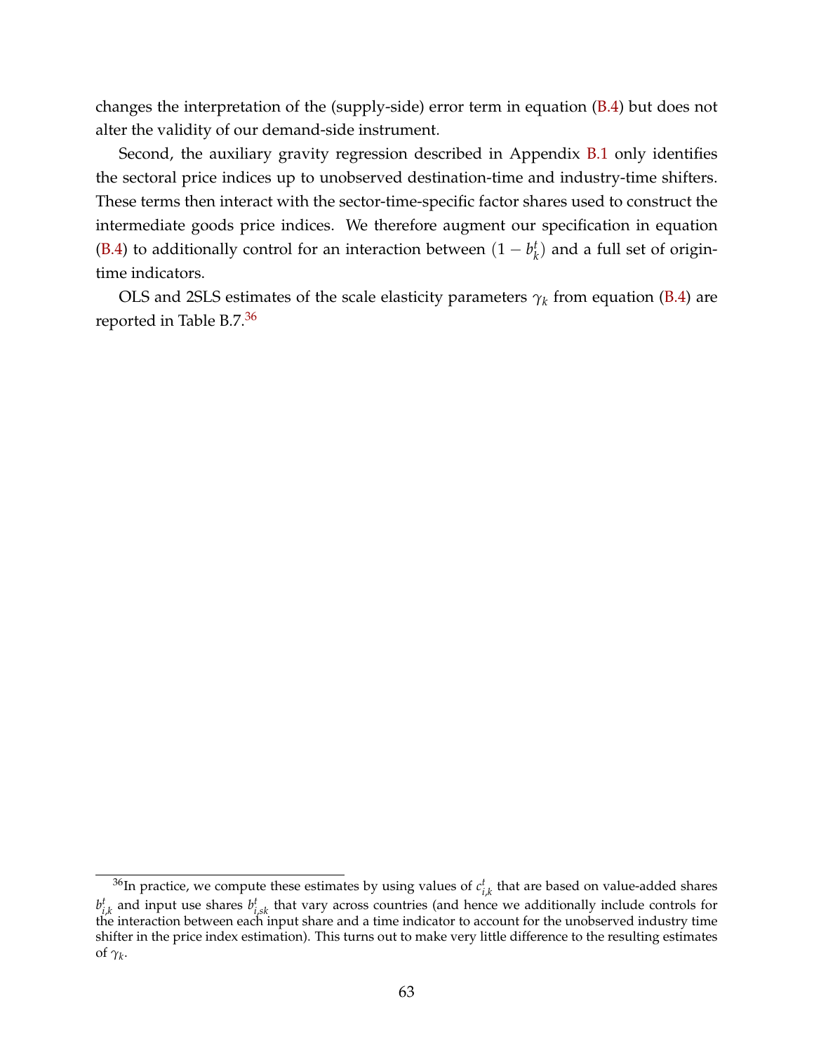changes the interpretation of the (supply-side) error term in equation (B.4) but does not alter the validity of our demand-side instrument.

Second, the auxiliary gravity regression described in Appendix B.1 only identifies the sectoral price indices up to unobserved destination-time and industry-time shifters. These terms then interact with the sector-time-specific factor shares used to construct the intermediate goods price indices. We therefore augment our specification in equation (B.4) to additionally control for an interaction between $(1 - b_k^t)$ and a full set of origin-time indicators.

OLS and 2SLS estimates of the scale elasticity parameters $\gamma_k$ from equation (B.4) are reported in Table B.7.[36]

[36] In practice, we compute these estimates by using values of $c_{i,k}^t$ that are based on value-added shares $b_{i,k}^t$ and input use shares $b_{i,sk}^t$ that vary across countries (and hence we additionally include controls for the interaction between each input share and a time indicator to account for the unobserved industry time shifter in the price index estimation). This turns out to make very little difference to the resulting estimates of $\gamma_k$.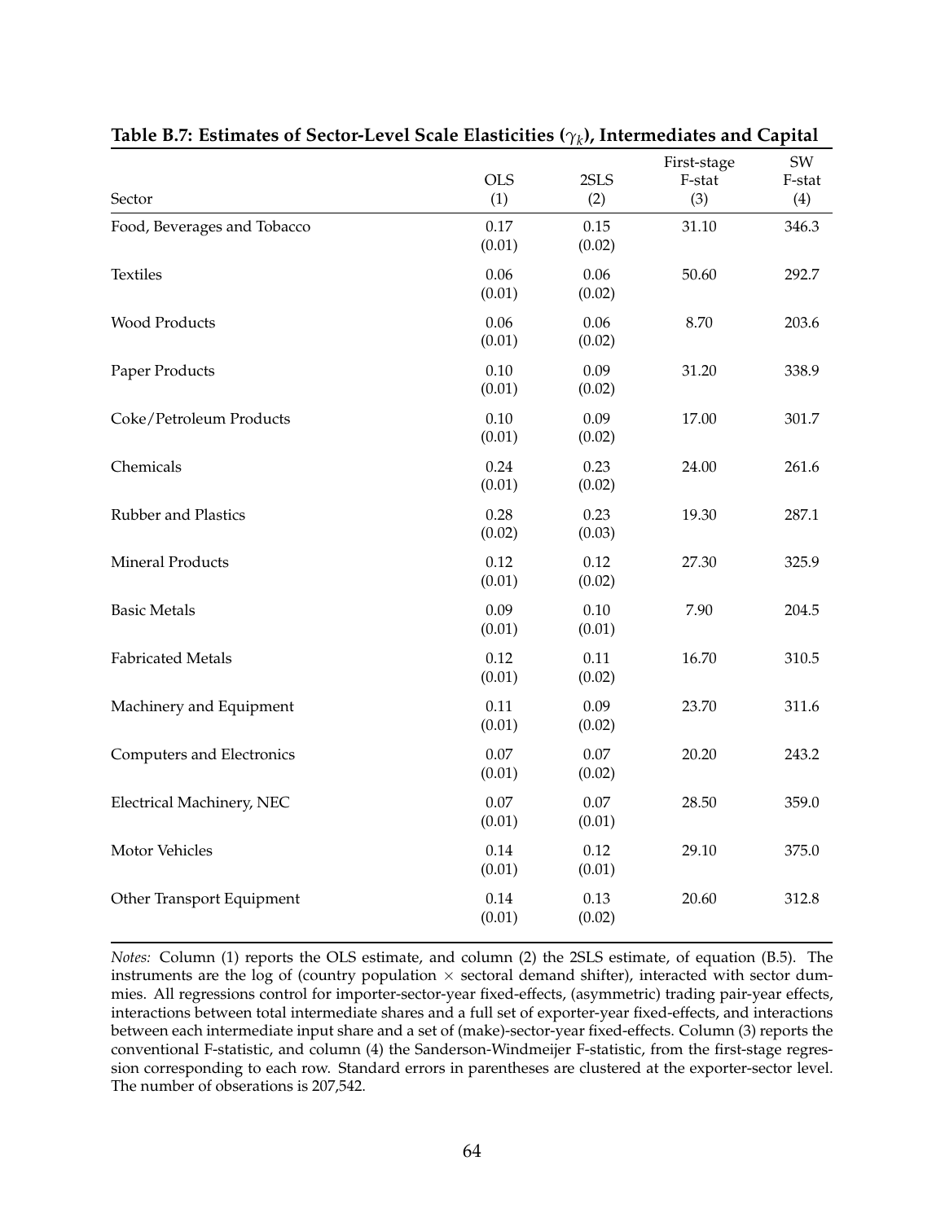**Table B.7: Estimates of Sector-Level Scale Elasticities ($\gamma_k$), Intermediates and Capital**

| Sector | OLS (1) | 2SLS (2) | First-stage F-stat (3) | SW F-stat (4) |
|---|---|---|---|---|
| Food, Beverages and Tobacco | 0.17 | 0.15 | 31.10 | 346.3 |
| | (0.01) | (0.02) | | |
| Textiles | 0.06 | 0.06 | 50.60 | 292.7 |
| | (0.01) | (0.02) | | |
| Wood Products | 0.06 | 0.06 | 8.70 | 203.6 |
| | (0.01) | (0.02) | | |
| Paper Products | 0.10 | 0.09 | 31.20 | 338.9 |
| | (0.01) | (0.02) | | |
| Coke/Petroleum Products | 0.10 | 0.09 | 17.00 | 301.7 |
| | (0.01) | (0.02) | | |
| Chemicals | 0.24 | 0.23 | 24.00 | 261.6 |
| | (0.01) | (0.02) | | |
| Rubber and Plastics | 0.28 | 0.23 | 19.30 | 287.1 |
| | (0.02) | (0.03) | | |
| Mineral Products | 0.12 | 0.12 | 27.30 | 325.9 |
| | (0.01) | (0.02) | | |
| Basic Metals | 0.09 | 0.10 | 7.90 | 204.5 |
| | (0.01) | (0.01) | | |
| Fabricated Metals | 0.12 | 0.11 | 16.70 | 310.5 |
| | (0.01) | (0.02) | | |
| Machinery and Equipment | 0.11 | 0.09 | 23.70 | 311.6 |
| | (0.01) | (0.02) | | |
| Computers and Electronics | 0.07 | 0.07 | 20.20 | 243.2 |
| | (0.01) | (0.02) | | |
| Electrical Machinery, NEC | 0.07 | 0.07 | 28.50 | 359.0 |
| | (0.01) | (0.01) | | |
| Motor Vehicles | 0.14 | 0.12 | 29.10 | 375.0 |
| | (0.01) | (0.01) | | |
| Other Transport Equipment | 0.14 | 0.13 | 20.60 | 312.8 |
| | (0.01) | (0.02) | | |

*Notes:* Column (1) reports the OLS estimate, and column (2) the 2SLS estimate, of equation (B.5). The instruments are the log of (country population $\times$ sectoral demand shifter), interacted with sector dummies. All regressions control for importer-sector-year fixed-effects, (asymmetric) trading pair-year effects, interactions between total intermediate shares and a full set of exporter-year fixed-effects, and interactions between each intermediate input share and a set of (make)-sector-year fixed-effects. Column (3) reports the conventional F-statistic, and column (4) the Sanderson-Windmeijer F-statistic, from the first-stage regression corresponding to each row. Standard errors in parentheses are clustered at the exporter-sector level. The number of obserations is 207,542.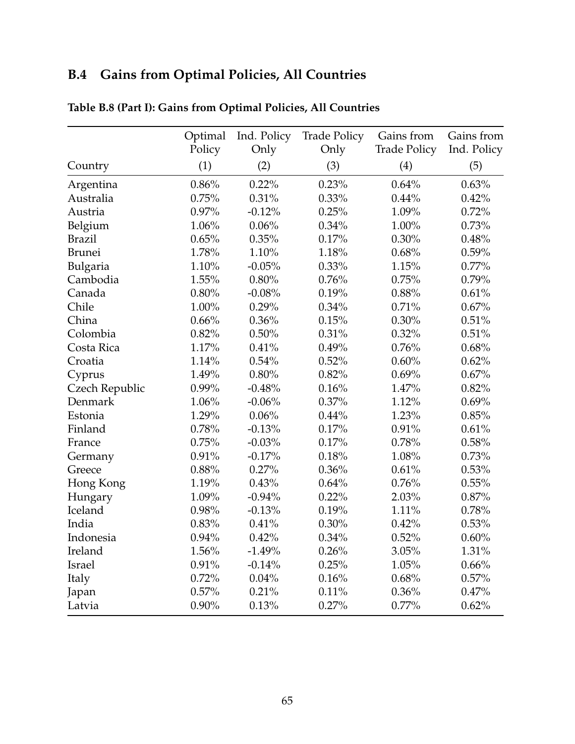## B.4 Gains from Optimal Policies, All Countries

**Table B.8 (Part I): Gains from Optimal Policies, All Countries**

| Country | Optimal Policy (1) | Ind. Policy Only (2) | Trade Policy Only (3) | Gains from Trade Policy (4) | Gains from Ind. Policy (5) |
|---|---|---|---|---|---|
| Argentina | 0.86% | 0.22% | 0.23% | 0.64% | 0.63% |
| Australia | 0.75% | 0.31% | 0.33% | 0.44% | 0.42% |
| Austria | 0.97% | -0.12% | 0.25% | 1.09% | 0.72% |
| Belgium | 1.06% | 0.06% | 0.34% | 1.00% | 0.73% |
| Brazil | 0.65% | 0.35% | 0.17% | 0.30% | 0.48% |
| Brunei | 1.78% | 1.10% | 1.18% | 0.68% | 0.59% |
| Bulgaria | 1.10% | -0.05% | 0.33% | 1.15% | 0.77% |
| Cambodia | 1.55% | 0.80% | 0.76% | 0.75% | 0.79% |
| Canada | 0.80% | -0.08% | 0.19% | 0.88% | 0.61% |
| Chile | 1.00% | 0.29% | 0.34% | 0.71% | 0.67% |
| China | 0.66% | 0.36% | 0.15% | 0.30% | 0.51% |
| Colombia | 0.82% | 0.50% | 0.31% | 0.32% | 0.51% |
| Costa Rica | 1.17% | 0.41% | 0.49% | 0.76% | 0.68% |
| Croatia | 1.14% | 0.54% | 0.52% | 0.60% | 0.62% |
| Cyprus | 1.49% | 0.80% | 0.82% | 0.69% | 0.67% |
| Czech Republic | 0.99% | -0.48% | 0.16% | 1.47% | 0.82% |
| Denmark | 1.06% | -0.06% | 0.37% | 1.12% | 0.69% |
| Estonia | 1.29% | 0.06% | 0.44% | 1.23% | 0.85% |
| Finland | 0.78% | -0.13% | 0.17% | 0.91% | 0.61% |
| France | 0.75% | -0.03% | 0.17% | 0.78% | 0.58% |
| Germany | 0.91% | -0.17% | 0.18% | 1.08% | 0.73% |
| Greece | 0.88% | 0.27% | 0.36% | 0.61% | 0.53% |
| Hong Kong | 1.19% | 0.43% | 0.64% | 0.76% | 0.55% |
| Hungary | 1.09% | -0.94% | 0.22% | 2.03% | 0.87% |
| Iceland | 0.98% | -0.13% | 0.19% | 1.11% | 0.78% |
| India | 0.83% | 0.41% | 0.30% | 0.42% | 0.53% |
| Indonesia | 0.94% | 0.42% | 0.34% | 0.52% | 0.60% |
| Ireland | 1.56% | -1.49% | 0.26% | 3.05% | 1.31% |
| Israel | 0.91% | -0.14% | 0.25% | 1.05% | 0.66% |
| Italy | 0.72% | 0.04% | 0.16% | 0.68% | 0.57% |
| Japan | 0.57% | 0.21% | 0.11% | 0.36% | 0.47% |
| Latvia | 0.90% | 0.13% | 0.27% | 0.77% | 0.62% |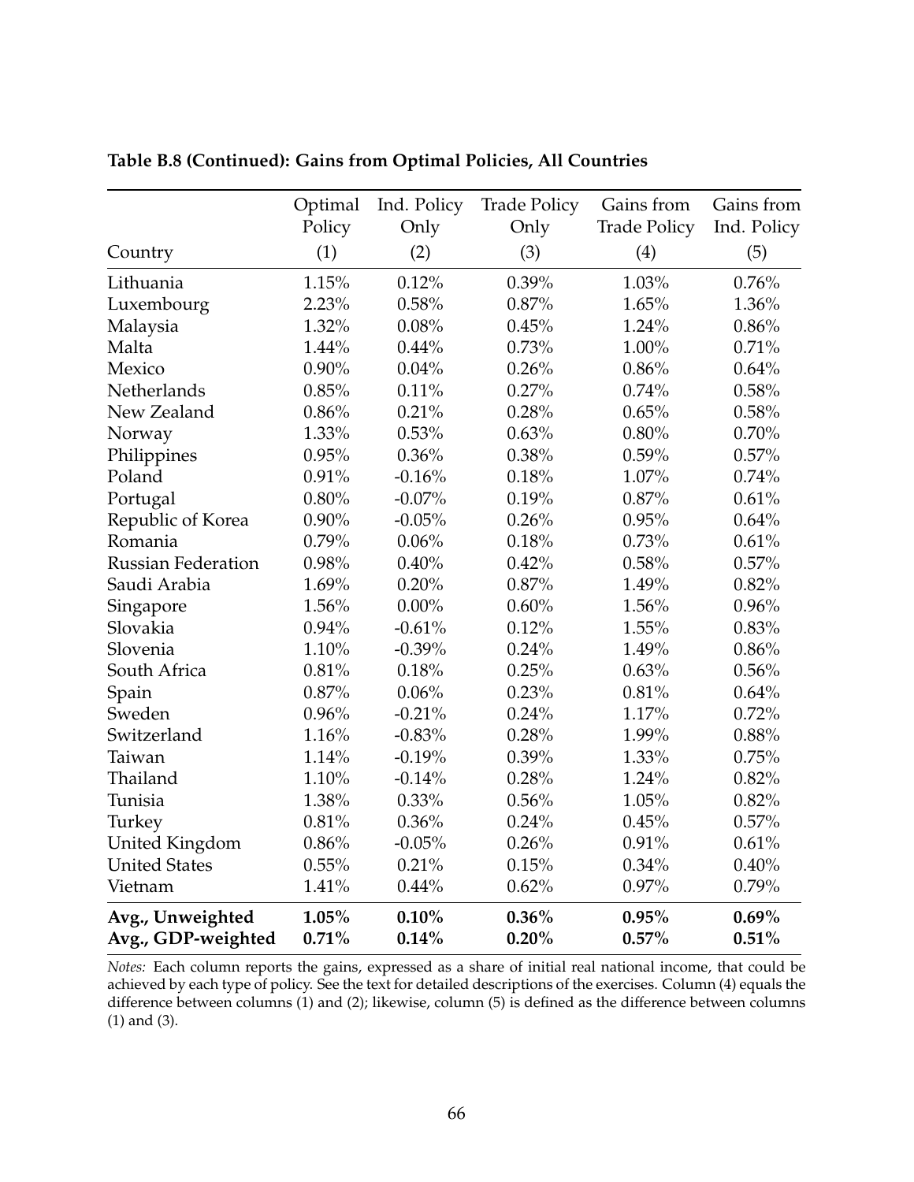**Table B.8 (Continued): Gains from Optimal Policies, All Countries**

| Country | Optimal Policy (1) | Ind. Policy Only (2) | Trade Policy Only (3) | Gains from Trade Policy (4) | Gains from Ind. Policy (5) |
|---|---|---|---|---|---|
| Lithuania | 1.15% | 0.12% | 0.39% | 1.03% | 0.76% |
| Luxembourg | 2.23% | 0.58% | 0.87% | 1.65% | 1.36% |
| Malaysia | 1.32% | 0.08% | 0.45% | 1.24% | 0.86% |
| Malta | 1.44% | 0.44% | 0.73% | 1.00% | 0.71% |
| Mexico | 0.90% | 0.04% | 0.26% | 0.86% | 0.64% |
| Netherlands | 0.85% | 0.11% | 0.27% | 0.74% | 0.58% |
| New Zealand | 0.86% | 0.21% | 0.28% | 0.65% | 0.58% |
| Norway | 1.33% | 0.53% | 0.63% | 0.80% | 0.70% |
| Philippines | 0.95% | 0.36% | 0.38% | 0.59% | 0.57% |
| Poland | 0.91% | -0.16% | 0.18% | 1.07% | 0.74% |
| Portugal | 0.80% | -0.07% | 0.19% | 0.87% | 0.61% |
| Republic of Korea | 0.90% | -0.05% | 0.26% | 0.95% | 0.64% |
| Romania | 0.79% | 0.06% | 0.18% | 0.73% | 0.61% |
| Russian Federation | 0.98% | 0.40% | 0.42% | 0.58% | 0.57% |
| Saudi Arabia | 1.69% | 0.20% | 0.87% | 1.49% | 0.82% |
| Singapore | 1.56% | 0.00% | 0.60% | 1.56% | 0.96% |
| Slovakia | 0.94% | -0.61% | 0.12% | 1.55% | 0.83% |
| Slovenia | 1.10% | -0.39% | 0.24% | 1.49% | 0.86% |
| South Africa | 0.81% | 0.18% | 0.25% | 0.63% | 0.56% |
| Spain | 0.87% | 0.06% | 0.23% | 0.81% | 0.64% |
| Sweden | 0.96% | -0.21% | 0.24% | 1.17% | 0.72% |
| Switzerland | 1.16% | -0.83% | 0.28% | 1.99% | 0.88% |
| Taiwan | 1.14% | -0.19% | 0.39% | 1.33% | 0.75% |
| Thailand | 1.10% | -0.14% | 0.28% | 1.24% | 0.82% |
| Tunisia | 1.38% | 0.33% | 0.56% | 1.05% | 0.82% |
| Turkey | 0.81% | 0.36% | 0.24% | 0.45% | 0.57% |
| United Kingdom | 0.86% | -0.05% | 0.26% | 0.91% | 0.61% |
| United States | 0.55% | 0.21% | 0.15% | 0.34% | 0.40% |
| Vietnam | 1.41% | 0.44% | 0.62% | 0.97% | 0.79% |
| **Avg., Unweighted** | **1.05%** | **0.10%** | **0.36%** | **0.95%** | **0.69%** |
| **Avg., GDP-weighted** | **0.71%** | **0.14%** | **0.20%** | **0.57%** | **0.51%** |

*Notes:* Each column reports the gains, expressed as a share of initial real national income, that could be achieved by each type of policy. See the text for detailed descriptions of the exercises. Column (4) equals the difference between columns (1) and (2); likewise, column (5) is defined as the difference between columns (1) and (3).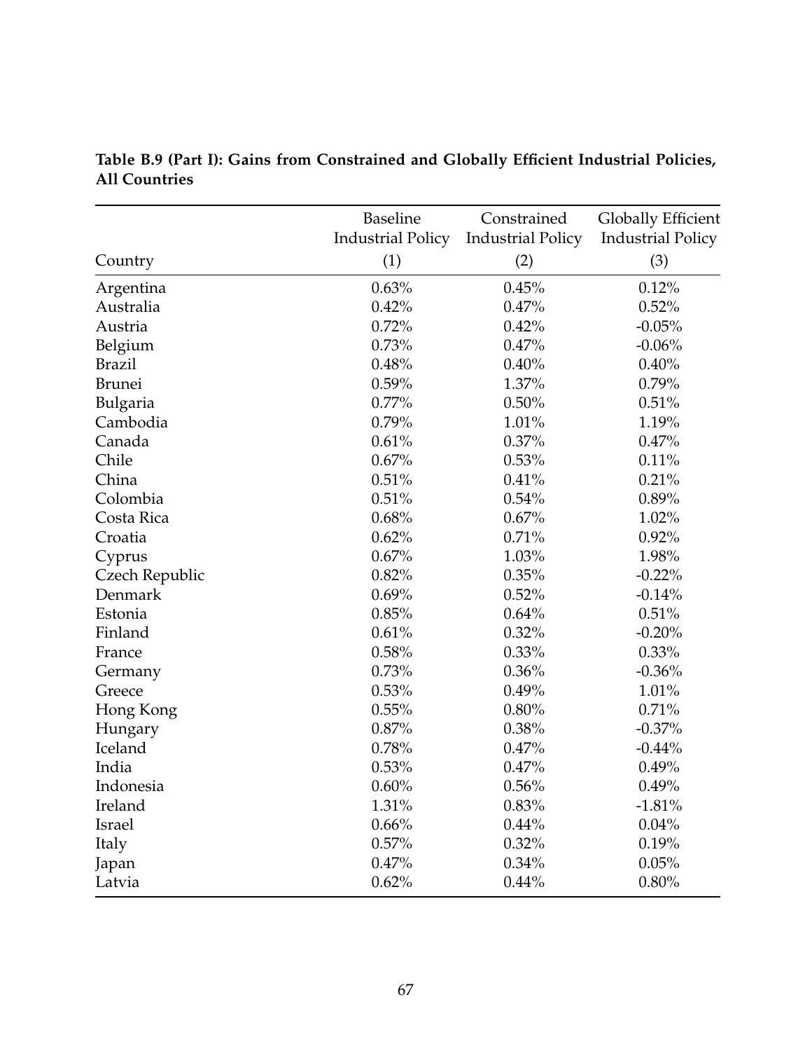**Table B.9 (Part I): Gains from Constrained and Globally Efficient Industrial Policies, All Countries**

| Country | Baseline Industrial Policy (1) | Constrained Industrial Policy (2) | Globally Efficient Industrial Policy (3) |
|---|---|---|---|
| Argentina | 0.63% | 0.45% | 0.12% |
| Australia | 0.42% | 0.47% | 0.52% |
| Austria | 0.72% | 0.42% | -0.05% |
| Belgium | 0.73% | 0.47% | -0.06% |
| Brazil | 0.48% | 0.40% | 0.40% |
| Brunei | 0.59% | 1.37% | 0.79% |
| Bulgaria | 0.77% | 0.50% | 0.51% |
| Cambodia | 0.79% | 1.01% | 1.19% |
| Canada | 0.61% | 0.37% | 0.47% |
| Chile | 0.67% | 0.53% | 0.11% |
| China | 0.51% | 0.41% | 0.21% |
| Colombia | 0.51% | 0.54% | 0.89% |
| Costa Rica | 0.68% | 0.67% | 1.02% |
| Croatia | 0.62% | 0.71% | 0.92% |
| Cyprus | 0.67% | 1.03% | 1.98% |
| Czech Republic | 0.82% | 0.35% | -0.22% |
| Denmark | 0.69% | 0.52% | -0.14% |
| Estonia | 0.85% | 0.64% | 0.51% |
| Finland | 0.61% | 0.32% | -0.20% |
| France | 0.58% | 0.33% | 0.33% |
| Germany | 0.73% | 0.36% | -0.36% |
| Greece | 0.53% | 0.49% | 1.01% |
| Hong Kong | 0.55% | 0.80% | 0.71% |
| Hungary | 0.87% | 0.38% | -0.37% |
| Iceland | 0.78% | 0.47% | -0.44% |
| India | 0.53% | 0.47% | 0.49% |
| Indonesia | 0.60% | 0.56% | 0.49% |
| Ireland | 1.31% | 0.83% | -1.81% |
| Israel | 0.66% | 0.44% | 0.04% |
| Italy | 0.57% | 0.32% | 0.19% |
| Japan | 0.47% | 0.34% | 0.05% |
| Latvia | 0.62% | 0.44% | 0.80% |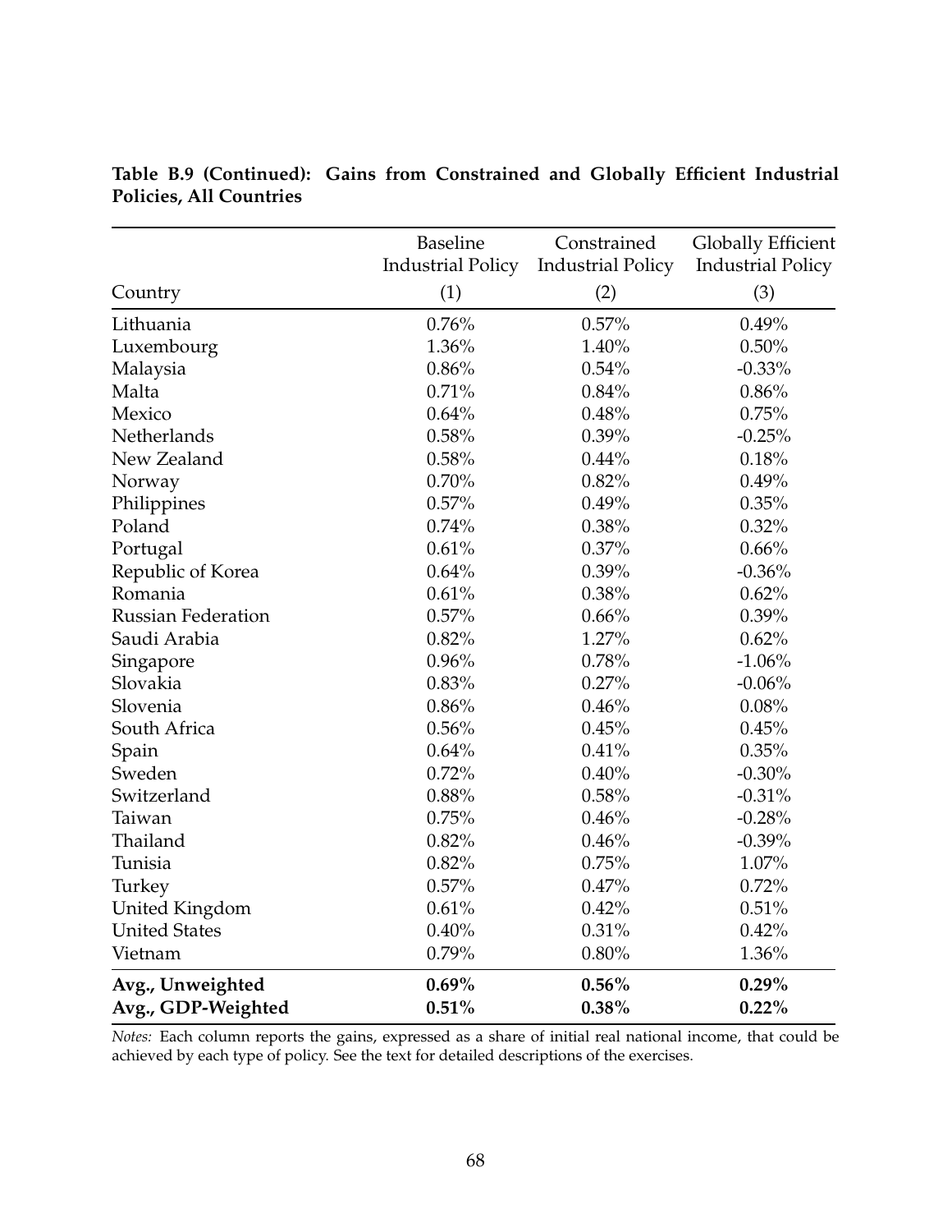**Table B.9 (Continued): Gains from Constrained and Globally Efficient Industrial Policies, All Countries**

| Country | Baseline Industrial Policy (1) | Constrained Industrial Policy (2) | Globally Efficient Industrial Policy (3) |
|---|---|---|---|
| Lithuania | 0.76% | 0.57% | 0.49% |
| Luxembourg | 1.36% | 1.40% | 0.50% |
| Malaysia | 0.86% | 0.54% | -0.33% |
| Malta | 0.71% | 0.84% | 0.86% |
| Mexico | 0.64% | 0.48% | 0.75% |
| Netherlands | 0.58% | 0.39% | -0.25% |
| New Zealand | 0.58% | 0.44% | 0.18% |
| Norway | 0.70% | 0.82% | 0.49% |
| Philippines | 0.57% | 0.49% | 0.35% |
| Poland | 0.74% | 0.38% | 0.32% |
| Portugal | 0.61% | 0.37% | 0.66% |
| Republic of Korea | 0.64% | 0.39% | -0.36% |
| Romania | 0.61% | 0.38% | 0.62% |
| Russian Federation | 0.57% | 0.66% | 0.39% |
| Saudi Arabia | 0.82% | 1.27% | 0.62% |
| Singapore | 0.96% | 0.78% | -1.06% |
| Slovakia | 0.83% | 0.27% | -0.06% |
| Slovenia | 0.86% | 0.46% | 0.08% |
| South Africa | 0.56% | 0.45% | 0.45% |
| Spain | 0.64% | 0.41% | 0.35% |
| Sweden | 0.72% | 0.40% | -0.30% |
| Switzerland | 0.88% | 0.58% | -0.31% |
| Taiwan | 0.75% | 0.46% | -0.28% |
| Thailand | 0.82% | 0.46% | -0.39% |
| Tunisia | 0.82% | 0.75% | 1.07% |
| Turkey | 0.57% | 0.47% | 0.72% |
| United Kingdom | 0.61% | 0.42% | 0.51% |
| United States | 0.40% | 0.31% | 0.42% |
| Vietnam | 0.79% | 0.80% | 1.36% |
| **Avg., Unweighted** | **0.69%** | **0.56%** | **0.29%** |
| **Avg., GDP-Weighted** | **0.51%** | **0.38%** | **0.22%** |

*Notes:* Each column reports the gains, expressed as a share of initial real national income, that could be achieved by each type of policy. See the text for detailed descriptions of the exercises.